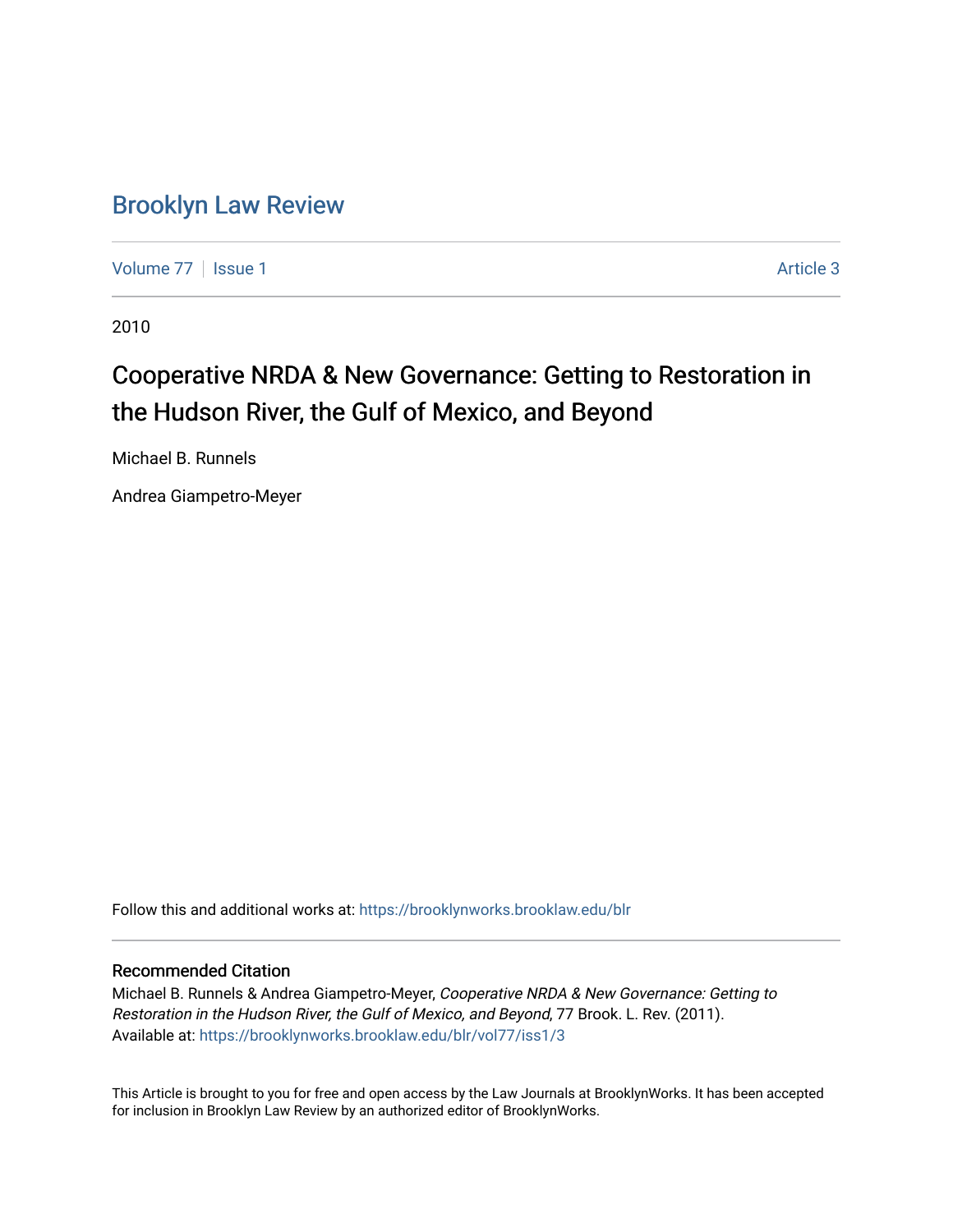# Brooklyn Law Review

Volume 77 | Issue 1 | Article 3

2010

## Cooperative NRDA & New Governance: Getting to Restoration in the Hudson River, the Gulf of Mexico, and Beyond

Michael B. Runnels

Andrea Giampetro-Meyer

Follow this and additional works at: https://brooklynworks.brooklaw.edu/blr

### Recommended Citation

Michael B. Runnels & Andrea Giampetro-Meyer, *Cooperative NRDA & New Governance: Getting to Restoration in the Hudson River, the Gulf of Mexico, and Beyond*, 77 Brook. L. Rev. (2011).
Available at: https://brooklynworks.brooklaw.edu/blr/vol77/iss1/3

This Article is brought to you for free and open access by the Law Journals at BrooklynWorks. It has been accepted for inclusion in Brooklyn Law Review by an authorized editor of BrooklynWorks.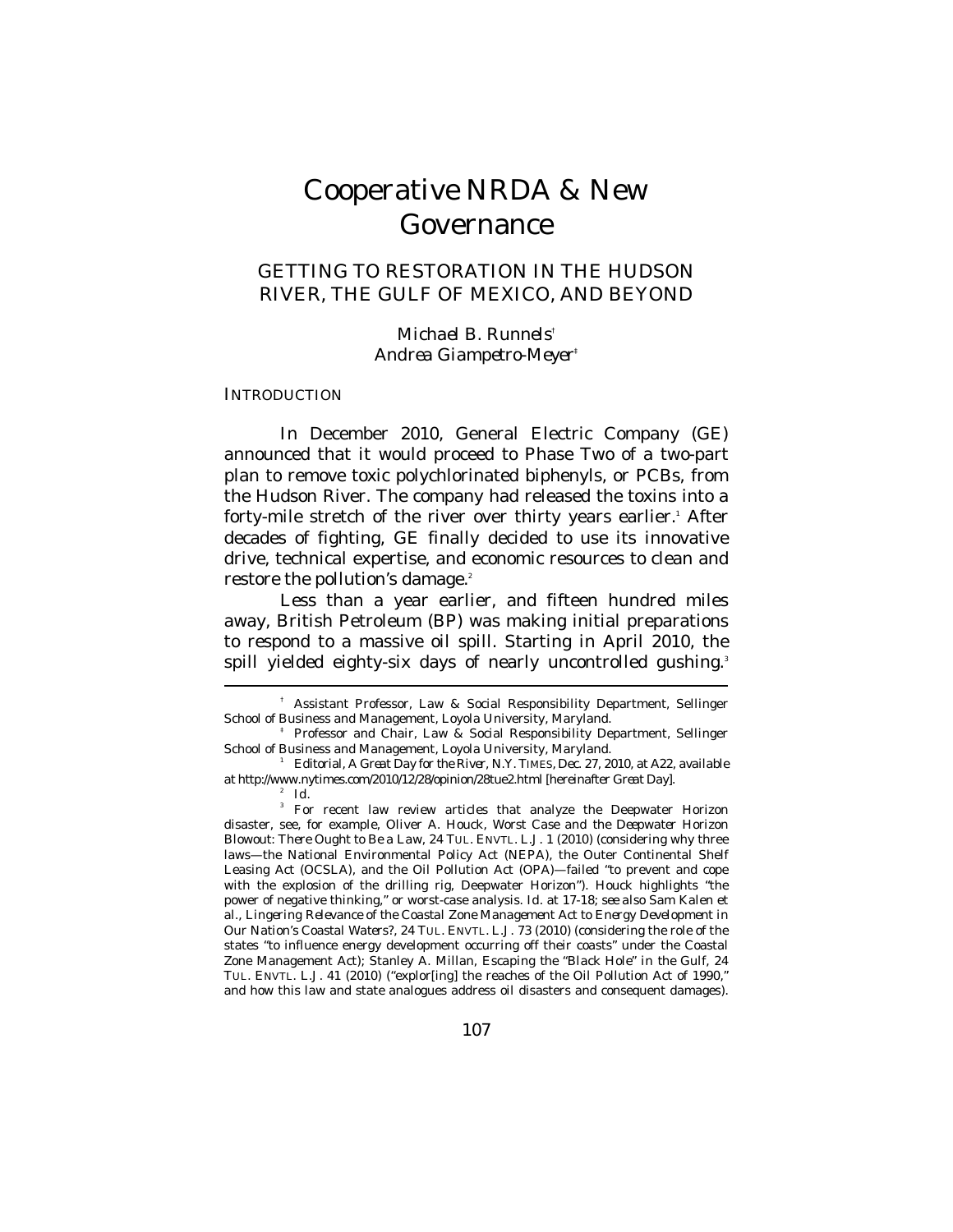# Cooperative NRDA & New Governance

## GETTING TO RESTORATION IN THE HUDSON RIVER, THE GULF OF MEXICO, AND BEYOND

*Michael B. Runnels*[†]
*Andrea Giampetro-Meyer*[‡]

INTRODUCTION

In December 2010, General Electric Company (GE) announced that it would proceed to Phase Two of a two-part plan to remove toxic polychlorinated biphenyls, or PCBs, from the Hudson River. The company had released the toxins into a forty-mile stretch of the river over thirty years earlier.[1] After decades of fighting, GE finally decided to use its innovative drive, technical expertise, and economic resources to clean and restore the pollution's damage.[2]

Less than a year earlier, and fifteen hundred miles away, British Petroleum (BP) was making initial preparations to respond to a massive oil spill. Starting in April 2010, the spill yielded eighty-six days of nearly uncontrolled gushing.[3]

---

[†] Assistant Professor, Law & Social Responsibility Department, Sellinger School of Business and Management, Loyola University, Maryland.

[‡] Professor and Chair, Law & Social Responsibility Department, Sellinger School of Business and Management, Loyola University, Maryland.

[1] Editorial, *A Great Day for the River*, N.Y. TIMES, Dec. 27, 2010, at A22, *available at* http://www.nytimes.com/2010/12/28/opinion/28tue2.html [hereinafter *Great Day*].

[2] *Id.*

[3] For recent law review articles that analyze the Deepwater Horizon disaster, see, for example, Oliver A. Houck, *Worst Case and the Deepwater Horizon Blowout: There Ought to Be a Law*, 24 TUL. ENVTL. L.J. 1 (2010) (considering why three laws—the National Environmental Policy Act (NEPA), the Outer Continental Shelf Leasing Act (OCSLA), and the Oil Pollution Act (OPA)—failed "to prevent and cope with the explosion of the drilling rig, Deepwater Horizon"). Houck highlights "the power of negative thinking," or worst-case analysis. *Id.* at 17-18; *see also* Sam Kalen et al., *Lingering Relevance of the Coastal Zone Management Act to Energy Development in Our Nation's Coastal Waters?*, 24 TUL. ENVTL. L.J. 73 (2010) (considering the role of the states "to influence energy development occurring off their coasts" under the Coastal Zone Management Act); Stanley A. Millan, *Escaping the "Black Hole" in the Gulf*, 24 TUL. ENVTL. L.J. 41 (2010) ("explor[ing] the reaches of the Oil Pollution Act of 1990," and how this law and state analogues address oil disasters and consequent damages).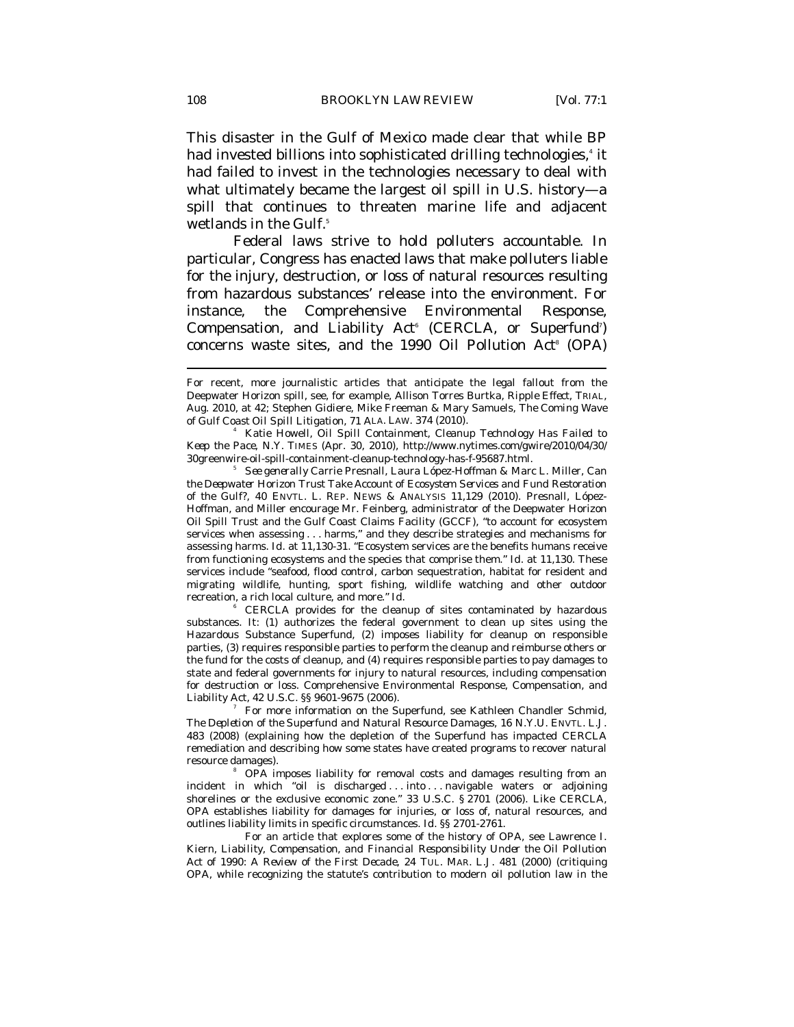This disaster in the Gulf of Mexico made clear that while BP had invested billions into sophisticated drilling technologies,[4] it had failed to invest in the technologies necessary to deal with what ultimately became the largest oil spill in U.S. history—a spill that continues to threaten marine life and adjacent wetlands in the Gulf.[5]

Federal laws strive to hold polluters accountable. In particular, Congress has enacted laws that make polluters liable for the injury, destruction, or loss of natural resources resulting from hazardous substances' release into the environment. For instance, the Comprehensive Environmental Response, Compensation, and Liability Act[6] (CERCLA, or Superfund[7]) concerns waste sites, and the 1990 Oil Pollution Act[8] (OPA)

---

For recent, more journalistic articles that anticipate the legal fallout from the Deepwater Horizon spill, see, for example, Allison Torres Burtka, *Ripple Effect*, TRIAL, Aug. 2010, at 42; Stephen Gidiere, Mike Freeman & Mary Samuels, *The Coming Wave of Gulf Coast Oil Spill Litigation*, 71 ALA. LAW. 374 (2010).

[4] Katie Howell, *Oil Spill Containment, Cleanup Technology Has Failed to Keep the Pace*, N.Y. TIMES (Apr. 30, 2010), http://www.nytimes.com/gwire/2010/04/30/30greenwire-oil-spill-containment-cleanup-technology-has-f-95687.html.

[5] *See generally* Carrie Presnall, Laura López-Hoffman & Marc L. Miller, *Can the* Deepwater Horizon *Trust Take Account of Ecosystem Services and Fund Restoration of the Gulf?*, 40 ENVTL. L. REP. NEWS & ANALYSIS 11,129 (2010). Presnall, López-Hoffman, and Miller encourage Mr. Feinberg, administrator of the Deepwater Horizon Oil Spill Trust and the Gulf Coast Claims Facility (GCCF), "to account for ecosystem services when assessing . . . harms," and they describe strategies and mechanisms for assessing harms. *Id.* at 11,130-31. "Ecosystem services are the benefits humans receive from functioning ecosystems and the species that comprise them." *Id.* at 11,130. These services include "seafood, flood control, carbon sequestration, habitat for resident and migrating wildlife, hunting, sport fishing, wildlife watching and other outdoor recreation, a rich local culture, and more." *Id.*

[6] CERCLA provides for the cleanup of sites contaminated by hazardous substances. It: (1) authorizes the federal government to clean up sites using the Hazardous Substance Superfund, (2) imposes liability for cleanup on responsible parties, (3) requires responsible parties to perform the cleanup and reimburse others or the fund for the costs of cleanup, and (4) requires responsible parties to pay damages to state and federal governments for injury to natural resources, including compensation for destruction or loss. Comprehensive Environmental Response, Compensation, and Liability Act, 42 U.S.C. §§ 9601-9675 (2006).

[7] For more information on the Superfund, see Kathleen Chandler Schmid, *The Depletion of the Superfund and Natural Resource Damages*, 16 N.Y.U. ENVTL. L.J. 483 (2008) (explaining how the depletion of the Superfund has impacted CERCLA remediation and describing how some states have created programs to recover natural resource damages).

[8] OPA imposes liability for removal costs and damages resulting from an incident in which "oil is discharged . . . into . . . navigable waters or adjoining shorelines or the exclusive economic zone." 33 U.S.C. § 2701 (2006). Like CERCLA, OPA establishes liability for damages for injuries, or loss of, natural resources, and outlines liability limits in specific circumstances. *Id.* §§ 2701-2761.

For an article that explores some of the history of OPA, see Lawrence I. Kiern, *Liability, Compensation, and Financial Responsibility Under the Oil Pollution Act of 1990: A Review of the First Decade*, 24 TUL. MAR. L.J. 481 (2000) (critiquing OPA, while recognizing the statute's contribution to modern oil pollution law in the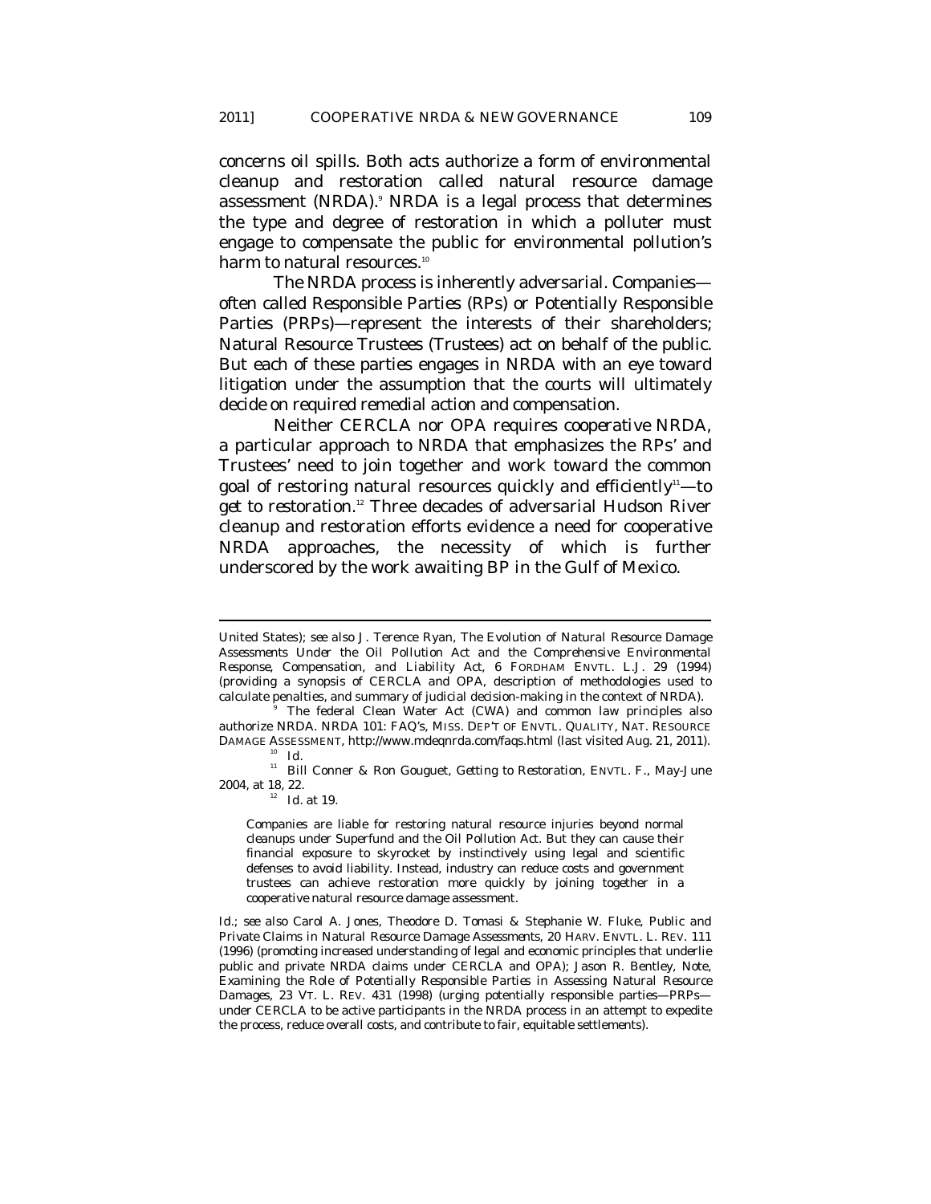concerns oil spills. Both acts authorize a form of environmental cleanup and restoration called natural resource damage assessment (NRDA).[9] NRDA is a legal process that determines the type and degree of restoration in which a polluter must engage to compensate the public for environmental pollution's harm to natural resources.[10]

The NRDA process is inherently adversarial. Companies—often called Responsible Parties (RPs) or Potentially Responsible Parties (PRPs)—represent the interests of their shareholders; Natural Resource Trustees (Trustees) act on behalf of the public. But each of these parties engages in NRDA with an eye toward litigation under the assumption that the courts will ultimately decide on required remedial action and compensation.

Neither CERCLA nor OPA requires *cooperative NRDA*, a particular approach to NRDA that emphasizes the RPs' and Trustees' need to join together and work toward the common goal of restoring natural resources quickly and efficiently[11]—to *get to restoration*.[12] Three decades of adversarial Hudson River cleanup and restoration efforts evidence a need for cooperative NRDA approaches, the necessity of which is further underscored by the work awaiting BP in the Gulf of Mexico.

---

United States); *see also* J. Terence Ryan, *The Evolution of Natural Resource Damage Assessments Under the Oil Pollution Act and the Comprehensive Environmental Response, Compensation, and Liability Act*, 6 FORDHAM ENVTL. L.J. 29 (1994) (providing a synopsis of CERCLA and OPA, description of methodologies used to calculate penalties, and summary of judicial decision-making in the context of NRDA).

[9] The federal Clean Water Act (CWA) and common law principles also authorize NRDA. *NRDA 101: FAQ's*, MISS. DEP'T OF ENVTL. QUALITY, NAT. RESOURCE DAMAGE ASSESSMENT, http://www.mdeqnrda.com/faqs.html (last visited Aug. 21, 2011).

[10] *Id.*

[11] Bill Conner & Ron Gouguet, *Getting to Restoration*, ENVTL. F., May-June 2004, at 18, 22.

[12] *Id.* at 19.

> Companies are liable for restoring natural resource injuries beyond normal cleanups under Superfund and the Oil Pollution Act. But they can cause their financial exposure to skyrocket by instinctively using legal and scientific defenses to avoid liability. Instead, industry can reduce costs and government trustees can achieve restoration more quickly by joining together in a cooperative natural resource damage assessment.

*Id.*; *see also* Carol A. Jones, Theodore D. Tomasi & Stephanie W. Fluke, *Public and Private Claims in Natural Resource Damage Assessments*, 20 HARV. ENVTL. L. REV. 111 (1996) (promoting increased understanding of legal and economic principles that underlie public and private NRDA claims under CERCLA and OPA); Jason R. Bentley, Note, *Examining the Role of Potentially Responsible Parties in Assessing Natural Resource Damages*, 23 VT. L. REV. 431 (1998) (urging potentially responsible parties—PRPs—under CERCLA to be active participants in the NRDA process in an attempt to expedite the process, reduce overall costs, and contribute to fair, equitable settlements).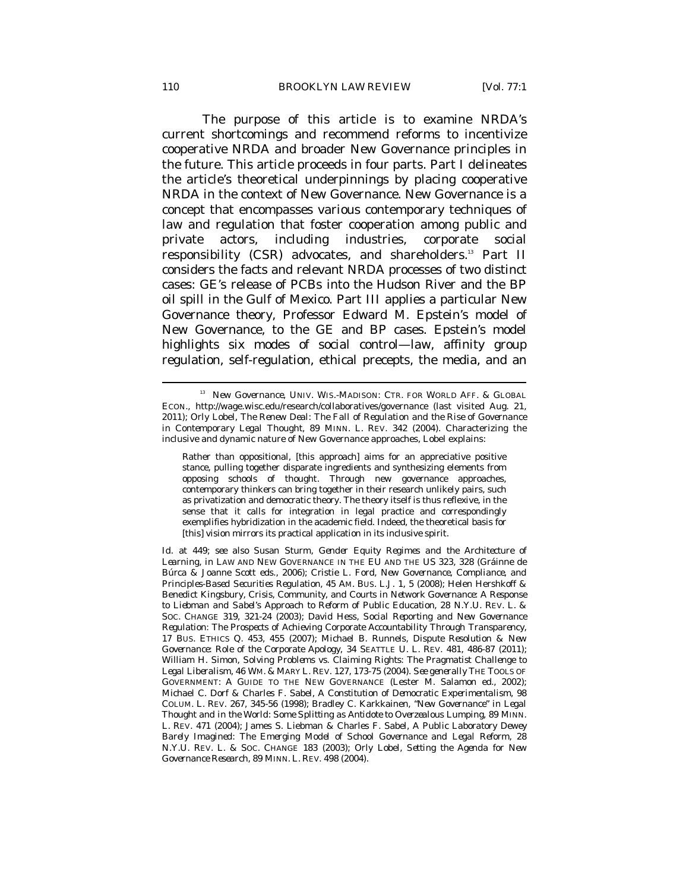The purpose of this article is to examine NRDA's current shortcomings and recommend reforms to incentivize cooperative NRDA and broader New Governance principles in the future. This article proceeds in four parts. Part I delineates the article's theoretical underpinnings by placing cooperative NRDA in the context of New Governance. New Governance is a concept that encompasses various contemporary techniques of law and regulation that foster cooperation among public and private actors, including industries, corporate social responsibility (CSR) advocates, and shareholders.[13] Part II considers the facts and relevant NRDA processes of two distinct cases: GE's release of PCBs into the Hudson River and the BP oil spill in the Gulf of Mexico. Part III applies a particular New Governance theory, Professor Edward M. Epstein's model of New Governance, to the GE and BP cases. Epstein's model highlights six modes of social control—law, affinity group regulation, self-regulation, ethical precepts, the media, and an

---

[13] *New Governance*, UNIV. WIS.-MADISON: CTR. FOR WORLD AFF. & GLOBAL ECON., http://wage.wisc.edu/research/collaboratives/governance (last visited Aug. 21, 2011); Orly Lobel, *The Renew Deal: The Fall of Regulation and the Rise of Governance in Contemporary Legal Thought*, 89 MINN. L. REV. 342 (2004). Characterizing the inclusive and dynamic nature of New Governance approaches, Lobel explains:

> Rather than oppositional, [this approach] aims for an appreciative positive stance, pulling together disparate ingredients and synthesizing elements from opposing schools of thought. Through new governance approaches, contemporary thinkers can bring together in their research unlikely pairs, such as privatization and democratic theory. The theory itself is thus reflexive, in the sense that it calls for integration in legal practice and correspondingly exemplifies hybridization in the academic field. Indeed, the theoretical basis for [this] vision mirrors its practical application in its inclusive spirit.

*Id.* at 449; *see also* Susan Sturm, *Gender Equity Regimes and the Architecture of Learning*, *in* LAW AND NEW GOVERNANCE IN THE EU AND THE US 323, 328 (Gráinne de Búrca & Joanne Scott eds., 2006); Cristie L. Ford, *New Governance, Compliance, and Principles-Based Securities Regulation*, 45 AM. BUS. L.J. 1, 5 (2008); Helen Hershkoff & Benedict Kingsbury, *Crisis, Community, and Courts in Network Governance: A Response to Liebman and Sabel's Approach to Reform of Public Education*, 28 N.Y.U. REV. L. & SOC. CHANGE 319, 321-24 (2003); David Hess, *Social Reporting and New Governance Regulation: The Prospects of Achieving Corporate Accountability Through Transparency*, 17 BUS. ETHICS Q. 453, 455 (2007); Michael B. Runnels, *Dispute Resolution & New Governance: Role of the Corporate Apology*, 34 SEATTLE U. L. REV. 481, 486-87 (2011); William H. Simon, *Solving Problems vs. Claiming Rights: The Pragmatist Challenge to Legal Liberalism*, 46 WM. & MARY L. REV. 127, 173-75 (2004). *See generally* THE TOOLS OF GOVERNMENT: A GUIDE TO THE NEW GOVERNANCE (Lester M. Salamon ed., 2002); Michael C. Dorf & Charles F. Sabel, *A Constitution of Democratic Experimentalism*, 98 COLUM. L. REV. 267, 345-56 (1998); Bradley C. Karkkainen, *"New Governance" in Legal Thought and in the World: Some Splitting as Antidote to Overzealous Lumping*, 89 MINN. L. REV. 471 (2004); James S. Liebman & Charles F. Sabel, *A Public Laboratory Dewey Barely Imagined: The Emerging Model of School Governance and Legal Reform*, 28 N.Y.U. REV. L. & SOC. CHANGE 183 (2003); Orly Lobel, *Setting the Agenda for New Governance Research*, 89 MINN. L. REV. 498 (2004).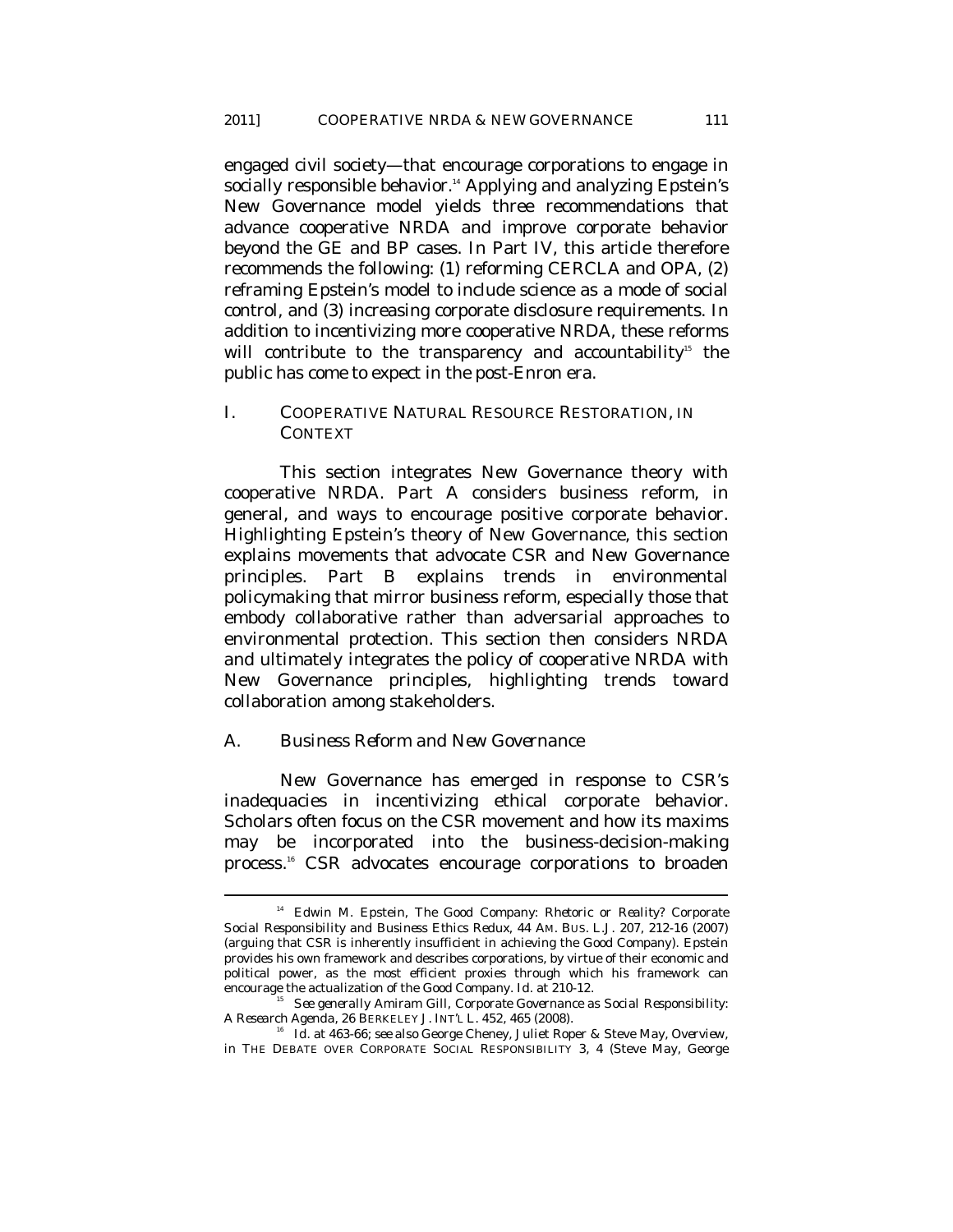engaged civil society—that encourage corporations to engage in socially responsible behavior.[14] Applying and analyzing Epstein's New Governance model yields three recommendations that advance cooperative NRDA and improve corporate behavior beyond the GE and BP cases. In Part IV, this article therefore recommends the following: (1) reforming CERCLA and OPA, (2) reframing Epstein's model to include science as a mode of social control, and (3) increasing corporate disclosure requirements. In addition to incentivizing more cooperative NRDA, these reforms will contribute to the transparency and accountability[15] the public has come to expect in the post-Enron era.

## I. COOPERATIVE NATURAL RESOURCE RESTORATION, IN CONTEXT

This section integrates New Governance theory with cooperative NRDA. Part A considers business reform, in general, and ways to encourage positive corporate behavior. Highlighting Epstein's theory of New Governance, this section explains movements that advocate CSR and New Governance principles. Part B explains trends in environmental policymaking that mirror business reform, especially those that embody collaborative rather than adversarial approaches to environmental protection. This section then considers NRDA and ultimately integrates the policy of cooperative NRDA with New Governance principles, highlighting trends toward collaboration among stakeholders.

### A. *Business Reform and New Governance*

New Governance has emerged in response to CSR's inadequacies in incentivizing ethical corporate behavior. Scholars often focus on the CSR movement and how its maxims may be incorporated into the business-decision-making process.[16] CSR advocates encourage corporations to broaden

---

[14] Edwin M. Epstein, *The Good Company: Rhetoric or Reality? Corporate Social Responsibility and Business Ethics Redux*, 44 AM. BUS. L.J. 207, 212-16 (2007) (arguing that CSR is inherently insufficient in achieving the Good Company). Epstein provides his own framework and describes corporations, by virtue of their economic and political power, as the most efficient proxies through which his framework can encourage the actualization of the Good Company. *Id.* at 210-12.

[15] *See generally* Amiram Gill, *Corporate Governance as Social Responsibility: A Research Agenda*, 26 BERKELEY J. INT'L L. 452, 465 (2008).

[16] *Id.* at 463-66; *see also* George Cheney, Juliet Roper & Steve May, *Overview*, *in* THE DEBATE OVER CORPORATE SOCIAL RESPONSIBILITY 3, 4 (Steve May, George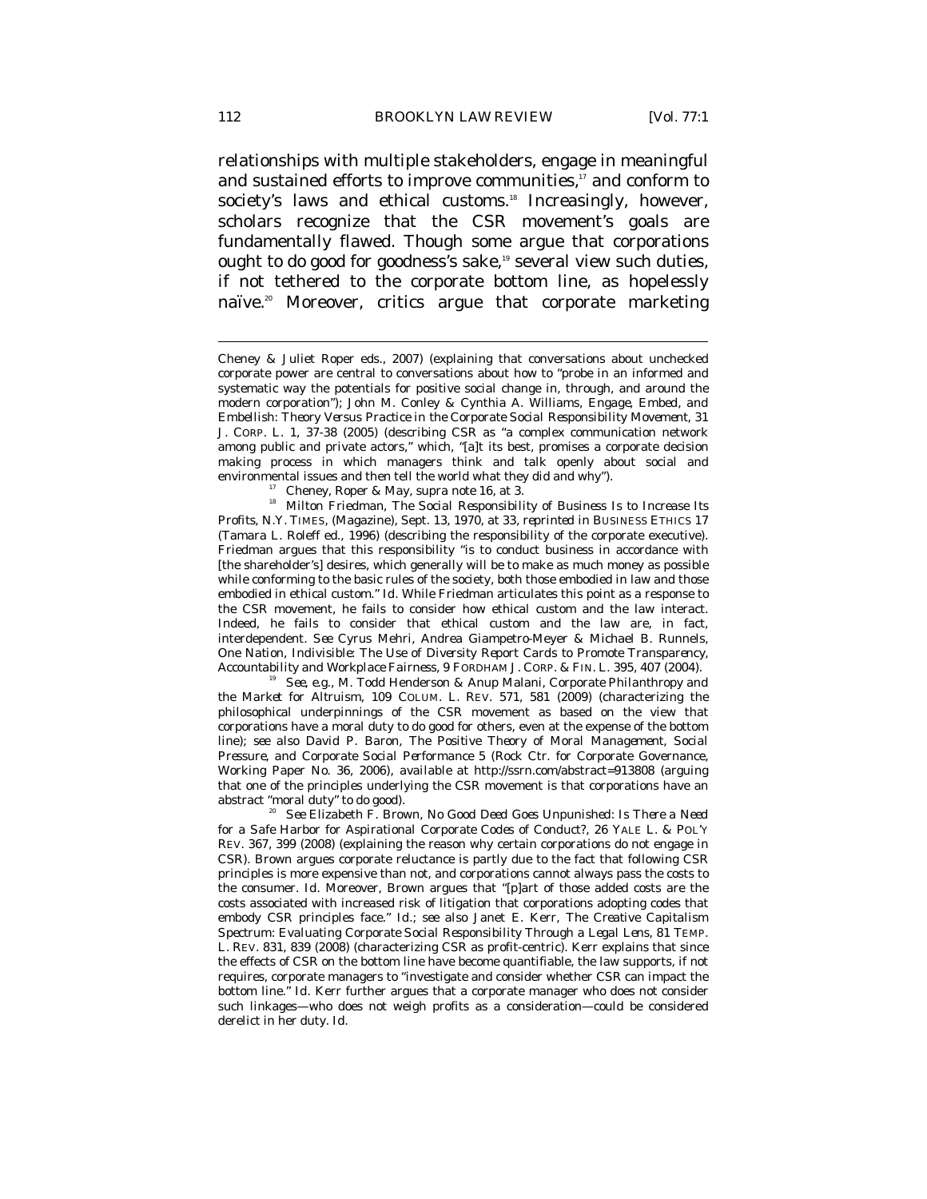relationships with multiple stakeholders, engage in meaningful and sustained efforts to improve communities,[17] and conform to society's laws and ethical customs.[18] Increasingly, however, scholars recognize that the CSR movement's goals are fundamentally flawed. Though some argue that corporations ought to do good for goodness's sake,[19] several view such duties, if not tethered to the corporate bottom line, as hopelessly naïve.[20] Moreover, critics argue that corporate marketing

---

Cheney & Juliet Roper eds., 2007) (explaining that conversations about unchecked corporate power are central to conversations about how to "probe in an informed and systematic way the potentials for positive social change in, through, and around the modern corporation"); John M. Conley & Cynthia A. Williams, *Engage, Embed, and Embellish: Theory Versus Practice in the Corporate Social Responsibility Movement*, 31 J. CORP. L. 1, 37-38 (2005) (describing CSR as "a complex communication network among public and private actors," which, "[a]t its best, promises a corporate decision making process in which managers think and talk openly about social and environmental issues and then tell the world what they did and why").

[17] Cheney, Roper & May, *supra* note 16, at 3.

[18] Milton Friedman, *The Social Responsibility of Business Is to Increase Its Profits*, N.Y. TIMES, (Magazine), Sept. 13, 1970, at 33, *reprinted in* BUSINESS ETHICS 17 (Tamara L. Roleff ed., 1996) (describing the responsibility of the corporate executive). Friedman argues that this responsibility "is to conduct business in accordance with [the shareholder's] desires, which generally will be to make as much money as possible while conforming to the basic rules of the society, both those embodied in law and those embodied in ethical custom." *Id.* While Friedman articulates this point as a response to the CSR movement, he fails to consider how ethical custom and the law interact. Indeed, he fails to consider that ethical custom and the law are, in fact, interdependent. *See* Cyrus Mehri, Andrea Giampetro-Meyer & Michael B. Runnels, *One Nation, Indivisible: The Use of Diversity Report Cards to Promote Transparency, Accountability and Workplace Fairness*, 9 FORDHAM J. CORP. & FIN. L. 395, 407 (2004).

[19] *See, e.g.*, M. Todd Henderson & Anup Malani, *Corporate Philanthropy and the Market for Altruism*, 109 COLUM. L. REV. 571, 581 (2009) (characterizing the philosophical underpinnings of the CSR movement as based on the view that corporations have a moral duty to do good for others, even at the expense of the bottom line); *see also* David P. Baron, *The Positive Theory of Moral Management, Social Pressure, and Corporate Social Performance* 5 (Rock Ctr. for Corporate Governance, Working Paper No. 36, 2006), *available at* http://ssrn.com/abstract=913808 (arguing that one of the principles underlying the CSR movement is that corporations have an abstract "moral duty" to do good).

[20] *See* Elizabeth F. Brown, *No Good Deed Goes Unpunished: Is There a Need for a Safe Harbor for Aspirational Corporate Codes of Conduct?*, 26 YALE L. & POL'Y REV. 367, 399 (2008) (explaining the reason why certain corporations do not engage in CSR). Brown argues corporate reluctance is partly due to the fact that following CSR principles is more expensive than not, and corporations cannot always pass the costs to the consumer. *Id.* Moreover, Brown argues that "[p]art of those added costs are the costs associated with increased risk of litigation that corporations adopting codes that embody CSR principles face." *Id.*; *see also* Janet E. Kerr, *The Creative Capitalism Spectrum: Evaluating Corporate Social Responsibility Through a Legal Lens*, 81 TEMP. L. REV. 831, 839 (2008) (characterizing CSR as profit-centric). Kerr explains that since the effects of CSR on the bottom line have become quantifiable, the law supports, if not requires, corporate managers to "investigate and consider whether CSR can impact the bottom line." *Id.* Kerr further argues that a corporate manager who does not consider such linkages—who does not weigh profits as a consideration—could be considered derelict in her duty. *Id.*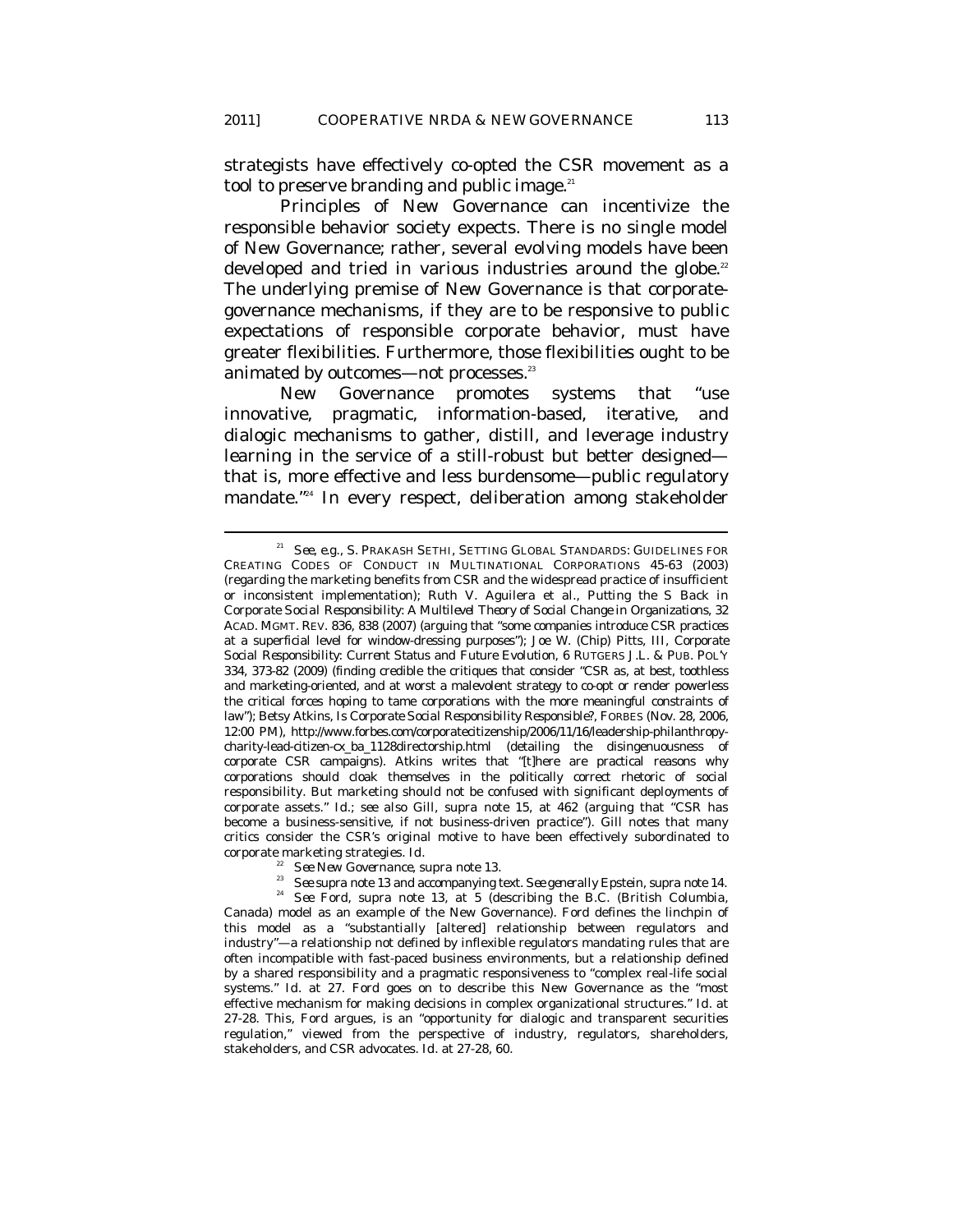strategists have effectively co-opted the CSR movement as a tool to preserve branding and public image.[21]

Principles of New Governance can incentivize the responsible behavior society expects. There is no single model of New Governance; rather, several evolving models have been developed and tried in various industries around the globe.[22] The underlying premise of New Governance is that corporate-governance mechanisms, if they are to be responsive to public expectations of responsible corporate behavior, must have greater flexibilities. Furthermore, those flexibilities ought to be animated by outcomes—not processes.[23]

New Governance promotes systems that "use innovative, pragmatic, information-based, iterative, and dialogic mechanisms to gather, distill, and leverage industry learning in the service of a still-robust but better designed—that is, more effective and less burdensome—public regulatory mandate."[24] In every respect, deliberation among stakeholder

---

[21] *See, e.g.*, S. PRAKASH SETHI, SETTING GLOBAL STANDARDS: GUIDELINES FOR CREATING CODES OF CONDUCT IN MULTINATIONAL CORPORATIONS 45-63 (2003) (regarding the marketing benefits from CSR and the widespread practice of insufficient or inconsistent implementation); Ruth V. Aguilera et al., *Putting the S Back in Corporate Social Responsibility: A Multilevel Theory of Social Change in Organizations*, 32 ACAD. MGMT. REV. 836, 838 (2007) (arguing that "some companies introduce CSR practices at a superficial level for window-dressing purposes"); Joe W. (Chip) Pitts, III, *Corporate Social Responsibility: Current Status and Future Evolution*, 6 RUTGERS J.L. & PUB. POL'Y 334, 373-82 (2009) (finding credible the critiques that consider "CSR as, at best, toothless and marketing-oriented, and at worst a malevolent strategy to co-opt or render powerless the critical forces hoping to tame corporations with the more meaningful constraints of law"); Betsy Atkins, *Is Corporate Social Responsibility Responsible?*, FORBES (Nov. 28, 2006, 12:00 PM), http://www.forbes.com/corporatecitizenship/2006/11/16/leadership-philanthropy-charity-lead-citizen-cx_ba_1128directorship.html (detailing the disingenuousness of corporate CSR campaigns). Atkins writes that "[t]here are practical reasons why corporations should cloak themselves in the politically correct rhetoric of social responsibility. But marketing should not be confused with significant deployments of corporate assets." *Id.*; *see also* Gill, *supra* note 15, at 462 (arguing that "CSR has become a business-sensitive, if not business-driven practice"). Gill notes that many critics consider the CSR's original motive to have been effectively subordinated to corporate marketing strategies. *Id.*

[22] *See New Governance*, *supra* note 13.

[23] *See supra* note 13 and accompanying text. *See generally* Epstein, *supra* note 14.

[24] *See* Ford, *supra* note 13, at 5 (describing the B.C. (British Columbia, Canada) model as an example of the New Governance). Ford defines the linchpin of this model as a "substantially [altered] relationship between regulators and industry"—a relationship not defined by inflexible regulators mandating rules that are often incompatible with fast-paced business environments, but a relationship defined by a shared responsibility and a pragmatic responsiveness to "complex real-life social systems." *Id.* at 27. Ford goes on to describe this New Governance as the "most effective mechanism for making decisions in complex organizational structures." *Id.* at 27-28. This, Ford argues, is an "opportunity for dialogic and transparent securities regulation," viewed from the perspective of industry, regulators, shareholders, stakeholders, and CSR advocates. *Id.* at 27-28, 60.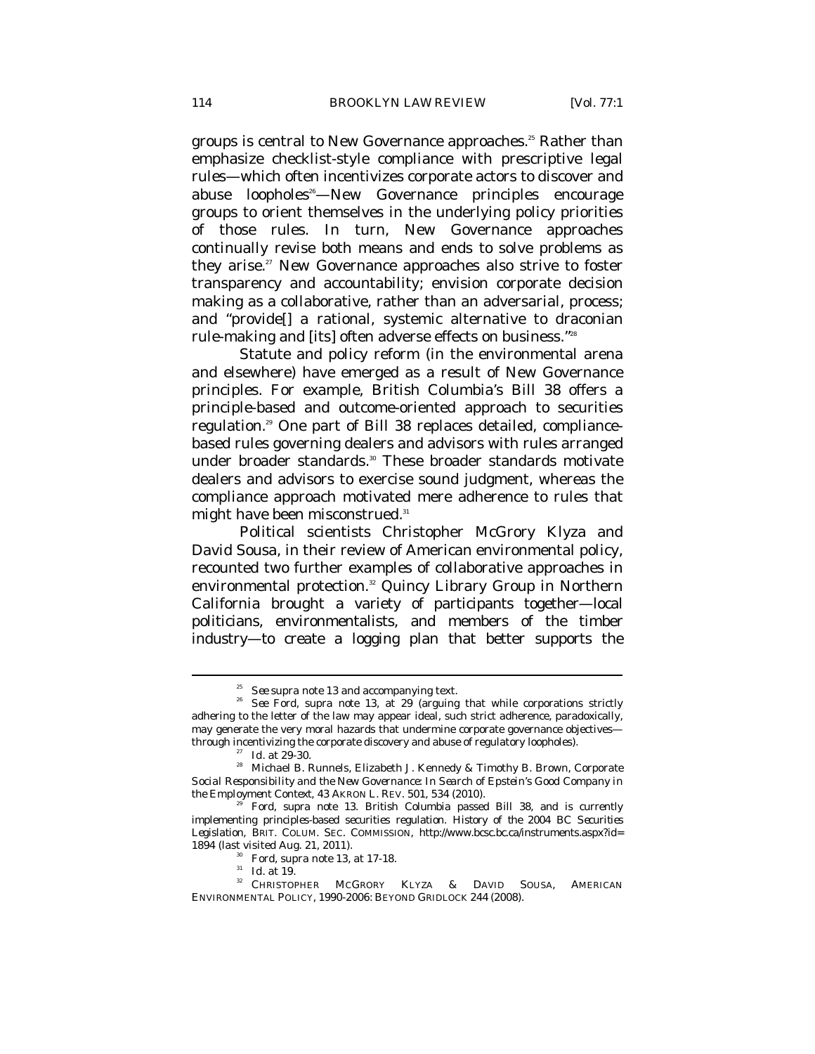groups is central to New Governance approaches.[25] Rather than emphasize checklist-style compliance with prescriptive legal rules—which often incentivizes corporate actors to discover and abuse loopholes[26]—New Governance principles encourage groups to orient themselves in the underlying policy priorities of those rules. In turn, New Governance approaches continually revise both means and ends to solve problems as they arise.[27] New Governance approaches also strive to foster transparency and accountability; envision corporate decision making as a collaborative, rather than an adversarial, process; and "provide[] a rational, systemic alternative to draconian rule-making and [its] often adverse effects on business."[28]

Statute and policy reform (in the environmental arena and elsewhere) have emerged as a result of New Governance principles. For example, British Columbia's Bill 38 offers a principle-based and outcome-oriented approach to securities regulation.[29] One part of Bill 38 replaces detailed, compliance-based rules governing dealers and advisors with rules arranged under broader standards.[30] These broader standards motivate dealers and advisors to exercise sound judgment, whereas the compliance approach motivated mere adherence to rules that might have been misconstrued.[31]

Political scientists Christopher McGrory Klyza and David Sousa, in their review of American environmental policy, recounted two further examples of collaborative approaches in environmental protection.[32] Quincy Library Group in Northern California brought a variety of participants together—local politicians, environmentalists, and members of the timber industry—to create a logging plan that better supports the

---

[25] *See supra* note 13 and accompanying text.

[26] *See* Ford, *supra* note 13, at 29 (arguing that while corporations strictly adhering to the letter of the law may appear ideal, such strict adherence, paradoxically, may generate the very moral hazards that undermine corporate governance objectives—through incentivizing the corporate discovery and abuse of regulatory loopholes).

[27] *Id.* at 29-30.

[28] Michael B. Runnels, Elizabeth J. Kennedy & Timothy B. Brown, *Corporate Social Responsibility and the New Governance: In Search of Epstein's Good Company in the Employment Context*, 43 AKRON L. REV. 501, 534 (2010).

[29] Ford, *supra* note 13. British Columbia passed Bill 38, and is currently implementing principles-based securities regulation. *History of the 2004 BC Securities Legislation*, BRIT. COLUM. SEC. COMMISSION, http://www.bcsc.bc.ca/instruments.aspx?id=1894 (last visited Aug. 21, 2011).

[30] Ford, *supra* note 13, at 17-18.

[31] *Id.* at 19.

[32] CHRISTOPHER MCGRORY KLYZA & DAVID SOUSA, AMERICAN ENVIRONMENTAL POLICY, 1990-2006: BEYOND GRIDLOCK 244 (2008).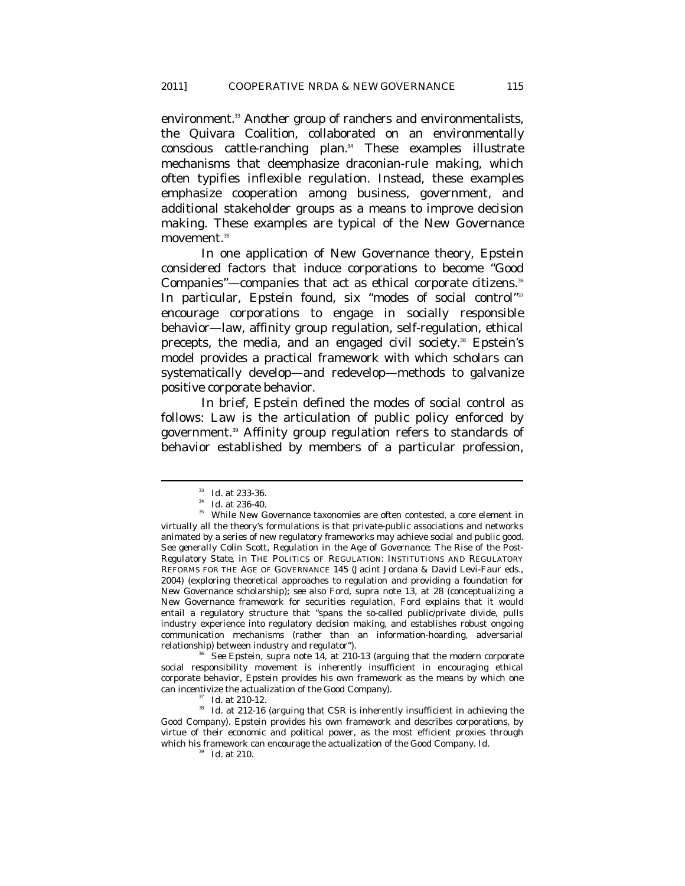environment.[33] Another group of ranchers and environmentalists, the Quivara Coalition, collaborated on an environmentally conscious cattle-ranching plan.[34] These examples illustrate mechanisms that deemphasize draconian-rule making, which often typifies inflexible regulation. Instead, these examples emphasize cooperation among business, government, and additional stakeholder groups as a means to improve decision making. These examples are typical of the New Governance movement.[35]

In one application of New Governance theory, Epstein considered factors that induce corporations to become "Good Companies"—companies that act as ethical corporate citizens.[36] In particular, Epstein found, six "modes of social control"[37] encourage corporations to engage in socially responsible behavior—law, affinity group regulation, self-regulation, ethical precepts, the media, and an engaged civil society.[38] Epstein's model provides a practical framework with which scholars can systematically develop—and redevelop—methods to galvanize positive corporate behavior.

In brief, Epstein defined the modes of social control as follows: Law is the articulation of public policy enforced by government.[39] Affinity group regulation refers to standards of behavior established by members of a particular profession,

---

[33] *Id.* at 233-36.

[34] *Id.* at 236-40.

[35] While New Governance taxonomies are often contested, a core element in virtually all the theory's formulations is that private-public associations and networks animated by a series of new regulatory frameworks may achieve social and public good. *See generally* Colin Scott, *Regulation in the Age of Governance: The Rise of the Post-Regulatory State*, *in* THE POLITICS OF REGULATION: INSTITUTIONS AND REGULATORY REFORMS FOR THE AGE OF GOVERNANCE 145 (Jacint Jordana & David Levi-Faur eds., 2004) (exploring theoretical approaches to regulation and providing a foundation for New Governance scholarship); *see also* Ford, *supra* note 13, at 28 (conceptualizing a New Governance framework for securities regulation, Ford explains that it would entail a regulatory structure that "spans the so-called public/private divide, pulls industry experience into regulatory decision making, and establishes robust ongoing communication mechanisms (rather than an information-hoarding, adversarial relationship) between industry and regulator").

[36] *See* Epstein, *supra* note 14, at 210-13 (arguing that the modern corporate social responsibility movement is inherently insufficient in encouraging ethical corporate behavior, Epstein provides his own framework as the means by which one can incentivize the actualization of the Good Company).

[37] *Id.* at 210-12.

[38] *Id.* at 212-16 (arguing that CSR is inherently insufficient in achieving the Good Company). Epstein provides his own framework and describes corporations, by virtue of their economic and political power, as the most efficient proxies through which his framework can encourage the actualization of the Good Company. *Id.*

[39] *Id.* at 210.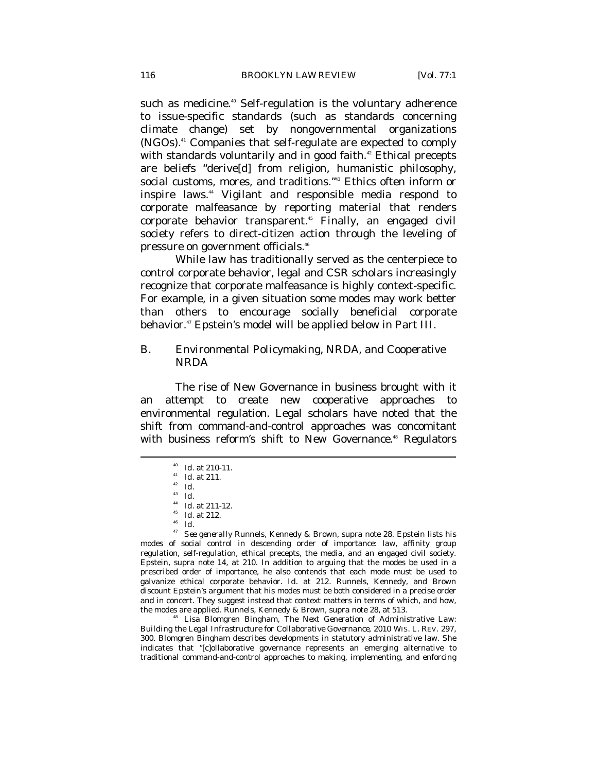such as medicine.[40] Self-regulation is the voluntary adherence to issue-specific standards (such as standards concerning climate change) set by nongovernmental organizations (NGOs).[41] Companies that self-regulate are expected to comply with standards voluntarily and in good faith.[42] Ethical precepts are beliefs "derive[d] from religion, humanistic philosophy, social customs, mores, and traditions."[43] Ethics often inform or inspire laws.[44] Vigilant and responsible media respond to corporate malfeasance by reporting material that renders corporate behavior transparent.[45] Finally, an engaged civil society refers to direct-citizen action through the leveling of pressure on government officials.[46]

While law has traditionally served as the centerpiece to control corporate behavior, legal and CSR scholars increasingly recognize that corporate malfeasance is highly context-specific. For example, in a given situation some modes may work better than others to encourage socially beneficial corporate behavior.[47] Epstein's model will be applied below in Part III.

## B. Environmental Policymaking, NRDA, and Cooperative NRDA

The rise of New Governance in business brought with it an attempt to create new cooperative approaches to environmental regulation. Legal scholars have noted that the shift from command-and-control approaches was concomitant with business reform's shift to New Governance.[48] Regulators

---

[40] *Id.* at 210-11.

[41] *Id.* at 211.

[42] *Id.*

[43] *Id.*

[44] *Id.* at 211-12.

[45] *Id.* at 212.

[46] *Id.*

[47] *See generally* Runnels, Kennedy & Brown, *supra* note 28. Epstein lists his modes of social control in descending order of importance: law, affinity group regulation, self-regulation, ethical precepts, the media, and an engaged civil society. Epstein, *supra* note 14, at 210. In addition to arguing that the modes be used in a prescribed order of importance, he also contends that each mode must be used to galvanize ethical corporate behavior. *Id.* at 212. Runnels, Kennedy, and Brown discount Epstein's argument that his modes must be both considered in a precise order and in concert. They suggest instead that context matters in terms of which, and how, the modes are applied. Runnels, Kennedy & Brown, *supra* note 28, at 513.

[48] Lisa Blomgren Bingham, *The Next Generation of Administrative Law: Building the Legal Infrastructure for Collaborative Governance*, 2010 WIS. L. REV. 297, 300. Blomgren Bingham describes developments in statutory administrative law. She indicates that "[c]ollaborative governance represents an emerging alternative to traditional command-and-control approaches to making, implementing, and enforcing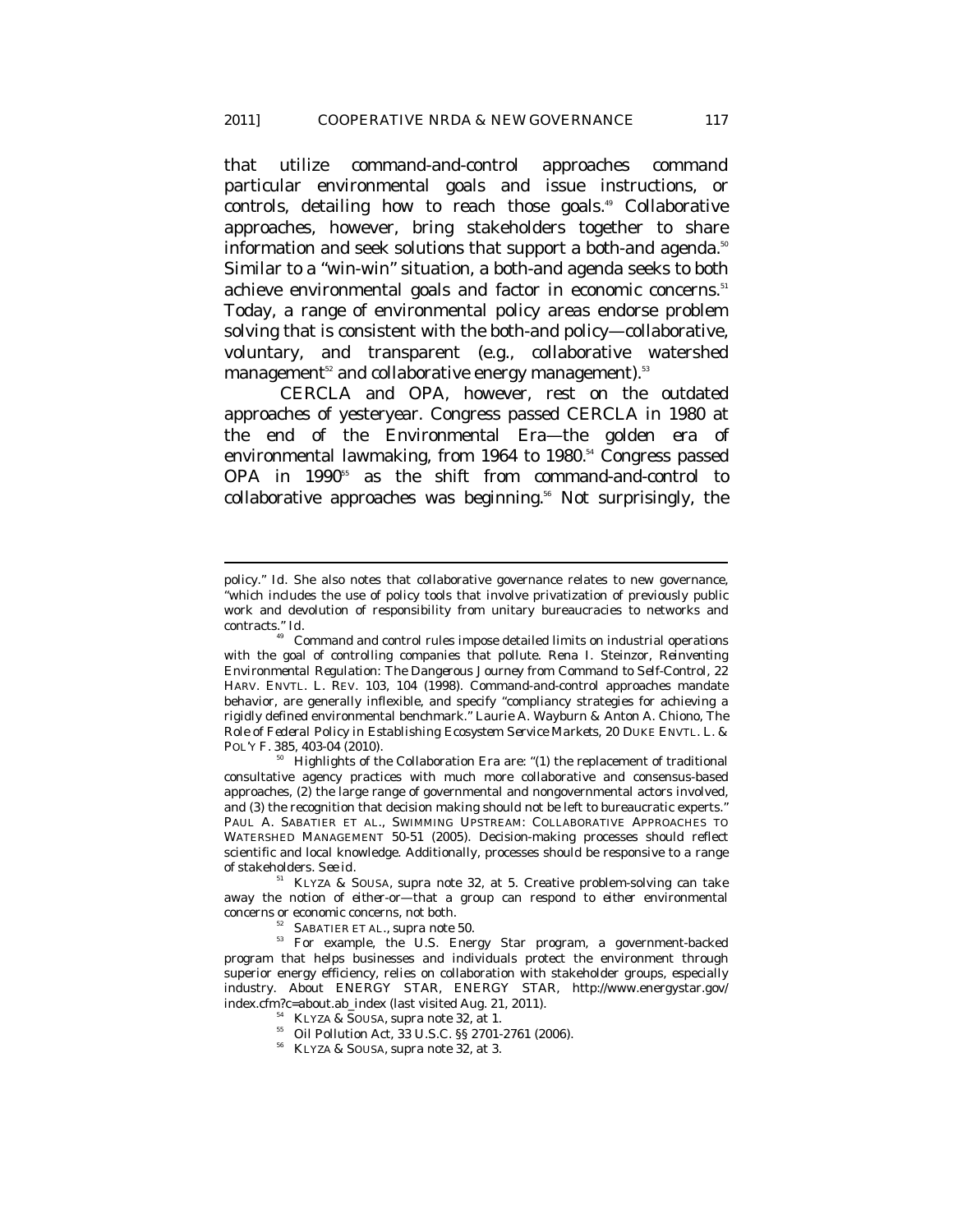that utilize command-and-control approaches command particular environmental goals and issue instructions, or controls, detailing how to reach those goals.[49] Collaborative approaches, however, bring stakeholders together to share information and seek solutions that support a both-and agenda.[50] Similar to a "win-win" situation, a both-and agenda seeks to both achieve environmental goals and factor in economic concerns.[51] Today, a range of environmental policy areas endorse problem solving that is consistent with the both-and policy—collaborative, voluntary, and transparent (e.g., collaborative watershed management[52] and collaborative energy management).[53]

CERCLA and OPA, however, rest on the outdated approaches of yesteryear. Congress passed CERCLA in 1980 at the end of the Environmental Era—the golden era of environmental lawmaking, from 1964 to 1980.[54] Congress passed OPA in 1990[55] as the shift from command-and-control to collaborative approaches was beginning.[56] Not surprisingly, the

---

policy." *Id.* She also notes that collaborative governance relates to new governance, "which includes the use of policy tools that involve privatization of previously public work and devolution of responsibility from unitary bureaucracies to networks and contracts." *Id.*

[49] Command and control rules impose detailed limits on industrial operations with the goal of controlling companies that pollute. Rena I. Steinzor, *Reinventing Environmental Regulation: The Dangerous Journey from Command to Self-Control*, 22 HARV. ENVTL. L. REV. 103, 104 (1998). Command-and-control approaches mandate behavior, are generally inflexible, and specify "compliancy strategies for achieving a rigidly defined environmental benchmark." Laurie A. Wayburn & Anton A. Chiono, *The Role of Federal Policy in Establishing Ecosystem Service Markets*, 20 DUKE ENVTL. L. & POL'Y F. 385, 403-04 (2010).

[50] Highlights of the Collaboration Era are: "(1) the replacement of traditional consultative agency practices with much more collaborative and consensus-based approaches, (2) the large range of governmental and nongovernmental actors involved, and (3) the recognition that decision making should not be left to bureaucratic experts." PAUL A. SABATIER ET AL., SWIMMING UPSTREAM: COLLABORATIVE APPROACHES TO WATERSHED MANAGEMENT 50-51 (2005). Decision-making processes should reflect scientific and local knowledge. Additionally, processes should be responsive to a range of stakeholders. *See id.*

[51] KLYZA & SOUSA, *supra* note 32, at 5. Creative problem-solving can take away the notion of *either-or*—that a group can respond to *either* environmental concerns or economic concerns, not both.

[52] SABATIER ET AL., *supra* note 50.

[53] For example, the U.S. Energy Star program, a government-backed program that helps businesses and individuals protect the environment through superior energy efficiency, relies on collaboration with stakeholder groups, especially industry. *About ENERGY STAR*, ENERGY STAR, http://www.energystar.gov/index.cfm?c=about.ab_index (last visited Aug. 21, 2011).

[54] KLYZA & SOUSA, *supra* note 32, at 1.

[55] Oil Pollution Act, 33 U.S.C. §§ 2701-2761 (2006).

[56] KLYZA & SOUSA, *supra* note 32, at 3.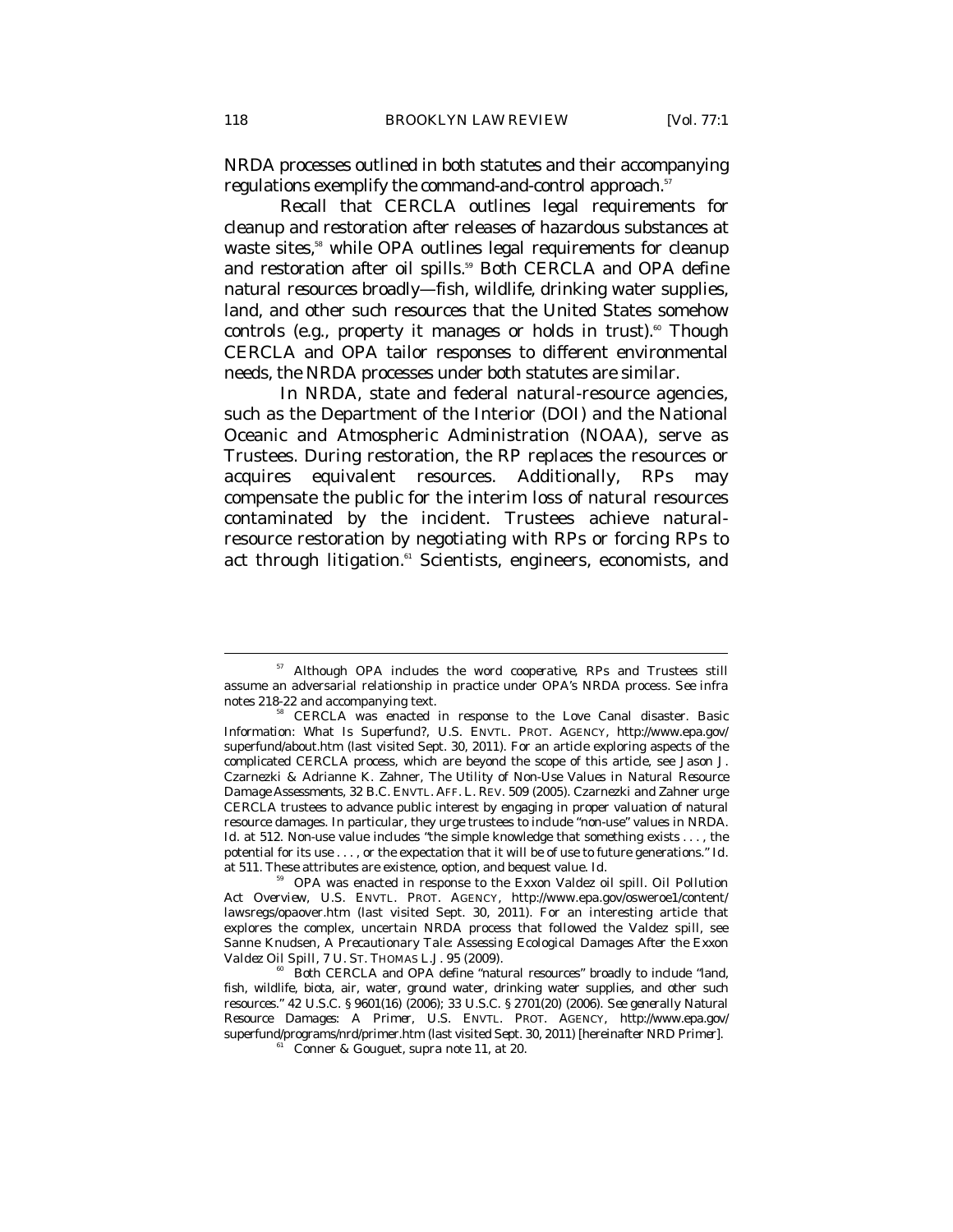NRDA processes outlined in both statutes and their accompanying regulations exemplify the command-and-control approach.[57]

Recall that CERCLA outlines legal requirements for cleanup and restoration after releases of hazardous substances at waste sites,[58] while OPA outlines legal requirements for cleanup and restoration after oil spills.[59] Both CERCLA and OPA define natural resources broadly—fish, wildlife, drinking water supplies, land, and other such resources that the United States somehow controls (e.g., property it manages or holds in trust).[60] Though CERCLA and OPA tailor responses to different environmental needs, the NRDA processes under both statutes are similar.

In NRDA, state and federal natural-resource agencies, such as the Department of the Interior (DOI) and the National Oceanic and Atmospheric Administration (NOAA), serve as Trustees. During restoration, the RP replaces the resources or acquires equivalent resources. Additionally, RPs may compensate the public for the interim loss of natural resources contaminated by the incident. Trustees achieve natural-resource restoration by negotiating with RPs or forcing RPs to act through litigation.[61] Scientists, engineers, economists, and

---

[57] Although OPA includes the word *cooperative*, RPs and Trustees still assume an adversarial relationship in practice under OPA's NRDA process. *See infra* notes 218-22 and accompanying text.

[58] CERCLA was enacted in response to the Love Canal disaster. *Basic Information: What Is Superfund?*, U.S. ENVTL. PROT. AGENCY, http://www.epa.gov/superfund/about.htm (last visited Sept. 30, 2011). For an article exploring aspects of the complicated CERCLA process, which are beyond the scope of this article, see Jason J. Czarnezki & Adrianne K. Zahner, *The Utility of Non-Use Values in Natural Resource Damage Assessments*, 32 B.C. ENVTL. AFF. L. REV. 509 (2005). Czarnezki and Zahner urge CERCLA trustees to advance public interest by engaging in proper valuation of natural resource damages. In particular, they urge trustees to include "non-use" values in NRDA. *Id.* at 512. Non-use value includes "the simple knowledge that something exists . . . , the potential for its use . . . , or the expectation that it will be of use to future generations." *Id.* at 511. These attributes are existence, option, and bequest value. *Id.*

[59] OPA was enacted in response to the Exxon Valdez oil spill. *Oil Pollution Act Overview*, U.S. ENVTL. PROT. AGENCY, http://www.epa.gov/oswero e1/content/lawsregs/opaover.htm (last visited Sept. 30, 2011). For an interesting article that explores the complex, uncertain NRDA process that followed the Valdez spill, see Sanne Knudsen, *A Precautionary Tale: Assessing Ecological Damages After the Exxon Valdez Oil Spill*, 7 U. ST. THOMAS L.J. 95 (2009).

[60] Both CERCLA and OPA define "natural resources" broadly to include "land, fish, wildlife, biota, air, water, ground water, drinking water supplies, and other such resources." 42 U.S.C. § 9601(16) (2006); 33 U.S.C. § 2701(20) (2006). *See generally Natural Resource Damages: A Primer*, U.S. ENVTL. PROT. AGENCY, http://www.epa.gov/superfund/programs/nrd/primer.htm (last visited Sept. 30, 2011) [hereinafter *NRD Primer*].

[61] Conner & Gouguet, *supra* note 11, at 20.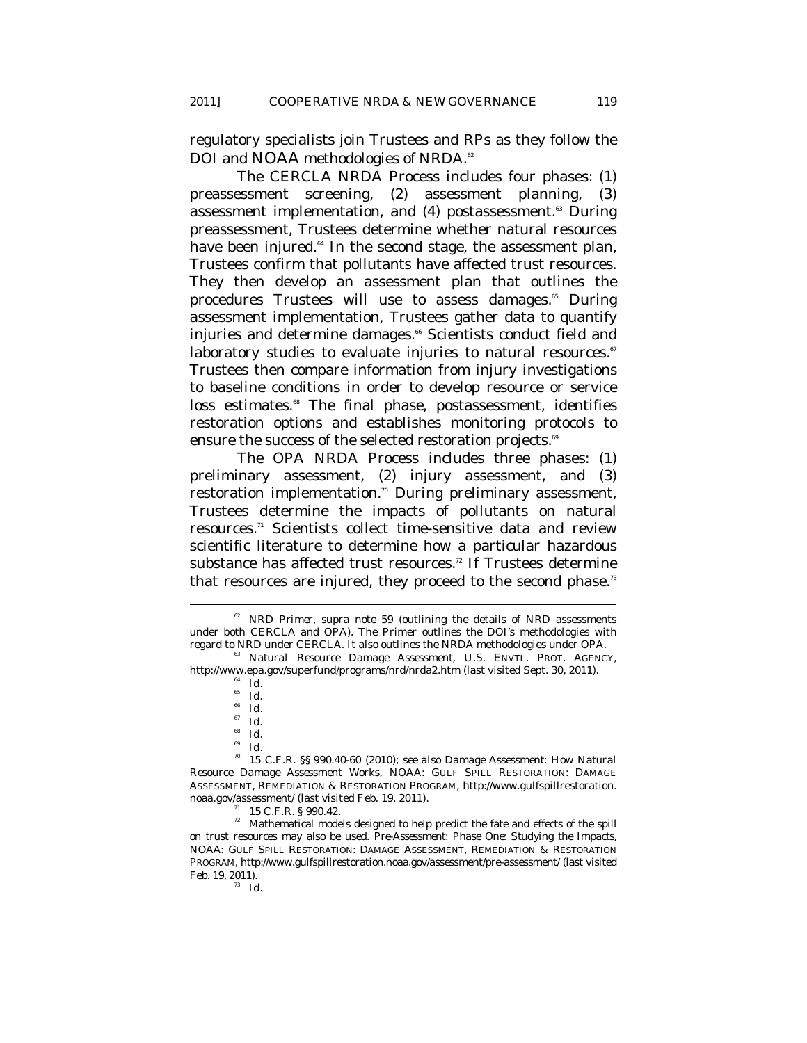regulatory specialists join Trustees and RPs as they follow the DOI and NOAA methodologies of NRDA.[62]

The CERCLA NRDA Process includes four phases: (1) preassessment screening, (2) assessment planning, (3) assessment implementation, and (4) postassessment.[63] During preassessment, Trustees determine whether natural resources have been injured.[64] In the second stage, the assessment plan, Trustees confirm that pollutants have affected trust resources. They then develop an assessment plan that outlines the procedures Trustees will use to assess damages.[65] During assessment implementation, Trustees gather data to quantify injuries and determine damages.[66] Scientists conduct field and laboratory studies to evaluate injuries to natural resources.[67] Trustees then compare information from injury investigations to baseline conditions in order to develop resource or service loss estimates.[68] The final phase, postassessment, identifies restoration options and establishes monitoring protocols to ensure the success of the selected restoration projects.[69]

The OPA NRDA Process includes three phases: (1) preliminary assessment, (2) injury assessment, and (3) restoration implementation.[70] During preliminary assessment, Trustees determine the impacts of pollutants on natural resources.[71] Scientists collect time-sensitive data and review scientific literature to determine how a particular hazardous substance has affected trust resources.[72] If Trustees determine that resources are injured, they proceed to the second phase.[73]

---

[62] *NRD Primer*, *supra* note 59 (outlining the details of NRD assessments under both CERCLA and OPA). The Primer outlines the DOI's methodologies with regard to NRD under CERCLA. It also outlines the NRDA methodologies under OPA.

[63] *Natural Resource Damage Assessment*, U.S. ENVTL. PROT. AGENCY, http://www.epa.gov/superfund/programs/nrd/nrda2.htm (last visited Sept. 30, 2011).

[64] *Id.*

[65] *Id.*

[66] *Id.*

[67] *Id.*

[68] *Id.*

[69] *Id.*

[70] 15 C.F.R. §§ 990.40-60 (2010); *see also Damage Assessment: How Natural Resource Damage Assessment Works*, NOAA: GULF SPILL RESTORATION: DAMAGE ASSESSMENT, REMEDIATION & RESTORATION PROGRAM, http://www.gulfspillrestoration.noaa.gov/assessment/ (last visited Feb. 19, 2011).

[71] 15 C.F.R. § 990.42.

[72] Mathematical models designed to help predict the fate and effects of the spill on trust resources may also be used. *Pre-Assessment: Phase One: Studying the Impacts*, NOAA: GULF SPILL RESTORATION: DAMAGE ASSESSMENT, REMEDIATION & RESTORATION PROGRAM, http://www.gulfspillrestoration.noaa.gov/assessment/pre-assessment/ (last visited Feb. 19, 2011).

[73] *Id.*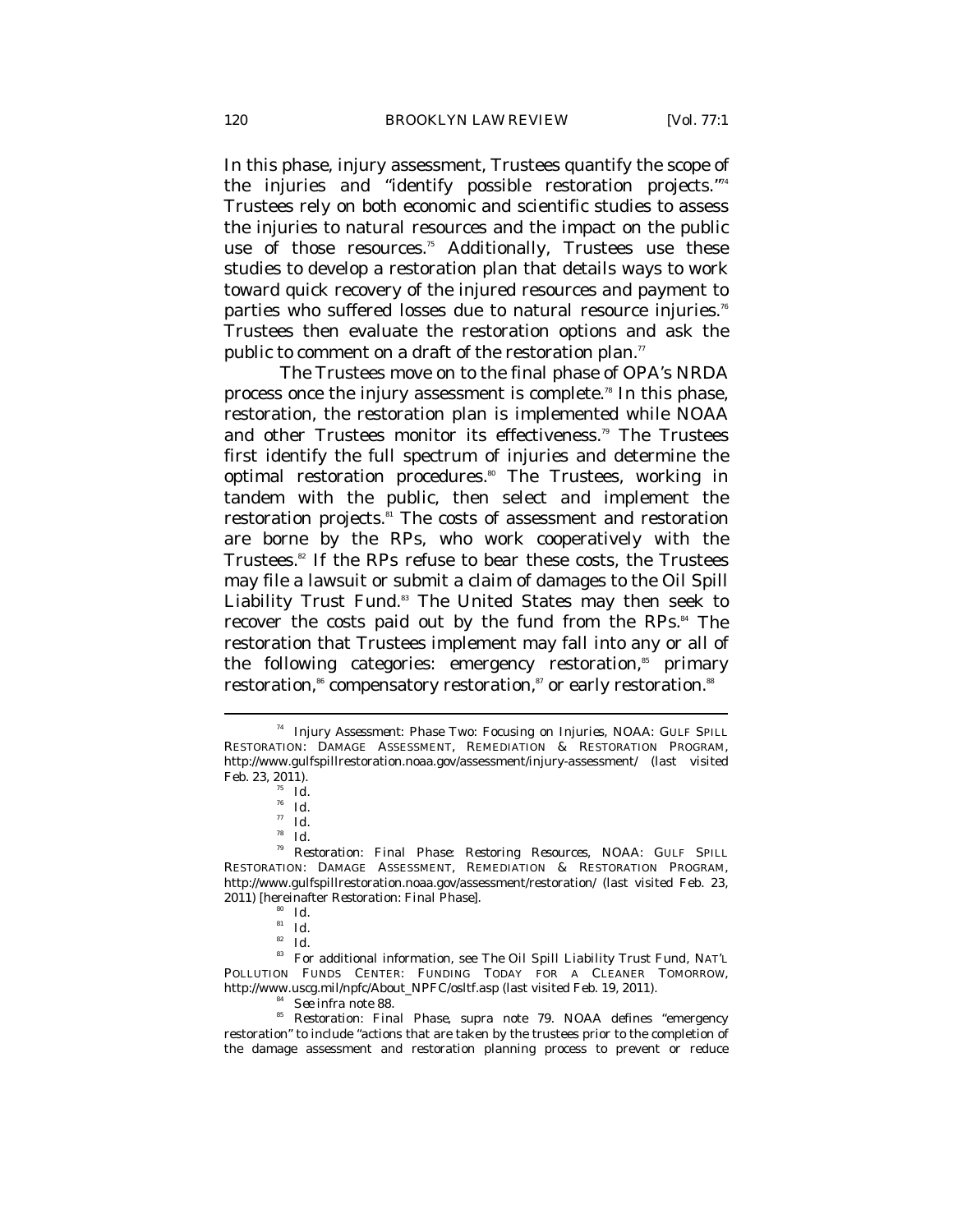In this phase, injury assessment, Trustees quantify the scope of the injuries and "identify possible restoration projects."[74] Trustees rely on both economic and scientific studies to assess the injuries to natural resources and the impact on the public use of those resources.[75] Additionally, Trustees use these studies to develop a restoration plan that details ways to work toward quick recovery of the injured resources and payment to parties who suffered losses due to natural resource injuries.[76] Trustees then evaluate the restoration options and ask the public to comment on a draft of the restoration plan.[77]

The Trustees move on to the final phase of OPA's NRDA process once the injury assessment is complete.[78] In this phase, restoration, the restoration plan is implemented while NOAA and other Trustees monitor its effectiveness.[79] The Trustees first identify the full spectrum of injuries and determine the optimal restoration procedures.[80] The Trustees, working in tandem with the public, then select and implement the restoration projects.[81] The costs of assessment and restoration are borne by the RPs, who work cooperatively with the Trustees.[82] If the RPs refuse to bear these costs, the Trustees may file a lawsuit or submit a claim of damages to the Oil Spill Liability Trust Fund.[83] The United States may then seek to recover the costs paid out by the fund from the RPs.[84] The restoration that Trustees implement may fall into any or all of the following categories: emergency restoration,[85] primary restoration,[86] compensatory restoration,[87] or early restoration.[88]

---

[74] *Injury Assessment: Phase Two: Focusing on Injuries*, NOAA: GULF SPILL RESTORATION: DAMAGE ASSESSMENT, REMEDIATION & RESTORATION PROGRAM, http://www.gulfspillrestoration.noaa.gov/assessment/injury-assessment/ (last visited Feb. 23, 2011).

[75] *Id.*

[76] *Id.*

[77] *Id.*

[78] *Id.*

[79] *Restoration: Final Phase: Restoring Resources*, NOAA: GULF SPILL RESTORATION: DAMAGE ASSESSMENT, REMEDIATION & RESTORATION PROGRAM, http://www.gulfspillrestoration.noaa.gov/assessment/restoration/ (last visited Feb. 23, 2011) [hereinafter *Restoration: Final Phase*].

[80] *Id.*

[81] *Id.*

[82] *Id.*

[83] For additional information, see *The Oil Spill Liability Trust Fund*, NAT'L POLLUTION FUNDS CENTER: FUNDING TODAY FOR A CLEANER TOMORROW, http://www.uscg.mil/npfc/About_NPFC/osltf.asp (last visited Feb. 19, 2011).

[84] *See infra* note 88.

[85] *Restoration: Final Phase*, *supra* note 79. NOAA defines "emergency restoration" to include "actions that are taken by the trustees prior to the completion of the damage assessment and restoration planning process to prevent or reduce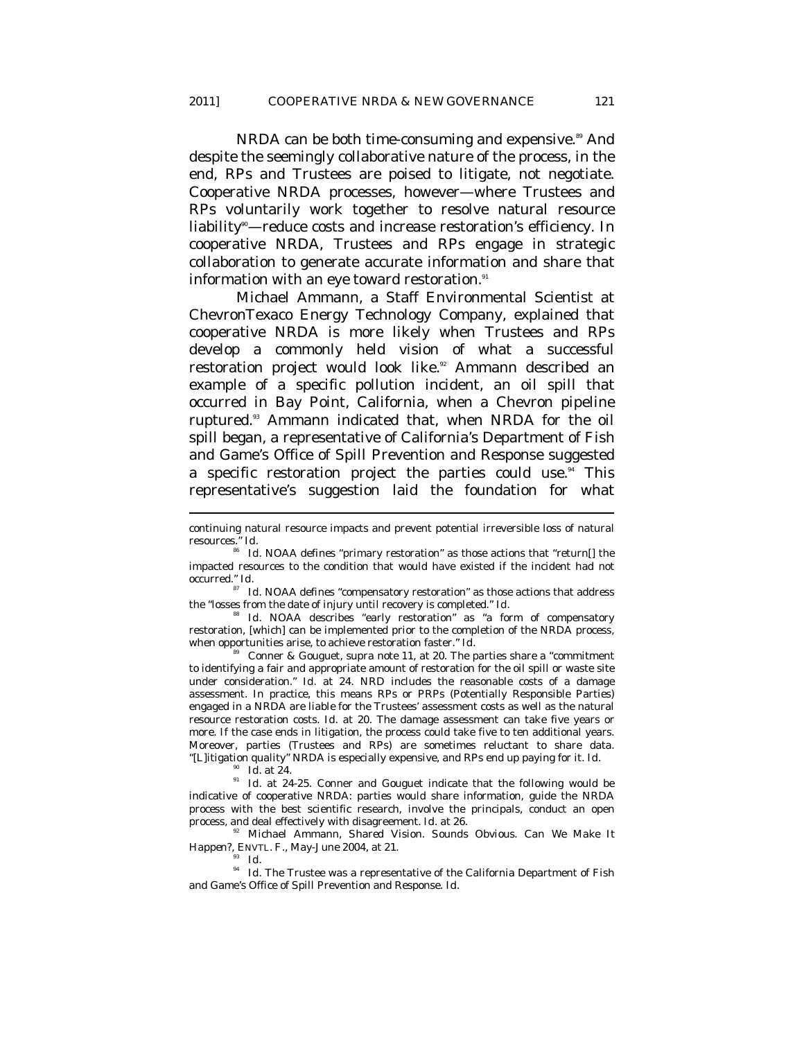NRDA can be both time-consuming and expensive.[89] And despite the seemingly collaborative nature of the process, in the end, RPs and Trustees are poised to litigate, not negotiate. Cooperative NRDA processes, however—where Trustees and RPs voluntarily work together to resolve natural resource liability[90]—reduce costs and increase restoration's efficiency. In cooperative NRDA, Trustees and RPs engage in strategic collaboration to generate accurate information and share that information with an eye toward restoration.[91]

Michael Ammann, a Staff Environmental Scientist at ChevronTexaco Energy Technology Company, explained that cooperative NRDA is more likely when Trustees and RPs develop a commonly held vision of what a successful restoration project would look like.[92] Ammann described an example of a specific pollution incident, an oil spill that occurred in Bay Point, California, when a Chevron pipeline ruptured.[93] Ammann indicated that, when NRDA for the oil spill began, a representative of California's Department of Fish and Game's Office of Spill Prevention and Response suggested a specific restoration project the parties could use.[94] This representative's suggestion laid the foundation for what

---

continuing natural resource impacts and prevent potential irreversible loss of natural resources." *Id.*

[86] *Id.* NOAA defines "primary restoration" as those actions that "return[] the impacted resources to the condition that would have existed if the incident had not occurred." *Id.*

[87] *Id.* NOAA defines "compensatory restoration" as those actions that address the "losses from the date of injury until recovery is completed." *Id.*

[88] *Id.* NOAA describes "early restoration" as "a form of compensatory restoration, [which] can be implemented prior to the completion of the NRDA process, when opportunities arise, to achieve restoration faster." *Id.*

[89] Conner & Gouguet, *supra* note 11, at 20. The parties share a "commitment to identifying a fair and appropriate amount of restoration for the oil spill or waste site under consideration." *Id.* at 24. NRD includes the reasonable costs of a damage assessment. In practice, this means RPs or PRPs (Potentially Responsible Parties) engaged in a NRDA are liable for the Trustees' assessment costs as well as the natural resource restoration costs. *Id.* at 20. The damage assessment can take five years or more. If the case ends in litigation, the process could take five to ten additional years. Moreover, parties (Trustees and RPs) are sometimes reluctant to share data. "[L]itigation quality" NRDA is especially expensive, and RPs end up paying for it. *Id.*

[90] *Id.* at 24.

[91] *Id.* at 24-25. Conner and Gouguet indicate that the following would be indicative of cooperative NRDA: parties would share information, guide the NRDA process with the best scientific research, involve the principals, conduct an open process, and deal effectively with disagreement. *Id.* at 26.

[92] Michael Ammann, *Shared Vision. Sounds Obvious. Can We Make It Happen?*, ENVTL. F., May-June 2004, at 21.

[93] *Id.*

[94] *Id.* The Trustee was a representative of the California Department of Fish and Game's Office of Spill Prevention and Response. *Id.*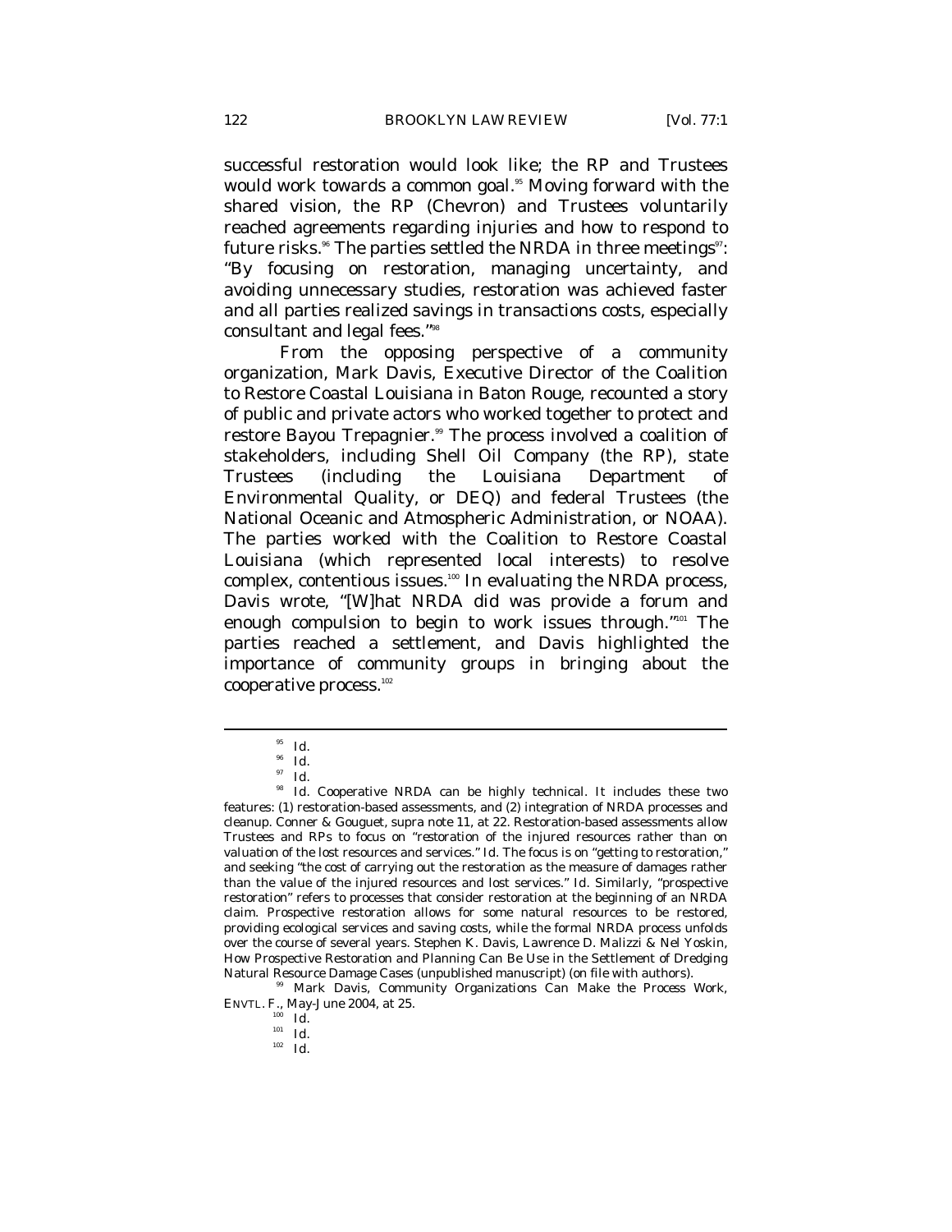successful restoration would look like; the RP and Trustees would work towards a common goal.[95] Moving forward with the shared vision, the RP (Chevron) and Trustees voluntarily reached agreements regarding injuries and how to respond to future risks.[96] The parties settled the NRDA in three meetings[97]: "By focusing on restoration, managing uncertainty, and avoiding unnecessary studies, restoration was achieved faster and all parties realized savings in transactions costs, especially consultant and legal fees."[98]

From the opposing perspective of a community organization, Mark Davis, Executive Director of the Coalition to Restore Coastal Louisiana in Baton Rouge, recounted a story of public and private actors who worked together to protect and restore Bayou Trepagnier.[99] The process involved a coalition of stakeholders, including Shell Oil Company (the RP), state Trustees (including the Louisiana Department of Environmental Quality, or DEQ) and federal Trustees (the National Oceanic and Atmospheric Administration, or NOAA). The parties worked with the Coalition to Restore Coastal Louisiana (which represented local interests) to resolve complex, contentious issues.[100] In evaluating the NRDA process, Davis wrote, "[W]hat NRDA did was provide a forum and enough compulsion to begin to work issues through."[101] The parties reached a settlement, and Davis highlighted the importance of community groups in bringing about the cooperative process.[102]

---

[95] *Id.*

[96] *Id.*

[97] *Id.*

[98] *Id.* Cooperative NRDA can be highly technical. It includes these two features: (1) restoration-based assessments, and (2) integration of NRDA processes and cleanup. Conner & Gouguet, *supra* note 11, at 22. Restoration-based assessments allow Trustees and RPs to focus on "restoration of the injured resources rather than on valuation of the lost resources and services." *Id.* The focus is on "getting to restoration," and seeking "the cost of carrying out the restoration as the measure of damages rather than the value of the injured resources and lost services." *Id.* Similarly, "prospective restoration" refers to processes that consider restoration at the beginning of an NRDA claim. Prospective restoration allows for some natural resources to be restored, providing ecological services and saving costs, while the formal NRDA process unfolds over the course of several years. Stephen K. Davis, Lawrence D. Malizzi & Nel Yoskin, How Prospective Restoration and Planning Can Be Use in the Settlement of Dredging Natural Resource Damage Cases (unpublished manuscript) (on file with authors).

[99] Mark Davis, *Community Organizations Can Make the Process Work*, ENVTL. F., May-June 2004, at 25.

[100] *Id.*

[101] *Id.*

[102] *Id.*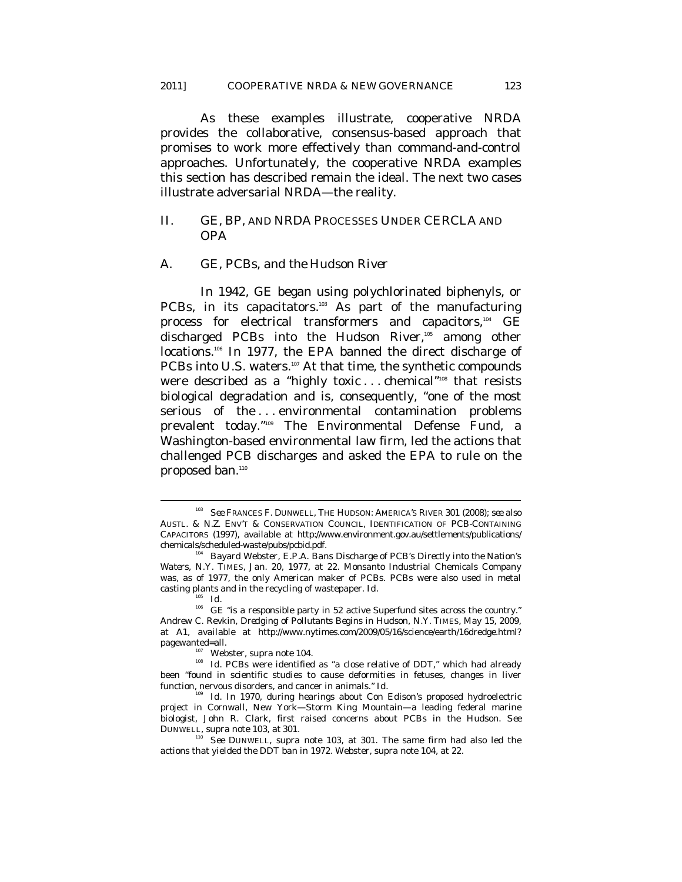As these examples illustrate, cooperative NRDA provides the collaborative, consensus-based approach that promises to work more effectively than command-and-control approaches. Unfortunately, the cooperative NRDA examples this section has described remain the ideal. The next two cases illustrate adversarial NRDA—the reality.

## II. GE, BP, AND NRDA PROCESSES UNDER CERCLA AND OPA

### A. *GE, PCBs, and the Hudson River*

In 1942, GE began using polychlorinated biphenyls, or PCBs, in its capacitors.[103] As part of the manufacturing process for electrical transformers and capacitors,[104] GE discharged PCBs into the Hudson River,[105] among other locations.[106] In 1977, the EPA banned the direct discharge of PCBs into U.S. waters.[107] At that time, the synthetic compounds were described as a "highly toxic . . . chemical"[108] that resists biological degradation and is, consequently, "one of the most serious of the . . . environmental contamination problems prevalent today."[109] The Environmental Defense Fund, a Washington-based environmental law firm, led the actions that challenged PCB discharges and asked the EPA to rule on the proposed ban.[110]

---

[103] *See* FRANCES F. DUNWELL, THE HUDSON: AMERICA'S RIVER 301 (2008); *see also* AUSTL. & N.Z. ENV'T & CONSERVATION COUNCIL, IDENTIFICATION OF PCB-CONTAINING CAPACITORS (1997), *available at* http://www.environment.gov.au/settlements/publications/chemicals/scheduled-waste/pubs/pcbid.pdf.

[104] Bayard Webster, *E.P.A. Bans Discharge of PCB's Directly into the Nation's Waters*, N.Y. TIMES, Jan. 20, 1977, at 22. Monsanto Industrial Chemicals Company was, as of 1977, the only American maker of PCBs. PCBs were also used in metal casting plants and in the recycling of wastepaper. *Id.*

[105] *Id.*

[106] GE "is a responsible party in 52 active Superfund sites across the country." Andrew C. Revkin, *Dredging of Pollutants Begins in Hudson*, N.Y. TIMES, May 15, 2009, at A1, *available at* http://www.nytimes.com/2009/05/16/science/earth/16dredge.html?pagewanted=all.

[107] Webster, *supra* note 104.

[108] *Id.* PCBs were identified as "a close relative of DDT," which had already been "found in scientific studies to cause deformities in fetuses, changes in liver function, nervous disorders, and cancer in animals." *Id.*

[109] *Id.* In 1970, during hearings about Con Edison's proposed hydroelectric project in Cornwall, New York—Storm King Mountain—a leading federal marine biologist, John R. Clark, first raised concerns about PCBs in the Hudson. *See* DUNWELL, *supra* note 103, at 301.

[110] *See* DUNWELL, *supra* note 103, at 301. The same firm had also led the actions that yielded the DDT ban in 1972. Webster, *supra* note 104, at 22.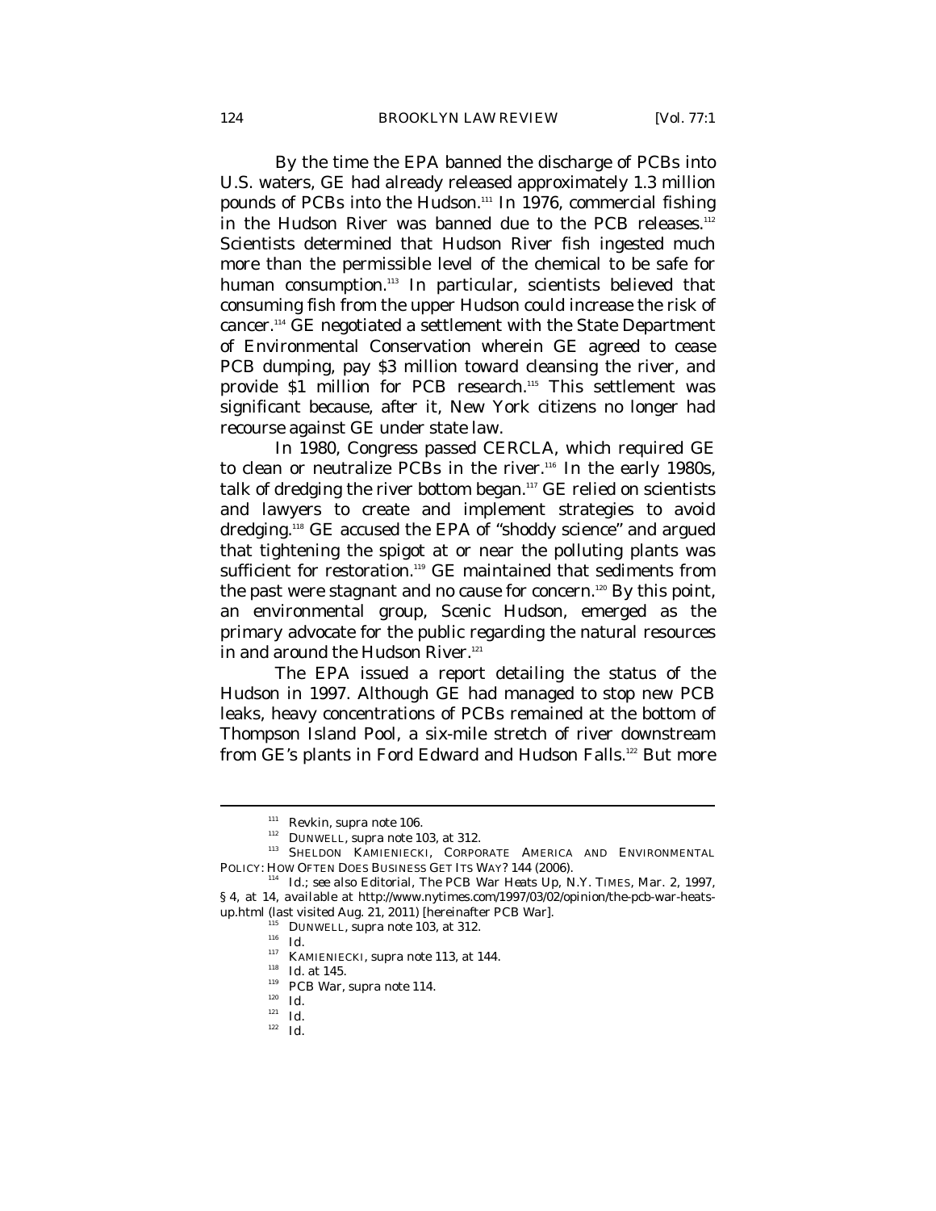By the time the EPA banned the discharge of PCBs into U.S. waters, GE had already released approximately 1.3 million pounds of PCBs into the Hudson.[111] In 1976, commercial fishing in the Hudson River was banned due to the PCB releases.[112] Scientists determined that Hudson River fish ingested much more than the permissible level of the chemical to be safe for human consumption.[113] In particular, scientists believed that consuming fish from the upper Hudson could increase the risk of cancer.[114] GE negotiated a settlement with the State Department of Environmental Conservation wherein GE agreed to cease PCB dumping, pay $3 million toward cleansing the river, and provide $1 million for PCB research.[115] This settlement was significant because, after it, New York citizens no longer had recourse against GE under state law.

In 1980, Congress passed CERCLA, which required GE to clean or neutralize PCBs in the river.[116] In the early 1980s, talk of dredging the river bottom began.[117] GE relied on scientists and lawyers to create and implement strategies to avoid dredging.[118] GE accused the EPA of "shoddy science" and argued that tightening the spigot at or near the polluting plants was sufficient for restoration.[119] GE maintained that sediments from the past were stagnant and no cause for concern.[120] By this point, an environmental group, Scenic Hudson, emerged as the primary advocate for the public regarding the natural resources in and around the Hudson River.[121]

The EPA issued a report detailing the status of the Hudson in 1997. Although GE had managed to stop new PCB leaks, heavy concentrations of PCBs remained at the bottom of Thompson Island Pool, a six-mile stretch of river downstream from GE's plants in Ford Edward and Hudson Falls.[122] But more

---

[111] Revkin, *supra* note 106.

[112] DUNWELL, *supra* note 103, at 312.

[113] SHELDON KAMIENIECKI, CORPORATE AMERICA AND ENVIRONMENTAL POLICY: HOW OFTEN DOES BUSINESS GET ITS WAY? 144 (2006).

[114] *Id.*; *see also* Editorial, *The PCB War Heats Up*, N.Y. TIMES, Mar. 2, 1997, § 4, at 14, *available at* http://www.nytimes.com/1997/03/02/opinion/the-pcb-war-heats-up.html (last visited Aug. 21, 2011) [hereinafter *PCB War*].

[115] DUNWELL, *supra* note 103, at 312.

[116] *Id.*

[117] KAMIENIECKI, *supra* note 113, at 144.

[118] *Id.* at 145.

[119] *PCB War*, *supra* note 114.

[120] *Id.*

[121] *Id.*

[122] *Id.*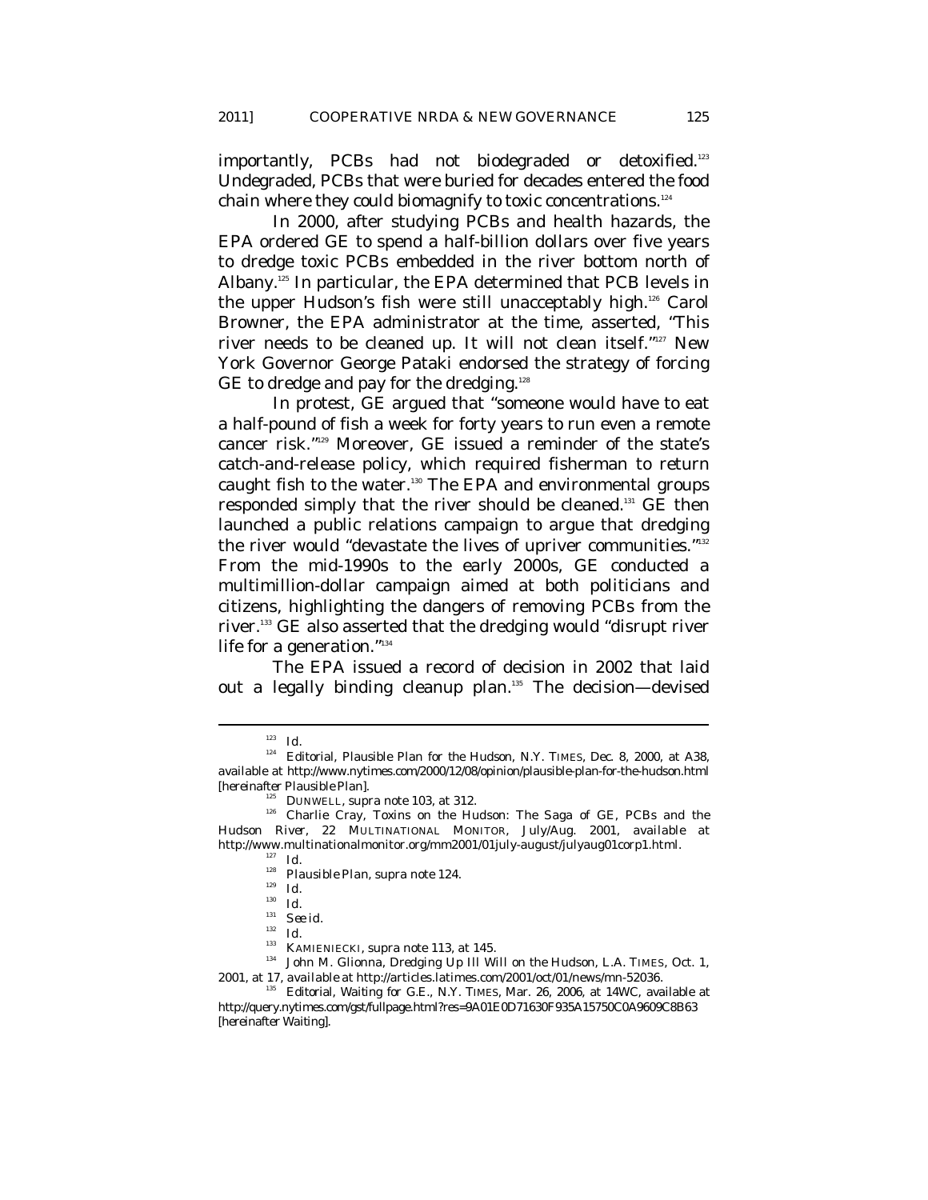importantly, PCBs had not biodegraded or detoxified.[123] Undegraded, PCBs that were buried for decades entered the food chain where they could biomagnify to toxic concentrations.[124]

In 2000, after studying PCBs and health hazards, the EPA ordered GE to spend a half-billion dollars over five years to dredge toxic PCBs embedded in the river bottom north of Albany.[125] In particular, the EPA determined that PCB levels in the upper Hudson's fish were still unacceptably high.[126] Carol Browner, the EPA administrator at the time, asserted, "This river needs to be cleaned up. It will not clean itself."[127] New York Governor George Pataki endorsed the strategy of forcing GE to dredge and pay for the dredging.[128]

In protest, GE argued that "someone would have to eat a half-pound of fish a week for forty years to run even a remote cancer risk."[129] Moreover, GE issued a reminder of the state's catch-and-release policy, which required fisherman to return caught fish to the water.[130] The EPA and environmental groups responded simply that the river should be cleaned.[131] GE then launched a public relations campaign to argue that dredging the river would "devastate the lives of upriver communities."[132] From the mid-1990s to the early 2000s, GE conducted a multimillion-dollar campaign aimed at both politicians and citizens, highlighting the dangers of removing PCBs from the river.[133] GE also asserted that the dredging would "disrupt river life for a generation."[134]

The EPA issued a record of decision in 2002 that laid out a legally binding cleanup plan.[135] The decision—devised

---

[123] *Id.*

[124] Editorial, *Plausible Plan for the Hudson*, N.Y. TIMES, Dec. 8, 2000, at A38, *available at* http://www.nytimes.com/2000/12/08/opinion/plausible-plan-for-the-hudson.html [*hereinafter* Plausible Plan].

[125] DUNWELL, *supra* note 103, at 312.

[126] Charlie Cray, *Toxins on the Hudson: The Saga of GE, PCBs and the Hudson River*, 22 MULTINATIONAL MONITOR, July/Aug. 2001, *available at* http://www.multinationalmonitor.org/mm2001/01july-august/julyaug01corp1.html.

[127] *Id.*

[128] Plausible Plan, *supra* note 124.

[129] *Id.*

[130] *Id.*

[131] *See id.*

[132] *Id.*

[133] KAMIENIECKI, *supra* note 113, at 145.

[134] John M. Glionna, *Dredging Up Ill Will on the Hudson*, L.A. TIMES, Oct. 1, 2001, at 17, *available at* http://articles.latimes.com/2001/oct/01/news/mn-52036.

[135] Editorial, *Waiting for G.E.*, N.Y. TIMES, Mar. 26, 2006, at 14WC, *available at* http://query.nytimes.com/gst/fullpage.html?res=9A01E0D71630F935A15750C0A9609C8B63 [hereinafter Waiting].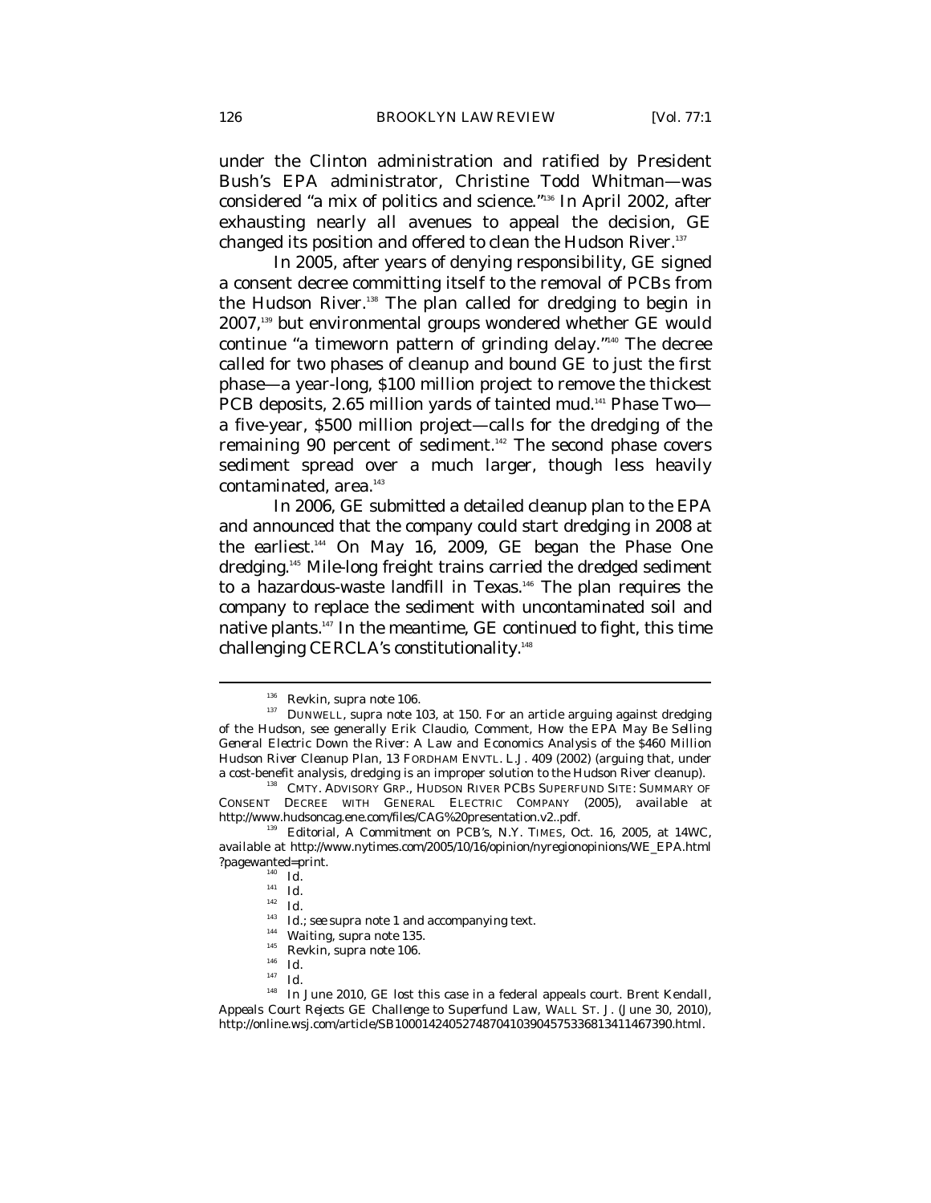under the Clinton administration and ratified by President Bush's EPA administrator, Christine Todd Whitman—was considered "a mix of politics and science."[136] In April 2002, after exhausting nearly all avenues to appeal the decision, GE changed its position and offered to clean the Hudson River.[137]

In 2005, after years of denying responsibility, GE signed a consent decree committing itself to the removal of PCBs from the Hudson River.[138] The plan called for dredging to begin in 2007,[139] but environmental groups wondered whether GE would continue "a timeworn pattern of grinding delay."[140] The decree called for two phases of cleanup and bound GE to just the first phase—a year-long, $100 million project to remove the thickest PCB deposits, 2.65 million yards of tainted mud.[141] Phase Two—a five-year, $500 million project—calls for the dredging of the remaining 90 percent of sediment.[142] The second phase covers sediment spread over a much larger, though less heavily contaminated, area.[143]

In 2006, GE submitted a detailed cleanup plan to the EPA and announced that the company could start dredging in 2008 at the earliest.[144] On May 16, 2009, GE began the Phase One dredging.[145] Mile-long freight trains carried the dredged sediment to a hazardous-waste landfill in Texas.[146] The plan requires the company to replace the sediment with uncontaminated soil and native plants.[147] In the meantime, GE continued to fight, this time challenging CERCLA's constitutionality.[148]

---

[136] Revkin, *supra* note 106.

[137] DUNWELL, *supra* note 103, at 150. For an article arguing against dredging of the Hudson, see generally Erik Claudio, Comment, *How the EPA May Be Selling General Electric Down the River: A Law and Economics Analysis of the $460 Million Hudson River Cleanup Plan*, 13 FORDHAM ENVTL. L.J. 409 (2002) (arguing that, under a cost-benefit analysis, dredging is an improper solution to the Hudson River cleanup).

[138] CMTY. ADVISORY GRP., HUDSON RIVER PCBS SUPERFUND SITE: SUMMARY OF CONSENT DECREE WITH GENERAL ELECTRIC COMPANY (2005), *available at* http://www.hudsoncag.ene.com/files/CAG%20presentation.v2..pdf.

[139] Editorial, *A Commitment on PCB's*, N.Y. TIMES, Oct. 16, 2005, at 14WC, *available at* http://www.nytimes.com/2005/10/16/opinion/nyregionopinions/WE_EPA.html?pagewanted=print.

[140] *Id.*

[141] *Id.*

[142] *Id.*

[143] *Id.*; *see supra* note 1 and accompanying text.

[144] *Waiting*, *supra* note 135.

[145] Revkin, *supra* note 106.

[146] *Id.*

[147] *Id.*

[148] In June 2010, GE lost this case in a federal appeals court. Brent Kendall, *Appeals Court Rejects GE Challenge to Superfund Law*, WALL ST. J. (June 30, 2010), http://online.wsj.com/article/SB10001424052748704103904575336813411467390.html.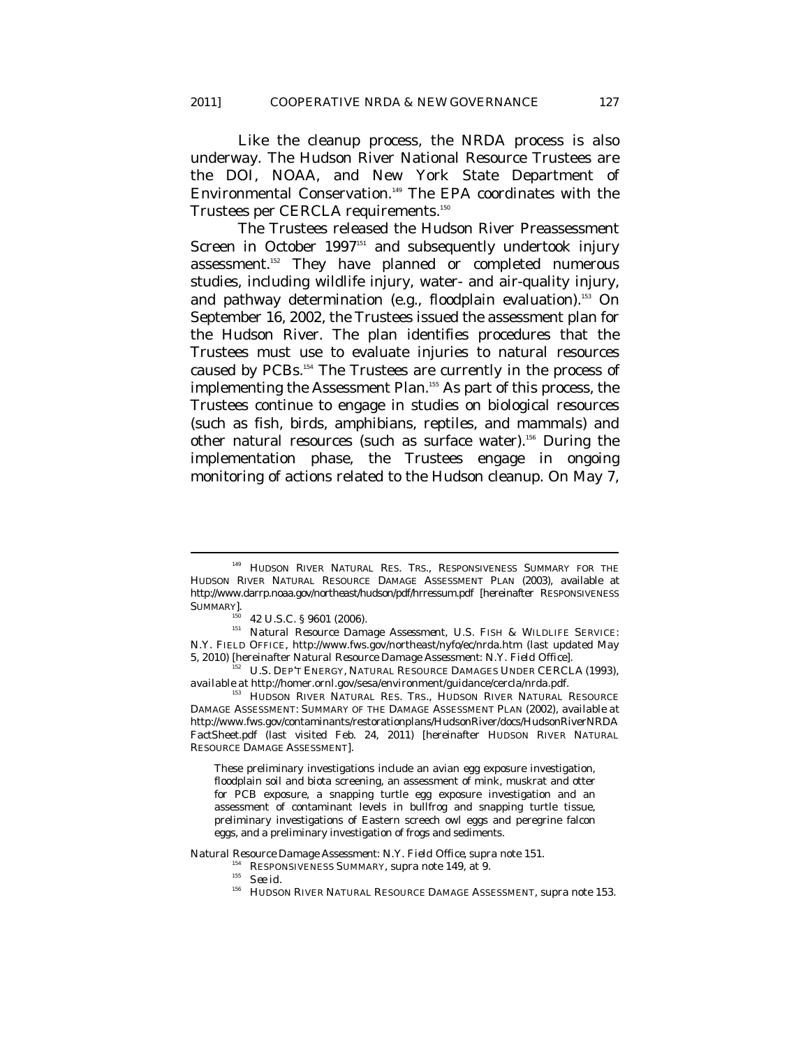Like the cleanup process, the NRDA process is also underway. The Hudson River National Resource Trustees are the DOI, NOAA, and New York State Department of Environmental Conservation.[149] The EPA coordinates with the Trustees per CERCLA requirements.[150]

The Trustees released the Hudson River Preassessment Screen in October 1997[151] and subsequently undertook injury assessment.[152] They have planned or completed numerous studies, including wildlife injury, water- and air-quality injury, and pathway determination (e.g., floodplain evaluation).[153] On September 16, 2002, the Trustees issued the assessment plan for the Hudson River. The plan identifies procedures that the Trustees must use to evaluate injuries to natural resources caused by PCBs.[154] The Trustees are currently in the process of implementing the Assessment Plan.[155] As part of this process, the Trustees continue to engage in studies on biological resources (such as fish, birds, amphibians, reptiles, and mammals) and other natural resources (such as surface water).[156] During the implementation phase, the Trustees engage in ongoing monitoring of actions related to the Hudson cleanup. On May 7,

---

[149] HUDSON RIVER NATURAL RES. TRS., RESPONSIVENESS SUMMARY FOR THE HUDSON RIVER NATURAL RESOURCE DAMAGE ASSESSMENT PLAN (2003), *available at* http://www.darrp.noaa.gov/northeast/hudson/pdf/hrressum.pdf [hereinafter RESPONSIVENESS SUMMARY].

[150] 42 U.S.C. § 9601 (2006).

[151] *Natural Resource Damage Assessment*, U.S. FISH & WILDLIFE SERVICE: N.Y. FIELD OFFICE, http://www.fws.gov/northeast/nyfo/ec/nrda.htm (last updated May 5, 2010) [hereinafter *Natural Resource Damage Assessment: N.Y. Field Office*].

[152] U.S. DEP'T ENERGY, NATURAL RESOURCE DAMAGES UNDER CERCLA (1993), *available at* http://homer.ornl.gov/sesa/environment/guidance/cercla/nrda.pdf.

[153] HUDSON RIVER NATURAL RES. TRS., HUDSON RIVER NATURAL RESOURCE DAMAGE ASSESSMENT: SUMMARY OF THE DAMAGE ASSESSMENT PLAN (2002), *available at* http://www.fws.gov/contaminants/restorationplans/HudsonRiver/docs/HudsonRiverNRDA FactSheet.pdf (last visited Feb. 24, 2011) [hereinafter HUDSON RIVER NATURAL RESOURCE DAMAGE ASSESSMENT].

> These preliminary investigations include an avian egg exposure investigation, floodplain soil and biota screening, an assessment of mink, muskrat and otter for PCB exposure, a snapping turtle egg exposure investigation and an assessment of contaminant levels in bullfrog and snapping turtle tissue, preliminary investigations of Eastern screech owl eggs and peregrine falcon eggs, and a preliminary investigation of frogs and sediments.

*Natural Resource Damage Assessment: N.Y. Field Office*, *supra* note 151.

[154] RESPONSIVENESS SUMMARY, *supra* note 149, at 9.

[155] *See id.*

[156] HUDSON RIVER NATURAL RESOURCE DAMAGE ASSESSMENT, *supra* note 153.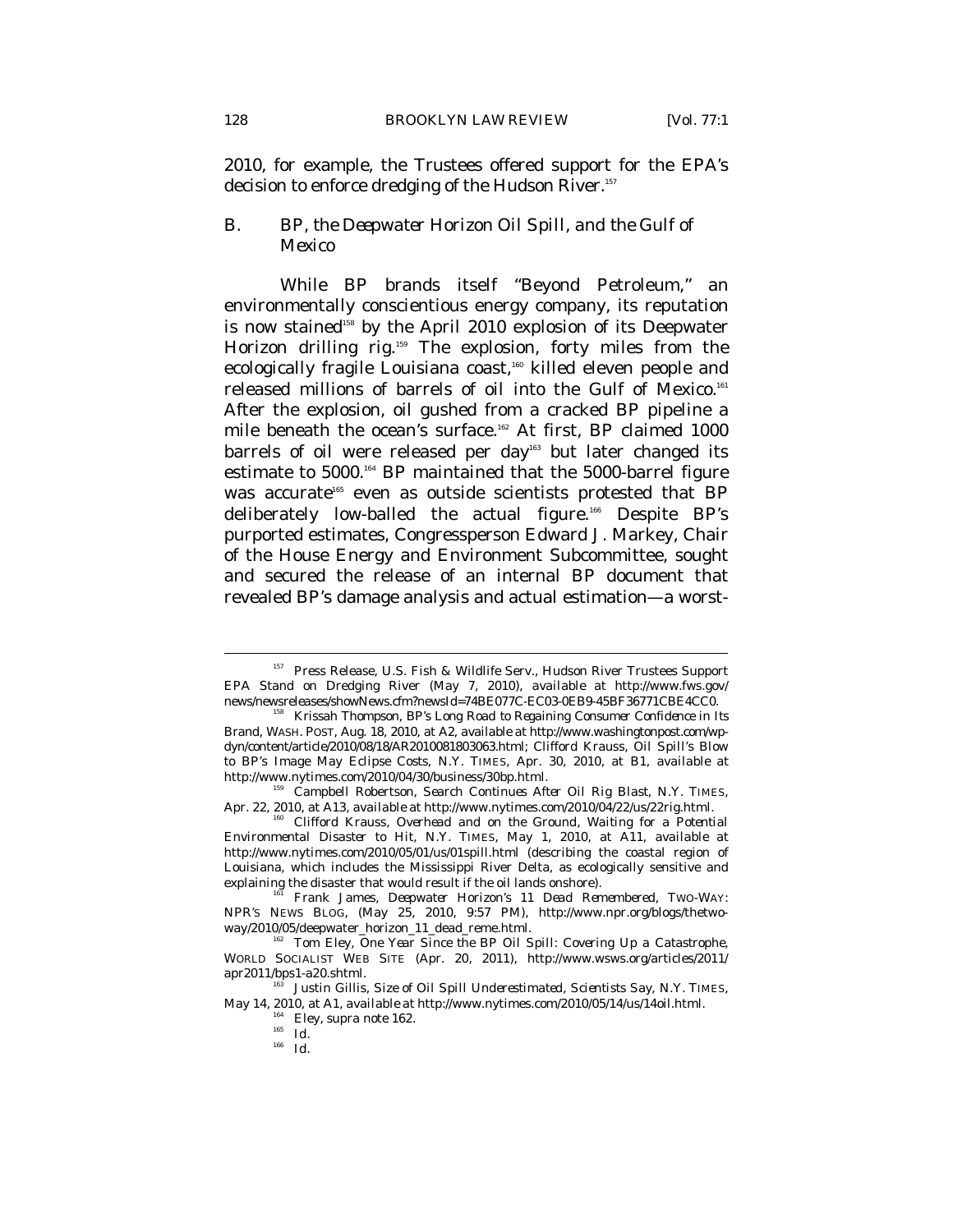2010, for example, the Trustees offered support for the EPA's decision to enforce dredging of the Hudson River.[157]

### B. BP, the *Deepwater Horizon* Oil Spill, and the Gulf of Mexico

While BP brands itself "Beyond Petroleum," an environmentally conscientious energy company, its reputation is now stained[158] by the April 2010 explosion of its Deepwater Horizon drilling rig.[159] The explosion, forty miles from the ecologically fragile Louisiana coast,[160] killed eleven people and released millions of barrels of oil into the Gulf of Mexico.[161] After the explosion, oil gushed from a cracked BP pipeline a mile beneath the ocean's surface.[162] At first, BP claimed 1000 barrels of oil were released per day[163] but later changed its estimate to 5000.[164] BP maintained that the 5000-barrel figure was accurate[165] even as outside scientists protested that BP deliberately low-balled the actual figure.[166] Despite BP's purported estimates, Congressperson Edward J. Markey, Chair of the House Energy and Environment Subcommittee, sought and secured the release of an internal BP document that revealed BP's damage analysis and actual estimation—a worst-

---

[157] Press Release, U.S. Fish & Wildlife Serv., Hudson River Trustees Support EPA Stand on Dredging River (May 7, 2010), *available at* http://www.fws.gov/news/newsreleases/showNews.cfm?newsId=74BE077C-EC03-0EB9-45BF36771CBE4CC0.

[158] Krissah Thompson, *BP's Long Road to Regaining Consumer Confidence in Its Brand*, WASH. POST, Aug. 18, 2010, at A2, *available at* http://www.washingtonpost.com/wp-dyn/content/article/2010/08/18/AR2010081803063.html; Clifford Krauss, *Oil Spill's Blow to BP's Image May Eclipse Costs*, N.Y. TIMES, Apr. 30, 2010, at B1, *available at* http://www.nytimes.com/2010/04/30/business/30bp.html.

[159] Campbell Robertson, *Search Continues After Oil Rig Blast*, N.Y. TIMES, Apr. 22, 2010, at A13, *available at* http://www.nytimes.com/2010/04/22/us/22rig.html.

[160] Clifford Krauss, *Overhead and on the Ground, Waiting for a Potential Environmental Disaster to Hit*, N.Y. TIMES, May 1, 2010, at A11, *available at* http://www.nytimes.com/2010/05/01/us/01spill.html (describing the coastal region of Louisiana, which includes the Mississippi River Delta, as ecologically sensitive and explaining the disaster that would result if the oil lands onshore).

[161] Frank James, *Deepwater Horizon's 11 Dead Remembered*, TWO-WAY: NPR'S NEWS BLOG, (May 25, 2010, 9:57 PM), http://www.npr.org/blogs/thetwo-way/2010/05/deepwater_horizon_11_dead_reme.html.

[162] Tom Eley, *One Year Since the BP Oil Spill: Covering Up a Catastrophe*, WORLD SOCIALIST WEB SITE (Apr. 20, 2011), http://www.wsws.org/articles/2011/apr2011/bps1-a20.shtml.

[163] Justin Gillis, *Size of Oil Spill Underestimated, Scientists Say*, N.Y. TIMES, May 14, 2010, at A1, *available at* http://www.nytimes.com/2010/05/14/us/14oil.html.

[164] Eley, *supra* note 162.

[165] *Id.*

[166] *Id.*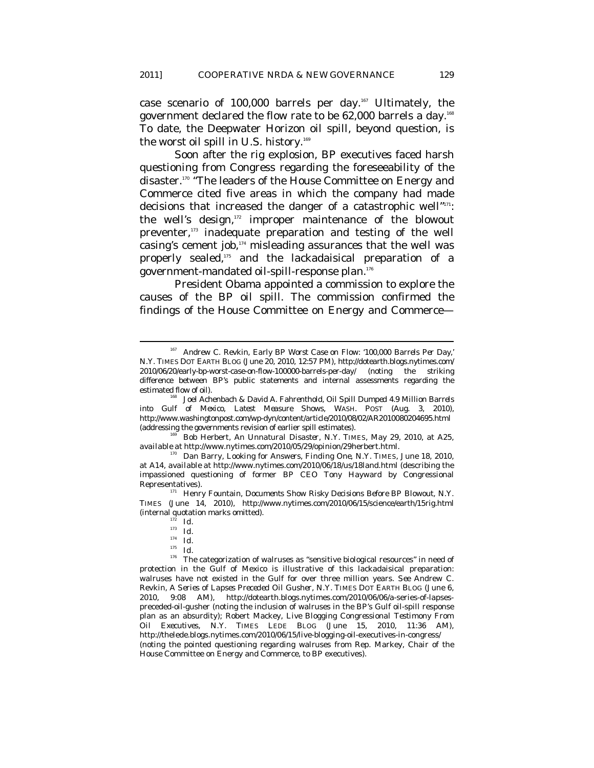case scenario of 100,000 barrels per day.[167] Ultimately, the government declared the flow rate to be 62,000 barrels a day.[168] To date, the Deepwater Horizon oil spill, beyond question, is the worst oil spill in U.S. history.[169]

Soon after the rig explosion, BP executives faced harsh questioning from Congress regarding the foreseeability of the disaster.[170] "The leaders of the House Committee on Energy and Commerce cited five areas in which the company had made decisions that increased the danger of a catastrophic well"[171]: the well's design,[172] improper maintenance of the blowout preventer,[173] inadequate preparation and testing of the well casing's cement job,[174] misleading assurances that the well was properly sealed,[175] and the lackadaisical preparation of a government-mandated oil-spill-response plan.[176]

President Obama appointed a commission to explore the causes of the BP oil spill. The commission confirmed the findings of the House Committee on Energy and Commerce—

---

[167] Andrew C. Revkin, *Early BP Worst Case on Flow: '100,000 Barrels Per Day,'* N.Y. TIMES DOT EARTH BLOG (June 20, 2010, 12:57 PM), http://dotearth.blogs.nytimes.com/2010/06/20/early-bp-worst-case-on-flow-100000-barrels-per-day/ (noting the striking difference between BP's public statements and internal assessments regarding the estimated flow of oil).

[168] Joel Achenbach & David A. Fahrenthold, *Oil Spill Dumped 4.9 Million Barrels into Gulf of Mexico, Latest Measure Shows*, WASH. POST (Aug. 3, 2010), http://www.washingtonpost.com/wp-dyn/content/article/2010/08/02/AR2010080204695.html (addressing the governments revision of earlier spill estimates).

[169] Bob Herbert, *An Unnatural Disaster*, N.Y. TIMES, May 29, 2010, at A25, *available at* http://www.nytimes.com/2010/05/29/opinion/29herbert.html.

[170] Dan Barry, *Looking for Answers, Finding One*, N.Y. TIMES, June 18, 2010, at A14, *available at* http://www.nytimes.com/2010/06/18/us/18land.html (describing the impassioned questioning of former BP CEO Tony Hayward by Congressional Representatives).

[171] Henry Fountain, *Documents Show Risky Decisions Before BP Blowout*, N.Y. TIMES (June 14, 2010), http://www.nytimes.com/2010/06/15/science/earth/15rig.html (internal quotation marks omitted).

[172] *Id.*

[173] *Id.*

[174] *Id.*

[175] *Id.*

[176] The categorization of walruses as "sensitive biological resources" in need of protection in the Gulf of Mexico is illustrative of this lackadaisical preparation: walruses have not existed in the Gulf for over three million years. *See* Andrew C. Revkin, *A Series of Lapses Preceded Oil Gusher*, N.Y. TIMES DOT EARTH BLOG (June 6, 2010, 9:08 AM), http://dotearth.blogs.nytimes.com/2010/06/06/a-series-of-lapses-preceded-oil-gusher (noting the inclusion of walruses in the BP's Gulf oil-spill response plan as an absurdity); Robert Mackey, *Live Blogging Congressional Testimony From Oil Executives*, N.Y. TIMES LEDE BLOG (June 15, 2010, 11:36 AM), http://thelede.blogs.nytimes.com/2010/06/15/live-blogging-oil-executives-in-congress/ (noting the pointed questioning regarding walruses from Rep. Markey, Chair of the House Committee on Energy and Commerce, to BP executives).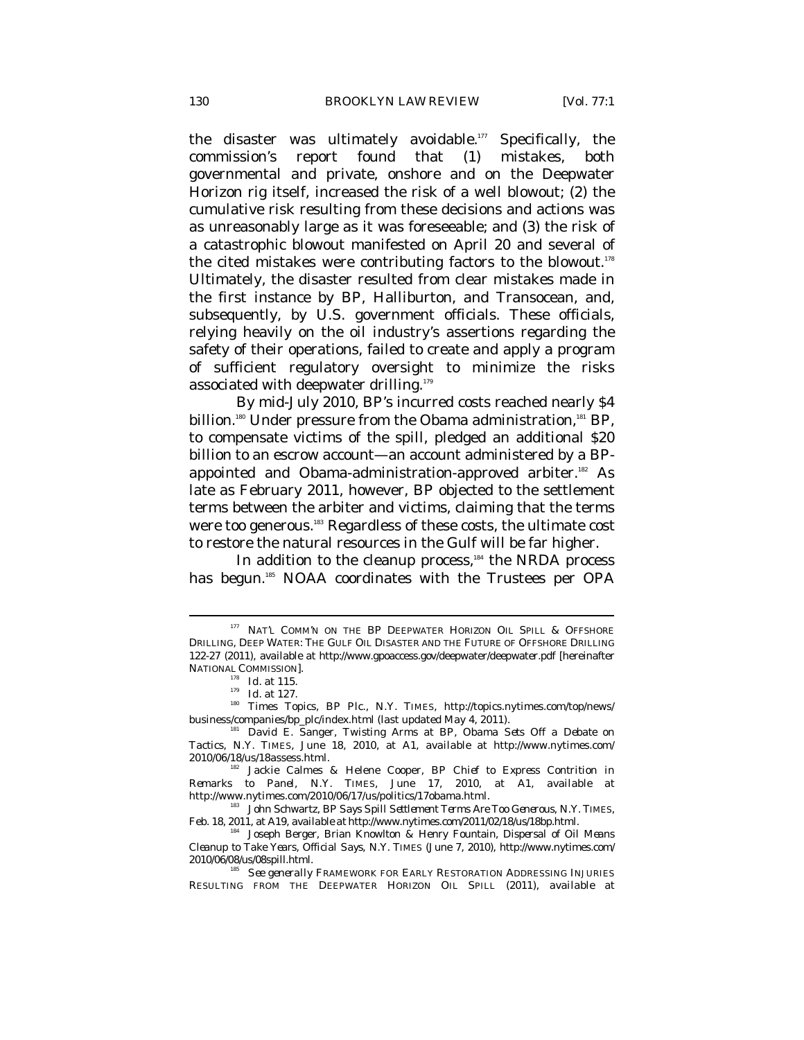the disaster was ultimately avoidable.[177] Specifically, the commission's report found that (1) mistakes, both governmental and private, onshore and on the Deepwater Horizon rig itself, increased the risk of a well blowout; (2) the cumulative risk resulting from these decisions and actions was as unreasonably large as it was foreseeable; and (3) the risk of a catastrophic blowout manifested on April 20 and several of the cited mistakes were contributing factors to the blowout.[178] Ultimately, the disaster resulted from clear mistakes made in the first instance by BP, Halliburton, and Transocean, and, subsequently, by U.S. government officials. These officials, relying heavily on the oil industry's assertions regarding the safety of their operations, failed to create and apply a program of sufficient regulatory oversight to minimize the risks associated with deepwater drilling.[179]

By mid-July 2010, BP's incurred costs reached nearly $4 billion.[180] Under pressure from the Obama administration,[181] BP, to compensate victims of the spill, pledged an additional $20 billion to an escrow account—an account administered by a BP-appointed and Obama-administration-approved arbiter.[182] As late as February 2011, however, BP objected to the settlement terms between the arbiter and victims, claiming that the terms were too generous.[183] Regardless of these costs, the ultimate cost to restore the natural resources in the Gulf will be far higher.

In addition to the cleanup process,[184] the NRDA process has begun.[185] NOAA coordinates with the Trustees per OPA

---

[177] NAT'L COMM'N ON THE BP DEEPWATER HORIZON OIL SPILL & OFFSHORE DRILLING, DEEP WATER: THE GULF OIL DISASTER AND THE FUTURE OF OFFSHORE DRILLING 122-27 (2011), *available at* http://www.gpoaccess.gov/deepwater/deepwater.pdf [hereinafter NATIONAL COMMISSION].

[178] *Id.* at 115.

[179] *Id.* at 127.

[180] *Times Topics, BP Plc.*, N.Y. TIMES, http://topics.nytimes.com/top/news/business/companies/bp_plc/index.html (last updated May 4, 2011).

[181] David E. Sanger, *Twisting Arms at BP, Obama Sets Off a Debate on Tactics*, N.Y. TIMES, June 18, 2010, at A1, *available at* http://www.nytimes.com/2010/06/18/us/18assess.html.

[182] Jackie Calmes & Helene Cooper, *BP Chief to Express Contrition in Remarks to Panel*, N.Y. TIMES, June 17, 2010, at A1, *available at* http://www.nytimes.com/2010/06/17/us/politics/17obama.html.

[183] John Schwartz, *BP Says Spill Settlement Terms Are Too Generous*, N.Y. TIMES, Feb. 18, 2011, at A19, *available at* http://www.nytimes.com/2011/02/18/us/18bp.html.

[184] Joseph Berger, Brian Knowlton & Henry Fountain, *Dispersal of Oil Means Cleanup to Take Years, Official Says*, N.Y. TIMES (June 7, 2010), http://www.nytimes.com/2010/06/08/us/08spill.html.

[185] *See generally* FRAMEWORK FOR EARLY RESTORATION ADDRESSING INJURIES RESULTING FROM THE DEEPWATER HORIZON OIL SPILL (2011), *available at*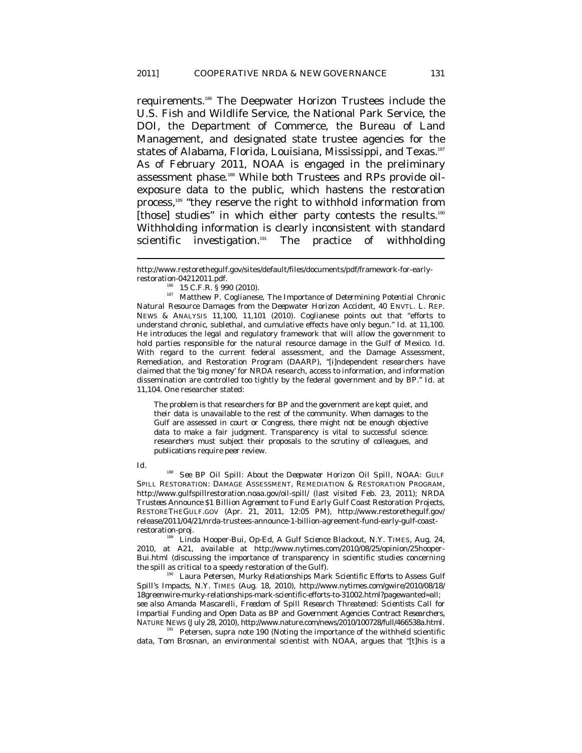requirements.[186] The Deepwater Horizon Trustees include the U.S. Fish and Wildlife Service, the National Park Service, the DOI, the Department of Commerce, the Bureau of Land Management, and designated state trustee agencies for the states of Alabama, Florida, Louisiana, Mississippi, and Texas.[187] As of February 2011, NOAA is engaged in the preliminary assessment phase.[188] While both Trustees and RPs provide oil-exposure data to the public, which hastens the restoration process,[189] "they reserve the right to withhold information from [those] studies" in which either party contests the results.[190] Withholding information is clearly inconsistent with standard scientific investigation.[191] The practice of withholding

---

http://www.restorethegulf.gov/sites/default/files/documents/pdf/framework-for-early-restoration-04212011.pdf.

[186] 15 C.F.R. § 990 (2010).

[187] Matthew P. Coglianese, *The Importance of Determining Potential Chronic Natural Resource Damages from the Deepwater Horizon Accident*, 40 ENVTL. L. REP. NEWS & ANALYSIS 11,100, 11,101 (2010). Coglianese points out that "efforts to understand chronic, sublethal, and cumulative effects have only begun." *Id.* at 11,100. He introduces the legal and regulatory framework that will allow the government to hold parties responsible for the natural resource damage in the Gulf of Mexico. *Id.* With regard to the current federal assessment, and the Damage Assessment, Remediation, and Restoration Program (DAARP), "[i]ndependent researchers have claimed that the 'big money' for NRDA research, access to information, and information dissemination are controlled too tightly by the federal government and by BP." *Id.* at 11,104. One researcher stated:

> The problem is that researchers for BP and the government are kept quiet, and their data is unavailable to the rest of the community. When damages to the Gulf are assessed in court or Congress, there might not be enough objective data to make a fair judgment. Transparency is vital to successful science: researchers must subject their proposals to the scrutiny of colleagues, and publications require peer review.

*Id.*

[188] *See BP Oil Spill: About the Deepwater Horizon Oil Spill*, NOAA: GULF SPILL RESTORATION: DAMAGE ASSESSMENT, REMEDIATION & RESTORATION PROGRAM, http://www.gulfspillrestoration.noaa.gov/oil-spill/ (last visited Feb. 23, 2011); *NRDA Trustees Announce $1 Billion Agreement to Fund Early Gulf Coast Restoration Projects*, RESTORETHEGULF.GOV (Apr. 21, 2011, 12:05 PM), http://www.restorethegulf.gov/release/2011/04/21/nrda-trustees-announce-1-billion-agreement-fund-early-gulf-coast-restoration-proj.

[189] Linda Hooper-Bui, Op-Ed, *A Gulf Science Blackout*, N.Y. TIMES, Aug. 24, 2010, at A21, *available at* http://www.nytimes.com/2010/08/25/opinion/25hooper-Bui.html (discussing the importance of transparency in scientific studies concerning the spill as critical to a speedy restoration of the Gulf).

[190] Laura Petersen, *Murky Relationships Mark Scientific Efforts to Assess Gulf Spill's Impacts*, N.Y. TIMES (Aug. 18, 2010), http://www.nytimes.com/gwire/2010/08/18/18greenwire-murky-relationships-mark-scientific-efforts-to-31002.html?pagewanted=all; *see also* Amanda Mascarelli, *Freedom of Spill Research Threatened: Scientists Call for Impartial Funding and Open Data as BP and Government Agencies Contract Researchers*, NATURE NEWS (July 28, 2010), http://www.nature.com/news/2010/100728/full/466538a.html.

[191] Petersen, *supra* note 190 (Noting the importance of the withheld scientific data, Tom Brosnan, an environmental scientist with NOAA, argues that "[t]his is a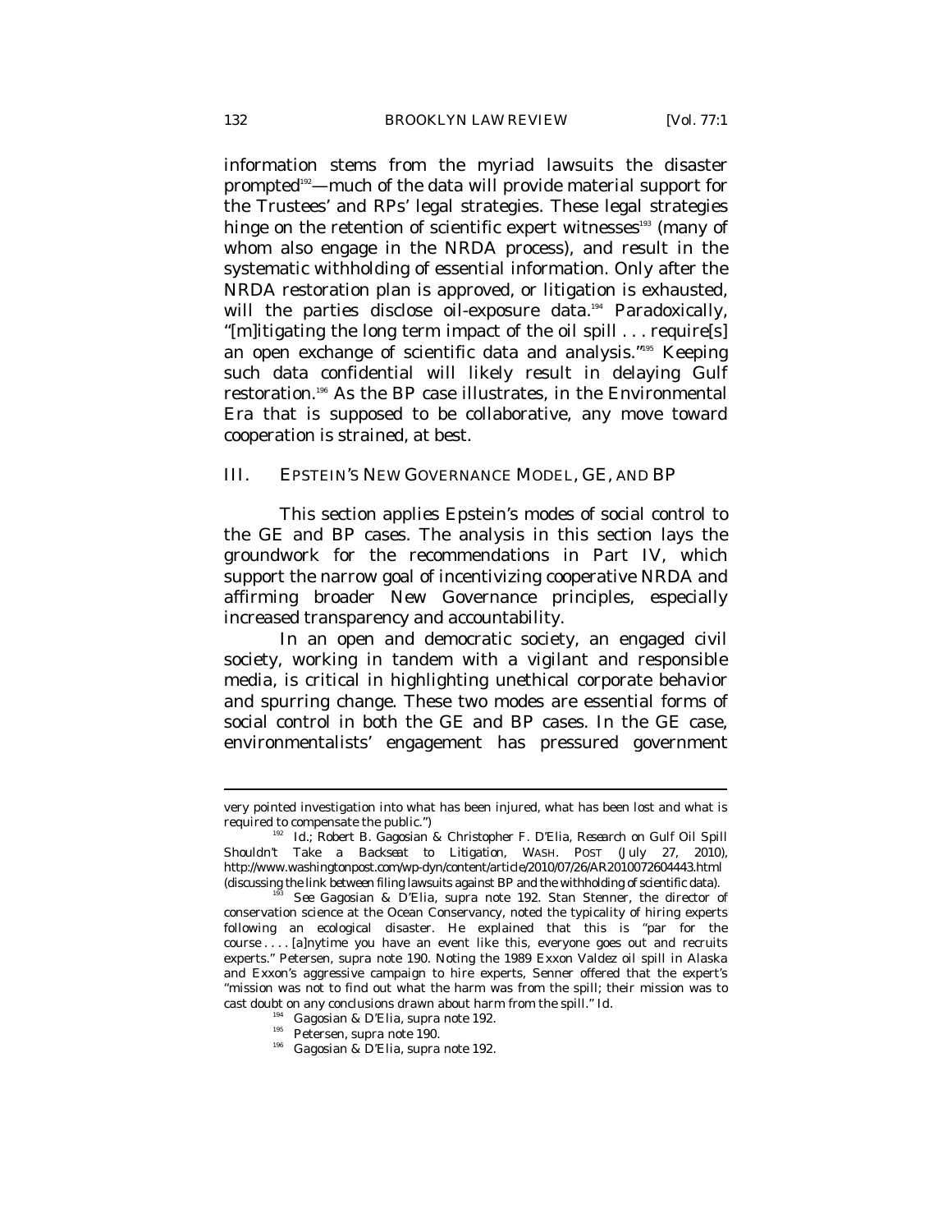information stems from the myriad lawsuits the disaster prompted[192]—much of the data will provide material support for the Trustees' and RPs' legal strategies. These legal strategies hinge on the retention of scientific expert witnesses[193] (many of whom also engage in the NRDA process), and result in the systematic withholding of essential information. Only after the NRDA restoration plan is approved, or litigation is exhausted, will the parties disclose oil-exposure data.[194] Paradoxically, "[m]itigating the long term impact of the oil spill . . . require[s] an open exchange of scientific data and analysis."[195] Keeping such data confidential will likely result in delaying Gulf restoration.[196] As the BP case illustrates, in the Environmental Era that is supposed to be collaborative, any move toward cooperation is strained, at best.

## III. EPSTEIN'S NEW GOVERNANCE MODEL, GE, AND BP

This section applies Epstein's modes of social control to the GE and BP cases. The analysis in this section lays the groundwork for the recommendations in Part IV, which support the narrow goal of incentivizing cooperative NRDA and affirming broader New Governance principles, especially increased transparency and accountability.

In an open and democratic society, an engaged civil society, working in tandem with a vigilant and responsible media, is critical in highlighting unethical corporate behavior and spurring change. These two modes are essential forms of social control in both the GE and BP cases. In the GE case, environmentalists' engagement has pressured government

---

very pointed investigation into what has been injured, what has been lost and what is required to compensate the public.")

[192] *Id.*; Robert B. Gagosian & Christopher F. D'Elia, *Research on Gulf Oil Spill Shouldn't Take a Backseat to Litigation*, WASH. POST (July 27, 2010), http://www.washingtonpost.com/wp-dyn/content/article/2010/07/26/AR2010072604443.html (discussing the link between filing lawsuits against BP and the withholding of scientific data).

[193] *See* Gagosian & D'Elia, *supra* note 192. Stan Stenner, the director of conservation science at the Ocean Conservancy, noted the typicality of hiring experts following an ecological disaster. He explained that this is "par for the course . . . . [a]nytime you have an event like this, everyone goes out and recruits experts." Petersen, *supra* note 190. Noting the 1989 Exxon Valdez oil spill in Alaska and Exxon's aggressive campaign to hire experts, Senner offered that the expert's "mission was not to find out what the harm was from the spill; their mission was to cast doubt on any conclusions drawn about harm from the spill." *Id.*

[194] Gagosian & D'Elia, *supra* note 192.

[195] Petersen, *supra* note 190.

[196] Gagosian & D'Elia, *supra* note 192.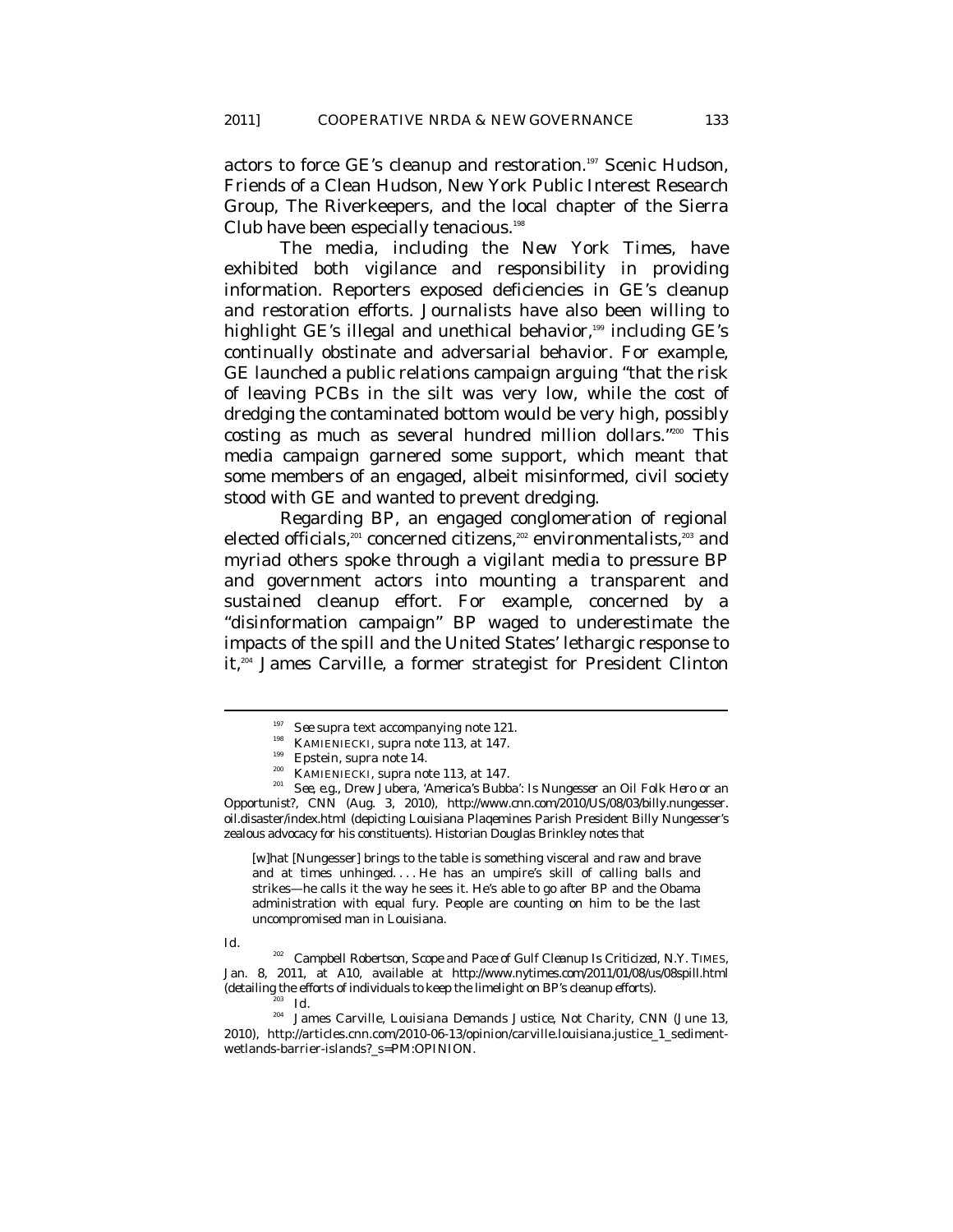actors to force GE's cleanup and restoration.[197] Scenic Hudson, Friends of a Clean Hudson, New York Public Interest Research Group, The Riverkeepers, and the local chapter of the Sierra Club have been especially tenacious.[198]

The media, including the *New York Times*, have exhibited both vigilance and responsibility in providing information. Reporters exposed deficiencies in GE's cleanup and restoration efforts. Journalists have also been willing to highlight GE's illegal and unethical behavior,[199] including GE's continually obstinate and adversarial behavior. For example, GE launched a public relations campaign arguing "that the risk of leaving PCBs in the silt was very low, while the cost of dredging the contaminated bottom would be very high, possibly costing as much as several hundred million dollars."[200] This media campaign garnered some support, which meant that some members of an engaged, albeit misinformed, civil society stood with GE and wanted to prevent dredging.

Regarding BP, an engaged conglomeration of regional elected officials,[201] concerned citizens,[202] environmentalists,[203] and myriad others spoke through a vigilant media to pressure BP and government actors into mounting a transparent and sustained cleanup effort. For example, concerned by a "disinformation campaign" BP waged to underestimate the impacts of the spill and the United States' lethargic response to it,[204] James Carville, a former strategist for President Clinton

---

[197] *See supra* text accompanying note 121.

[198] KAMIENIECKI, *supra* note 113, at 147.

[199] Epstein, *supra* note 14.

[200] KAMIENIECKI, *supra* note 113, at 147.

[201] *See, e.g.*, Drew Jubera, *'America's Bubba': Is Nungesser an Oil Folk Hero or an Opportunist?*, CNN (Aug. 3, 2010), http://www.cnn.com/2010/US/08/03/billy.nungesser.oil.disaster/index.html (depicting Louisiana Plaqemines Parish President Billy Nungesser's zealous advocacy for his constituents). Historian Douglas Brinkley notes that

> [w]hat [Nungesser] brings to the table is something visceral and raw and brave and at times unhinged. . . . He has an umpire's skill of calling balls and strikes—he calls it the way he sees it. He's able to go after BP and the Obama administration with equal fury. People are counting on him to be the last uncompromised man in Louisiana.

*Id.*

[202] Campbell Robertson, *Scope and Pace of Gulf Cleanup Is Criticized*, N.Y. TIMES, Jan. 8, 2011, at A10, *available at* http://www.nytimes.com/2011/01/08/us/08spill.html (detailing the efforts of individuals to keep the limelight on BP's cleanup efforts).

[203] *Id.*

[204] James Carville, *Louisiana Demands Justice, Not Charity*, CNN (June 13, 2010), http://articles.cnn.com/2010-06-13/opinion/carville.louisiana.justice_1_sediment-wetlands-barrier-islands?_s=PM:OPINION.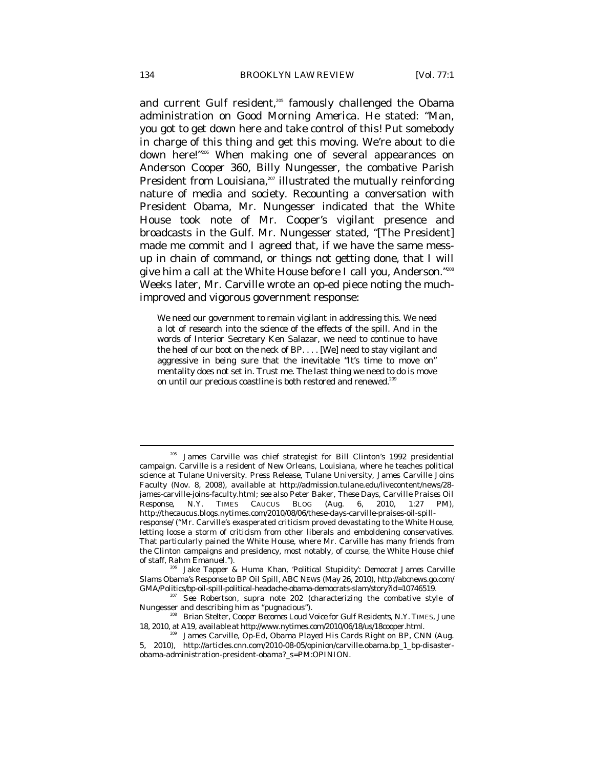and current Gulf resident,[205] famously challenged the Obama administration on *Good Morning America*. He stated: "Man, you got to get down here and take control of this! Put somebody in charge of this thing and get this moving. We're about to die down here!"[206] When making one of several appearances on *Anderson Cooper 360*, Billy Nungesser, the combative Parish President from Louisiana,[207] illustrated the mutually reinforcing nature of media and society. Recounting a conversation with President Obama, Mr. Nungesser indicated that the White House took note of Mr. Cooper's vigilant presence and broadcasts in the Gulf. Mr. Nungesser stated, "[The President] made me commit and I agreed that, if we have the same mess-up in chain of command, or things not getting done, that I will give him a call at the White House before I call you, Anderson."[208] Weeks later, Mr. Carville wrote an op-ed piece noting the much-improved and vigorous government response:

> We need our government to remain vigilant in addressing this. We need a lot of research into the science of the effects of the spill. And in the words of Interior Secretary Ken Salazar, we need to continue to have the heel of our boot on the neck of BP. . . . [We] need to stay vigilant and aggressive in being sure that the inevitable "It's time to move on" mentality does not set in. Trust me. The last thing we need to do is move on until our precious coastline is both restored and renewed.[209]

---

[205] James Carville was chief strategist for Bill Clinton's 1992 presidential campaign. Carville is a resident of New Orleans, Louisiana, where he teaches political science at Tulane University. Press Release, Tulane University, James Carville Joins Faculty (Nov. 8, 2008), *available at* http://admission.tulane.edu/livecontent/news/28-james-carville-joins-faculty.html; *see also* Peter Baker, *These Days, Carville Praises Oil Response*, N.Y. TIMES CAUCUS BLOG (Aug. 6, 2010, 1:27 PM), http://thecaucus.blogs.nytimes.com/2010/08/06/these-days-carville-praises-oil-spill-response/ ("Mr. Carville's exasperated criticism proved devastating to the White House, letting loose a storm of criticism from other liberals and emboldening conservatives. That particularly pained the White House, where Mr. Carville has many friends from the Clinton campaigns and presidency, most notably, of course, the White House chief of staff, Rahm Emanuel.").

[206] Jake Tapper & Huma Khan, *'Political Stupidity': Democrat James Carville Slams Obama's Response to BP Oil Spill*, ABC NEWS (May 26, 2010), http://abcnews.go.com/GMA/Politics/bp-oil-spill-political-headache-obama-democrats-slam/story?id=10746519.

[207] *See* Robertson, *supra* note 202 (characterizing the combative style of Nungesser and describing him as "pugnacious").

[208] Brian Stelter, *Cooper Becomes Loud Voice for Gulf Residents*, N.Y. TIMES, June 18, 2010, at A19, *available at* http://www.nytimes.com/2010/06/18/us/18cooper.html.

[209] James Carville, Op-Ed, *Obama Played His Cards Right on BP*, CNN (Aug. 5, 2010), http://articles.cnn.com/2010-08-05/opinion/carville.obama.bp_1_bp-disaster-obama-administration-president-obama?_s=PM:OPINION.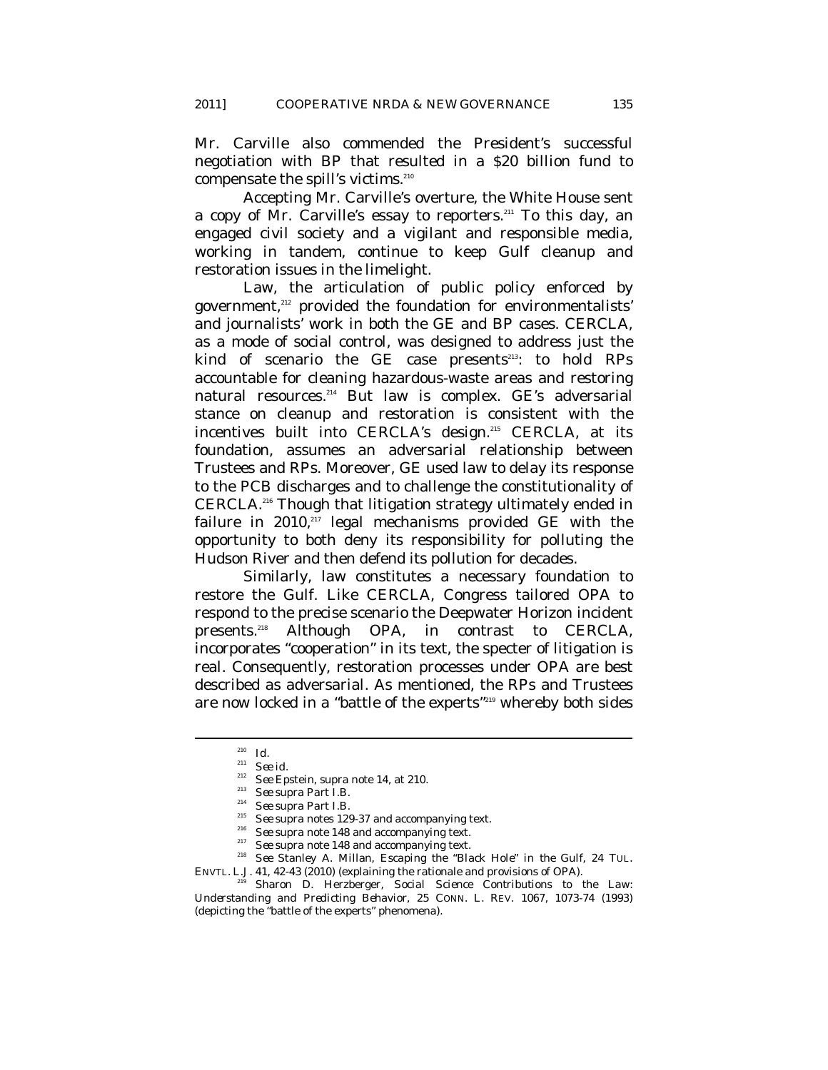Mr. Carville also commended the President's successful negotiation with BP that resulted in a $20 billion fund to compensate the spill's victims.[210]

Accepting Mr. Carville's overture, the White House sent a copy of Mr. Carville's essay to reporters.[211] To this day, an engaged civil society and a vigilant and responsible media, working in tandem, continue to keep Gulf cleanup and restoration issues in the limelight.

Law, the articulation of public policy enforced by government,[212] provided the foundation for environmentalists' and journalists' work in both the GE and BP cases. CERCLA, as a mode of social control, was designed to address just the kind of scenario the GE case presents[213]: to hold RPs accountable for cleaning hazardous-waste areas and restoring natural resources.[214] But law is complex. GE's adversarial stance on cleanup and restoration is consistent with the incentives built into CERCLA's design.[215] CERCLA, at its foundation, assumes an adversarial relationship between Trustees and RPs. Moreover, GE used law to delay its response to the PCB discharges and to challenge the constitutionality of CERCLA.[216] Though that litigation strategy ultimately ended in failure in 2010,[217] legal mechanisms provided GE with the opportunity to both deny its responsibility for polluting the Hudson River and then defend its pollution for decades.

Similarly, law constitutes a necessary foundation to restore the Gulf. Like CERCLA, Congress tailored OPA to respond to the precise scenario the Deepwater Horizon incident presents.[218] Although OPA, in contrast to CERCLA, incorporates "cooperation" in its text, the specter of litigation is real. Consequently, restoration processes under OPA are best described as adversarial. As mentioned, the RPs and Trustees are now locked in a "battle of the experts"[219] whereby both sides

---

[210] *Id.*

[211] *See id.*

[212] *See* Epstein, *supra* note 14, at 210.

[213] *See supra* Part I.B.

[214] *See supra* Part I.B.

[215] *See supra* notes 129-37 and accompanying text.

[216] *See supra* note 148 and accompanying text.

[217] *See supra* note 148 and accompanying text.

[218] *See* Stanley A. Millan, *Escaping the "Black Hole" in the Gulf*, 24 TUL. ENVTL. L.J. 41, 42-43 (2010) (explaining the rationale and provisions of OPA).

[219] Sharon D. Herzberger, *Social Science Contributions to the Law: Understanding and Predicting Behavior*, 25 CONN. L. REV. 1067, 1073-74 (1993) (depicting the "battle of the experts" phenomena).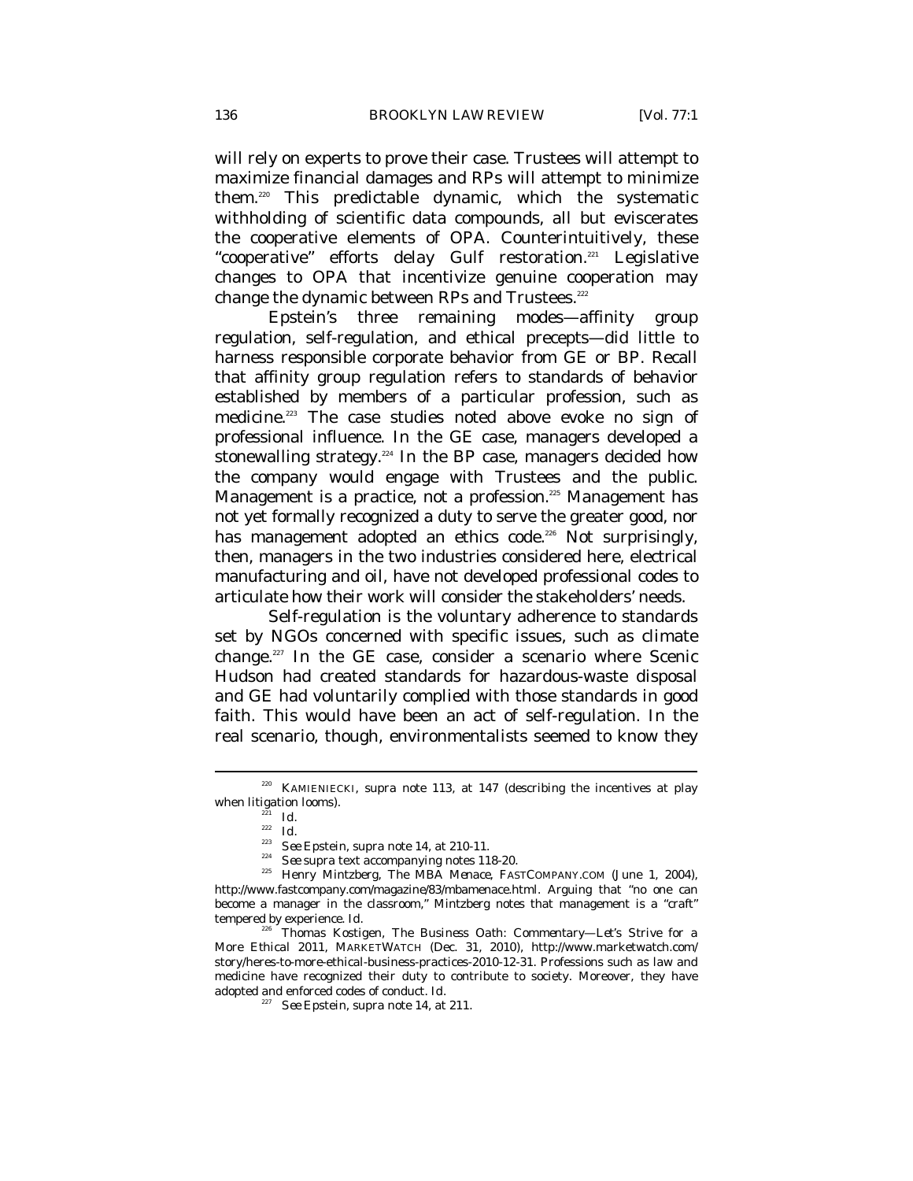will rely on experts to prove their case. Trustees will attempt to maximize financial damages and RPs will attempt to minimize them.[220] This predictable dynamic, which the systematic withholding of scientific data compounds, all but eviscerates the cooperative elements of OPA. Counterintuitively, these "cooperative" efforts delay Gulf restoration.[221] Legislative changes to OPA that incentivize genuine cooperation may change the dynamic between RPs and Trustees.[222]

Epstein's three remaining modes—affinity group regulation, self-regulation, and ethical precepts—did little to harness responsible corporate behavior from GE or BP. Recall that affinity group regulation refers to standards of behavior established by members of a particular profession, such as medicine.[223] The case studies noted above evoke no sign of professional influence. In the GE case, managers developed a stonewalling strategy.[224] In the BP case, managers decided how the company would engage with Trustees and the public. Management is a practice, not a profession.[225] Management has not yet formally recognized a duty to serve the greater good, nor has management adopted an ethics code.[226] Not surprisingly, then, managers in the two industries considered here, electrical manufacturing and oil, have not developed professional codes to articulate how their work will consider the stakeholders' needs.

Self-regulation is the voluntary adherence to standards set by NGOs concerned with specific issues, such as climate change.[227] In the GE case, consider a scenario where Scenic Hudson had created standards for hazardous-waste disposal and GE had voluntarily complied with those standards in good faith. This would have been an act of self-regulation. In the real scenario, though, environmentalists seemed to know they

---

[220] KAMIENIECKI, *supra* note 113, at 147 (describing the incentives at play when litigation looms).

[221] *Id.*

[222] *Id.*

[223] *See* Epstein, *supra* note 14, at 210-11.

[224] *See supra* text accompanying notes 118-20.

[225] Henry Mintzberg, *The MBA Menace*, FASTCOMPANY.COM (June 1, 2004), http://www.fastcompany.com/magazine/83/mbamenace.html. Arguing that "no one can become a manager in the classroom," Mintzberg notes that management is a "craft" tempered by experience. *Id.*

[226] Thomas Kostigen, *The Business Oath: Commentary—Let's Strive for a More Ethical 2011*, MARKETWATCH (Dec. 31, 2010), http://www.marketwatch.com/story/heres-to-more-ethical-business-practices-2010-12-31. Professions such as law and medicine have recognized their duty to contribute to society. Moreover, they have adopted and enforced codes of conduct. *Id.*

[227] *See* Epstein, *supra* note 14, at 211.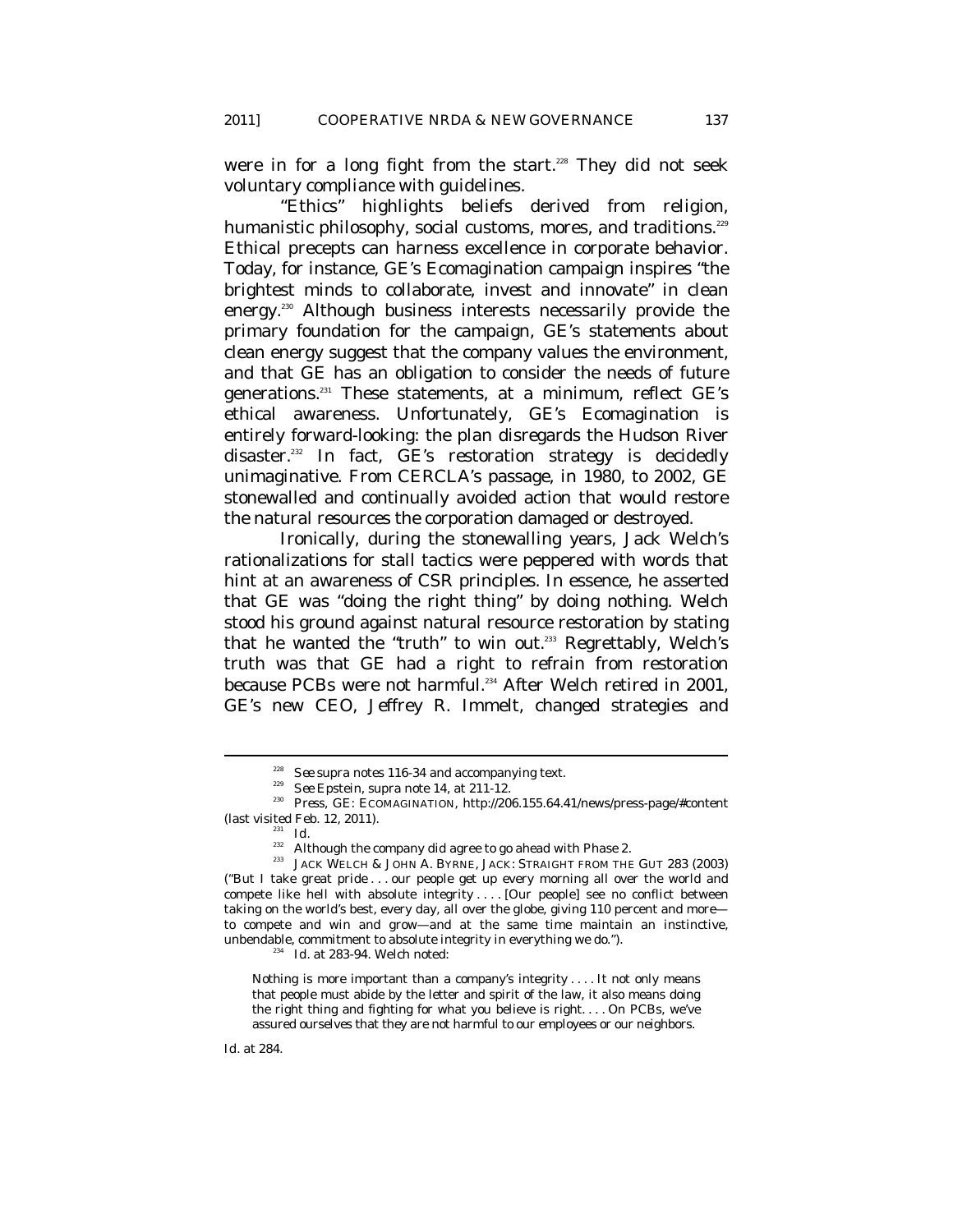were in for a long fight from the start.[228] They did not seek voluntary compliance with guidelines.

"Ethics" highlights beliefs derived from religion, humanistic philosophy, social customs, mores, and traditions.[229] Ethical precepts can harness excellence in corporate behavior. Today, for instance, GE's Ecomagination campaign inspires "the brightest minds to collaborate, invest and innovate" in clean energy.[230] Although business interests necessarily provide the primary foundation for the campaign, GE's statements about clean energy suggest that the company values the environment, and that GE has an obligation to consider the needs of future generations.[231] These statements, at a minimum, reflect GE's ethical awareness. Unfortunately, GE's Ecomagination is entirely forward-looking: the plan disregards the Hudson River disaster.[232] In fact, GE's restoration strategy is decidedly unimaginative. From CERCLA's passage, in 1980, to 2002, GE stonewalled and continually avoided action that would restore the natural resources the corporation damaged or destroyed.

Ironically, during the stonewalling years, Jack Welch's rationalizations for stall tactics were peppered with words that hint at an awareness of CSR principles. In essence, he asserted that GE was "doing the right thing" by doing nothing. Welch stood his ground against natural resource restoration by stating that he wanted the "truth" to win out.[233] Regrettably, Welch's truth was that GE had a right to refrain from restoration because PCBs were not harmful.[234] After Welch retired in 2001, GE's new CEO, Jeffrey R. Immelt, changed strategies and

---

[228] *See supra* notes 116-34 and accompanying text.

[229] *See* Epstein, *supra* note 14, at 211-12.

[230] Press, GE: ECOMAGINATION, http://206.155.64.41/news/press-page/#content (last visited Feb. 12, 2011).

[231] *Id.*

[232] Although the company did agree to go ahead with Phase 2.

[233] JACK WELCH & JOHN A. BYRNE, JACK: STRAIGHT FROM THE GUT 283 (2003) ("But I take great pride . . . our people get up every morning all over the world and compete like hell with absolute integrity . . . . [Our people] see no conflict between taking on the world's best, every day, all over the globe, giving 110 percent and more—to compete and win and grow—and at the same time maintain an instinctive, unbendable, commitment to absolute integrity in everything we do.").

[234] *Id.* at 283-94. Welch noted:

> Nothing is more important than a company's integrity . . . . It not only means that people must abide by the letter and spirit of the law, it also means doing the right thing and fighting for what you believe is right. . . . On PCBs, we've assured ourselves that they are not harmful to our employees or our neighbors.

*Id.* at 284.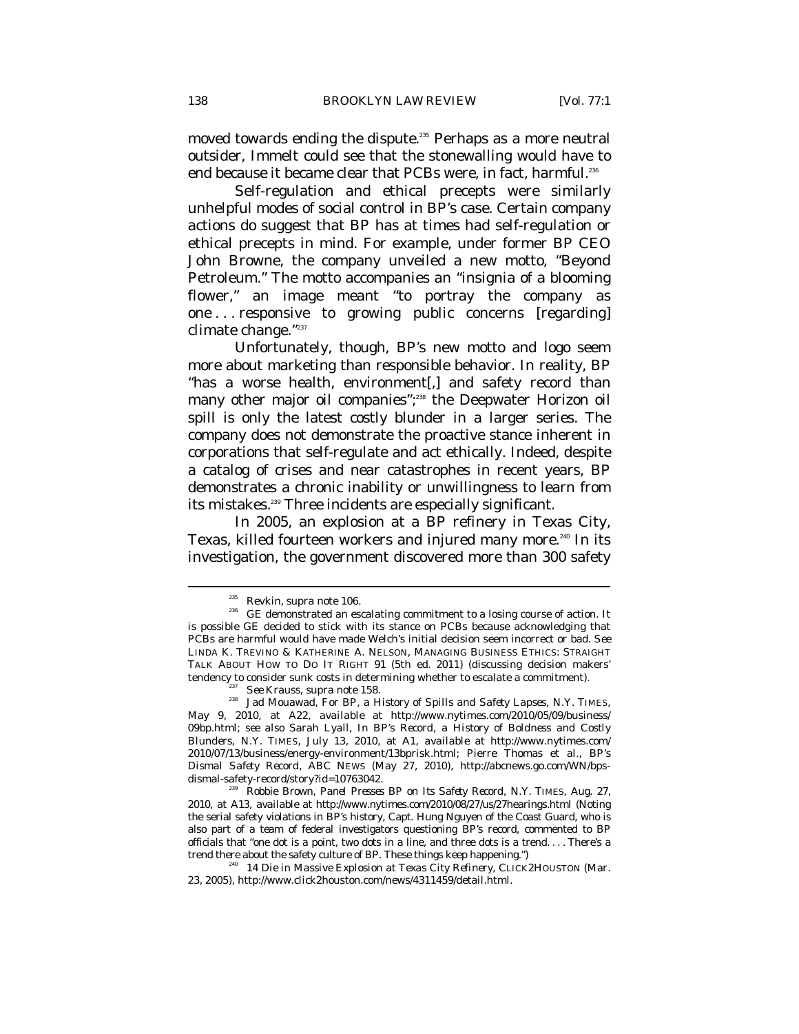moved towards ending the dispute.[235] Perhaps as a more neutral outsider, Immelt could see that the stonewalling would have to end because it became clear that PCBs were, in fact, harmful.[236]

Self-regulation and ethical precepts were similarly unhelpful modes of social control in BP's case. Certain company actions do suggest that BP has at times had self-regulation or ethical precepts in mind. For example, under former BP CEO John Browne, the company unveiled a new motto, "Beyond Petroleum." The motto accompanies an "insignia of a blooming flower," an image meant "to portray the company as one . . . responsive to growing public concerns [regarding] climate change."[237]

Unfortunately, though, BP's new motto and logo seem more about marketing than responsible behavior. In reality, BP "has a worse health, environment[,] and safety record than many other major oil companies";[238] the Deepwater Horizon oil spill is only the latest costly blunder in a larger series. The company does not demonstrate the proactive stance inherent in corporations that self-regulate and act ethically. Indeed, despite a catalog of crises and near catastrophes in recent years, BP demonstrates a chronic inability or unwillingness to learn from its mistakes.[239] Three incidents are especially significant.

In 2005, an explosion at a BP refinery in Texas City, Texas, killed fourteen workers and injured many more.[240] In its investigation, the government discovered more than 300 safety

---

[235] Revkin, *supra* note 106.

[236] GE demonstrated an escalating commitment to a losing course of action. It is possible GE decided to stick with its stance on PCBs because acknowledging that PCBs are harmful would have made Welch's initial decision seem incorrect or bad. *See* LINDA K. TREVINO & KATHERINE A. NELSON, MANAGING BUSINESS ETHICS: STRAIGHT TALK ABOUT HOW TO DO IT RIGHT 91 (5th ed. 2011) (discussing decision makers' tendency to consider sunk costs in determining whether to escalate a commitment).

[237] *See* Krauss, *supra* note 158.

[238] Jad Mouawad, *For BP, a History of Spills and Safety Lapses*, N.Y. TIMES, May 9, 2010, at A22, *available at* http://www.nytimes.com/2010/05/09/business/09bp.html; *see also* Sarah Lyall, *In BP's Record, a History of Boldness and Costly Blunders*, N.Y. TIMES, July 13, 2010, at A1, *available at* http://www.nytimes.com/2010/07/13/business/energy-environment/13bprisk.html; Pierre Thomas et al., *BP's Dismal Safety Record*, ABC NEWS (May 27, 2010), http://abcnews.go.com/WN/bps-dismal-safety-record/story?id=10763042.

[239] Robbie Brown, *Panel Presses BP on Its Safety Record*, N.Y. TIMES, Aug. 27, 2010, at A13, *available at* http://www.nytimes.com/2010/08/27/us/27hearings.html (Noting the serial safety violations in BP's history, Capt. Hung Nguyen of the Coast Guard, who is also part of a team of federal investigators questioning BP's record, commented to BP officials that "one dot is a point, two dots in a line, and three dots is a trend. . . . There's a trend there about the safety culture of BP. These things keep happening.")

[240] *14 Die in Massive Explosion at Texas City Refinery*, CLICK2HOUSTON (Mar. 23, 2005), http://www.click2houston.com/news/4311459/detail.html.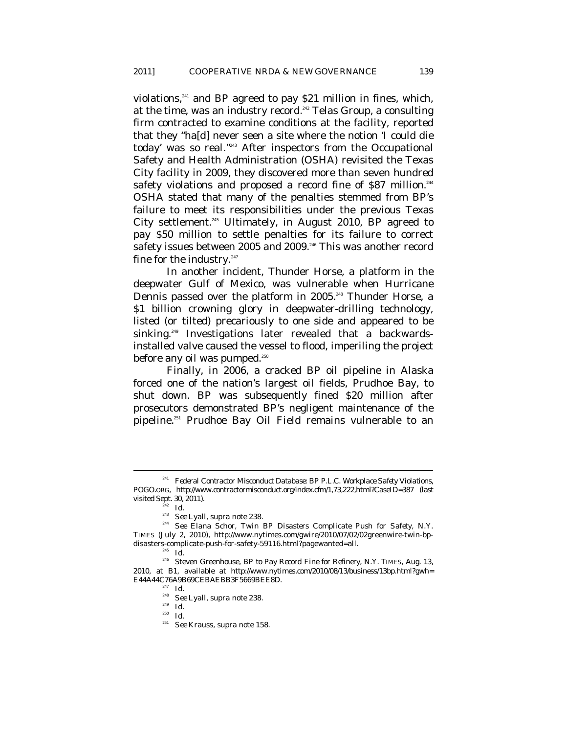violations,[241] and BP agreed to pay $21 million in fines, which, at the time, was an industry record.[242] Telas Group, a consulting firm contracted to examine conditions at the facility, reported that they "ha[d] never seen a site where the notion 'I could die today' was so real."[243] After inspectors from the Occupational Safety and Health Administration (OSHA) revisited the Texas City facility in 2009, they discovered more than seven hundred safety violations and proposed a record fine of $87 million.[244] OSHA stated that many of the penalties stemmed from BP's failure to meet its responsibilities under the previous Texas City settlement.[245] Ultimately, in August 2010, BP agreed to pay $50 million to settle penalties for its failure to correct safety issues between 2005 and 2009.[246] This was another record fine for the industry.[247]

In another incident, Thunder Horse, a platform in the deepwater Gulf of Mexico, was vulnerable when Hurricane Dennis passed over the platform in 2005.[248] Thunder Horse, a $1 billion crowning glory in deepwater-drilling technology, listed (or tilted) precariously to one side and appeared to be sinking.[249] Investigations later revealed that a backwards-installed valve caused the vessel to flood, imperiling the project before any oil was pumped.[250]

Finally, in 2006, a cracked BP oil pipeline in Alaska forced one of the nation's largest oil fields, Prudhoe Bay, to shut down. BP was subsequently fined $20 million after prosecutors demonstrated BP's negligent maintenance of the pipeline.[251] Prudhoe Bay Oil Field remains vulnerable to an

---

[241] *Federal Contractor Misconduct Database: BP P.L.C. Workplace Safety Violations*, POGO.ORG, http://www.contractormisconduct.org/index.cfm/1,73,222,html?CaseID=387 (last visited Sept. 30, 2011).

[242] *Id.*

[243] *See* Lyall, *supra* note 238.

[244] *See* Elana Schor, *Twin BP Disasters Complicate Push for Safety*, N.Y. TIMES (July 2, 2010), http://www.nytimes.com/gwire/2010/07/02/02greenwire-twin-bp-disasters-complicate-push-for-safety-59116.html?pagewanted=all.

[245] *Id.*

[246] Steven Greenhouse, *BP to Pay Record Fine for Refinery*, N.Y. TIMES, Aug. 13, 2010, at B1, *available at* http://www.nytimes.com/2010/08/13/business/13bp.html?gwh=E44A44C76A9B69CEBAEBB3F5669BEE8D.

[247] *Id.*

[248] *See* Lyall, *supra* note 238.

[249] *Id.*

[250] *Id.*

[251] *See* Krauss, *supra* note 158.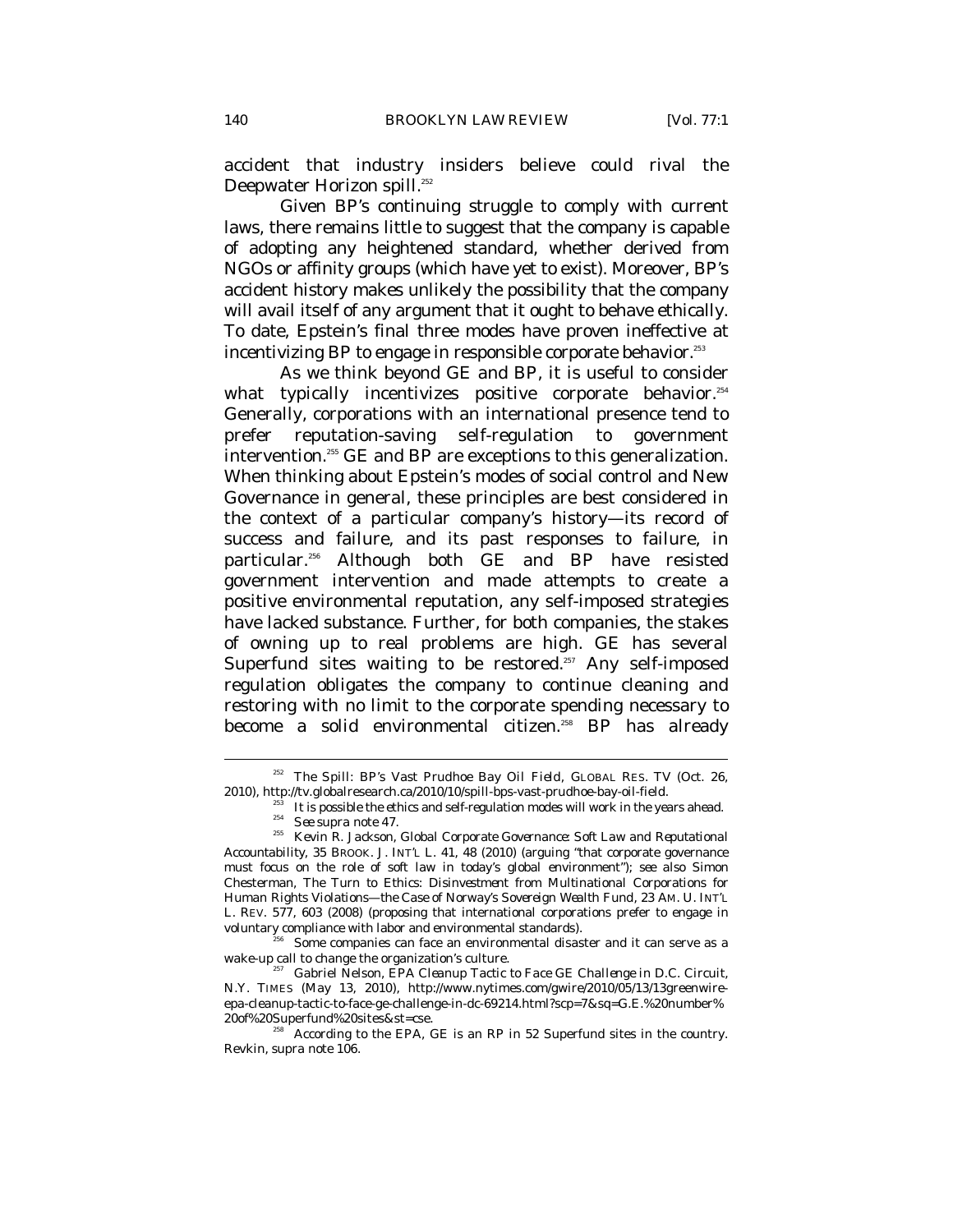accident that industry insiders believe could rival the Deepwater Horizon spill.[252]

Given BP's continuing struggle to comply with current laws, there remains little to suggest that the company is capable of adopting any heightened standard, whether derived from NGOs or affinity groups (which have yet to exist). Moreover, BP's accident history makes unlikely the possibility that the company will avail itself of any argument that it ought to behave ethically. To date, Epstein's final three modes have proven ineffective at incentivizing BP to engage in responsible corporate behavior.[253]

As we think beyond GE and BP, it is useful to consider what typically incentivizes positive corporate behavior.[254] Generally, corporations with an international presence tend to prefer reputation-saving self-regulation to government intervention.[255] GE and BP are exceptions to this generalization. When thinking about Epstein's modes of social control and New Governance in general, these principles are best considered in the context of a particular company's history—its record of success and failure, and its past responses to failure, in particular.[256] Although both GE and BP have resisted government intervention and made attempts to create a positive environmental reputation, any self-imposed strategies have lacked substance. Further, for both companies, the stakes of owning up to real problems are high. GE has several Superfund sites waiting to be restored.[257] Any self-imposed regulation obligates the company to continue cleaning and restoring with no limit to the corporate spending necessary to become a solid environmental citizen.[258] BP has already

---

[252] *The Spill: BP's Vast Prudhoe Bay Oil Field*, GLOBAL RES. TV (Oct. 26, 2010), http://tv.globalresearch.ca/2010/10/spill-bps-vast-prudhoe-bay-oil-field.

[253] It is possible the ethics and self-regulation modes will work in the years ahead.

[254] *See supra* note 47.

[255] Kevin R. Jackson, *Global Corporate Governance: Soft Law and Reputational Accountability*, 35 BROOK. J. INT'L L. 41, 48 (2010) (arguing "that corporate governance must focus on the role of soft law in today's global environment"); *see also* Simon Chesterman, *The Turn to Ethics: Disinvestment from Multinational Corporations for Human Rights Violations—the Case of Norway's Sovereign Wealth Fund*, 23 AM. U. INT'L L. REV. 577, 603 (2008) (proposing that international corporations prefer to engage in voluntary compliance with labor and environmental standards).

[256] Some companies can face an environmental disaster and it can serve as a wake-up call to change the organization's culture.

[257] Gabriel Nelson, *EPA Cleanup Tactic to Face GE Challenge in D.C. Circuit*, N.Y. TIMES (May 13, 2010), http://www.nytimes.com/gwire/2010/05/13/13greenwire-epa-cleanup-tactic-to-face-ge-challenge-in-dc-69214.html?scp=7&sq=G.E.%20number%20of%20Superfund%20sites&st=cse.

[258] According to the EPA, GE is an RP in 52 Superfund sites in the country. Revkin, *supra* note 106.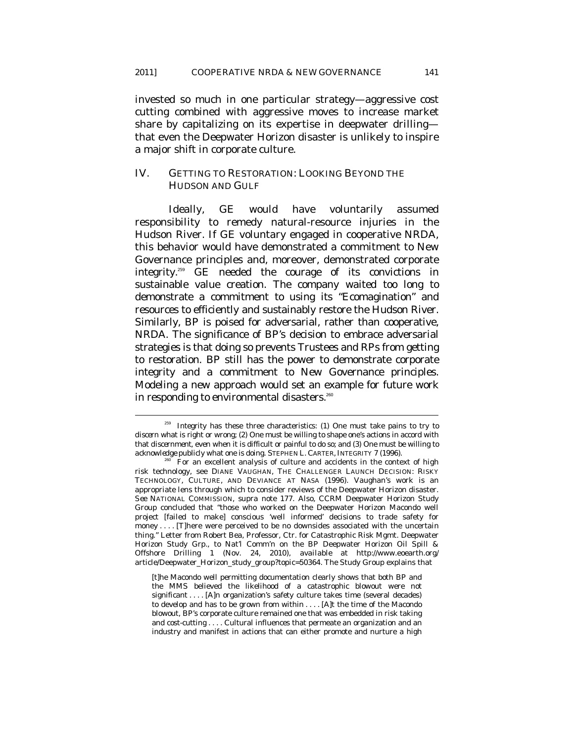invested so much in one particular strategy—aggressive cost cutting combined with aggressive moves to increase market share by capitalizing on its expertise in deepwater drilling—that even the Deepwater Horizon disaster is unlikely to inspire a major shift in corporate culture.

## IV. GETTING TO RESTORATION: LOOKING BEYOND THE HUDSON AND GULF

Ideally, GE would have voluntarily assumed responsibility to remedy natural-resource injuries in the Hudson River. If GE voluntary engaged in cooperative NRDA, this behavior would have demonstrated a commitment to New Governance principles and, moreover, demonstrated corporate integrity.[259] GE needed the courage of its convictions in sustainable value creation. The company waited too long to demonstrate a commitment to using its "Ecomagination" and resources to efficiently and sustainably restore the Hudson River. Similarly, BP is poised for adversarial, rather than cooperative, NRDA. The significance of BP's decision to embrace adversarial strategies is that doing so prevents Trustees and RPs from getting to restoration. BP still has the power to demonstrate corporate integrity and a commitment to New Governance principles. Modeling a new approach would set an example for future work in responding to environmental disasters.[260]

---

[259] Integrity has these three characteristics: (1) One must take pains to try to discern what is right or wrong; (2) One must be willing to shape one's actions in accord with that discernment, even when it is difficult or painful to do so; and (3) One must be willing to acknowledge publicly what one is doing. STEPHEN L. CARTER, INTEGRITY 7 (1996).

[260] For an excellent analysis of culture and accidents in the context of high risk technology, see DIANE VAUGHAN, THE CHALLENGER LAUNCH DECISION: RISKY TECHNOLOGY, CULTURE, AND DEVIANCE AT NASA (1996). Vaughan's work is an appropriate lens through which to consider reviews of the Deepwater Horizon disaster. *See* NATIONAL COMMISSION, *supra* note 177. Also, CCRM Deepwater Horizon Study Group concluded that "those who worked on the Deepwater Horizon Macondo well project [failed to make] conscious 'well informed' decisions to trade safety for money . . . . [T]here were perceived to be no downsides associated with the uncertain thing." Letter from Robert Bea, Professor, Ctr. for Catastrophic Risk Mgmt. Deepwater Horizon Study Grp., to Nat'l Comm'n on the BP Deepwater Horizon Oil Spill & Offshore Drilling 1 (Nov. 24, 2010), *available at* http://www.eoearth.org/article/Deepwater_Horizon_study_group?topic=50364. The Study Group explains that

> [t]he Macondo well permitting documentation clearly shows that both BP and the MMS believed the likelihood of a catastrophic blowout were not significant . . . . [A]n organization's safety culture takes time (several decades) to develop and has to be grown from within . . . . [A]t the time of the Macondo blowout, BP's corporate culture remained one that was embedded in risk taking and cost-cutting . . . . Cultural influences that permeate an organization and an industry and manifest in actions that can either promote and nurture a high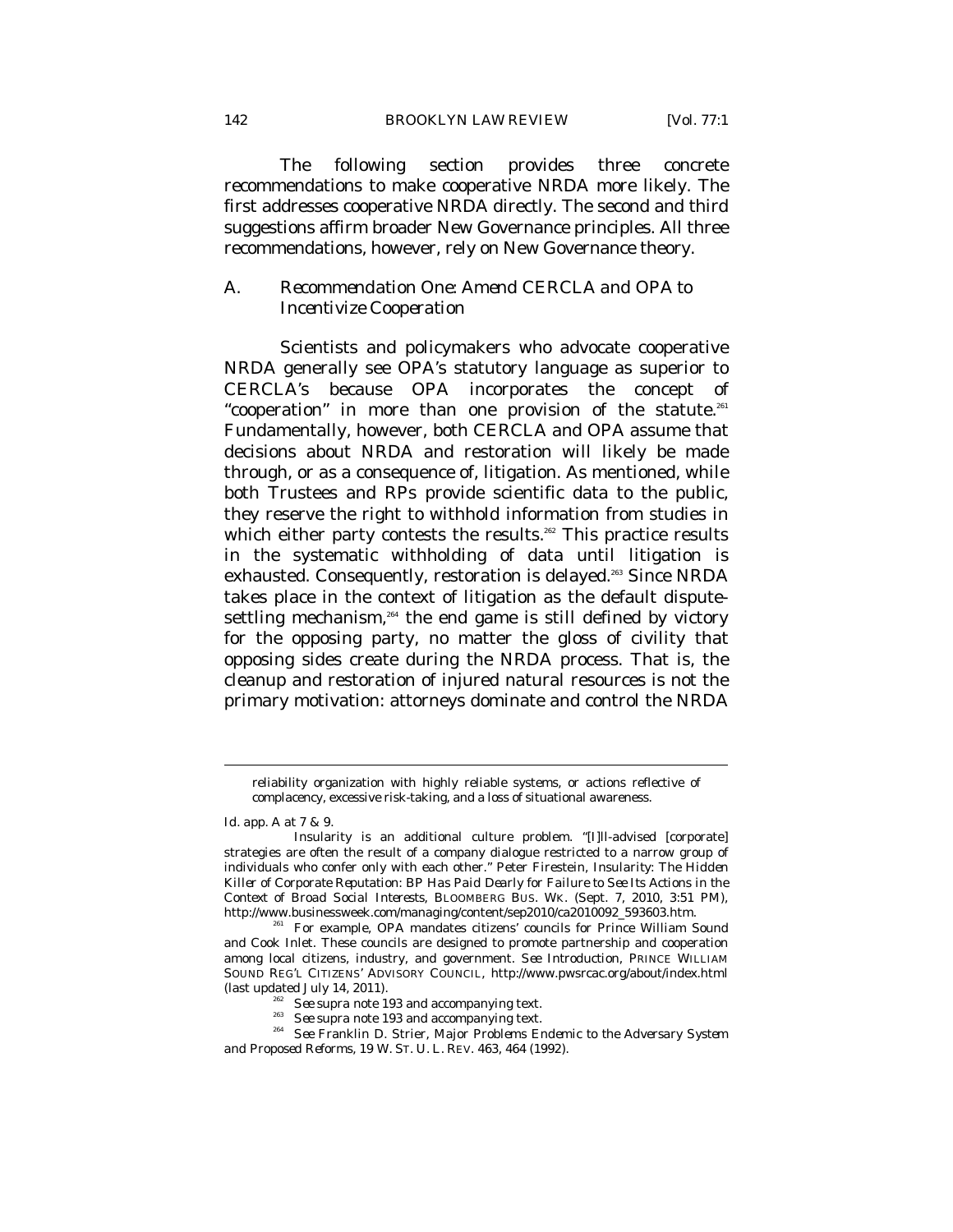The following section provides three concrete recommendations to make cooperative NRDA more likely. The first addresses cooperative NRDA directly. The second and third suggestions affirm broader New Governance principles. All three recommendations, however, rely on New Governance theory.

## A. *Recommendation One: Amend CERCLA and OPA to Incentivize Cooperation*

Scientists and policymakers who advocate cooperative NRDA generally see OPA's statutory language as superior to CERCLA's because OPA incorporates the concept of "cooperation" in more than one provision of the statute.[261] Fundamentally, however, both CERCLA and OPA assume that decisions about NRDA and restoration will likely be made through, or as a consequence of, litigation. As mentioned, while both Trustees and RPs provide scientific data to the public, they reserve the right to withhold information from studies in which either party contests the results.[262] This practice results in the systematic withholding of data until litigation is exhausted. Consequently, restoration is delayed.[263] Since NRDA takes place in the context of litigation as the default dispute-settling mechanism,[264] the end game is still defined by victory for the opposing party, no matter the gloss of civility that opposing sides create during the NRDA process. That is, the cleanup and restoration of injured natural resources is not the primary motivation: attorneys dominate and control the NRDA

---

> reliability organization with highly reliable systems, or actions reflective of complacency, excessive risk-taking, and a loss of situational awareness.

*Id.* app. A at 7 & 9.

Insularity is an additional culture problem. "[I]ll-advised [corporate] strategies are often the result of a company dialogue restricted to a narrow group of individuals who confer only with each other." Peter Firestein, *Insularity: The Hidden Killer of Corporate Reputation: BP Has Paid Dearly for Failure to See Its Actions in the Context of Broad Social Interests*, BLOOMBERG BUS. WK. (Sept. 7, 2010, 3:51 PM), http://www.businessweek.com/managing/content/sep2010/ca2010092_593603.htm.

[261] For example, OPA mandates citizens' councils for Prince William Sound and Cook Inlet. These councils are designed to promote partnership and cooperation among local citizens, industry, and government. *See Introduction*, PRINCE WILLIAM SOUND REG'L CITIZENS' ADVISORY COUNCIL, http://www.pwsrcac.org/about/index.html (last updated July 14, 2011).

[262] *See supra* note 193 and accompanying text.

[263] *See supra* note 193 and accompanying text.

[264] *See* Franklin D. Strier, *Major Problems Endemic to the Adversary System and Proposed Reforms*, 19 W. ST. U. L. REV. 463, 464 (1992).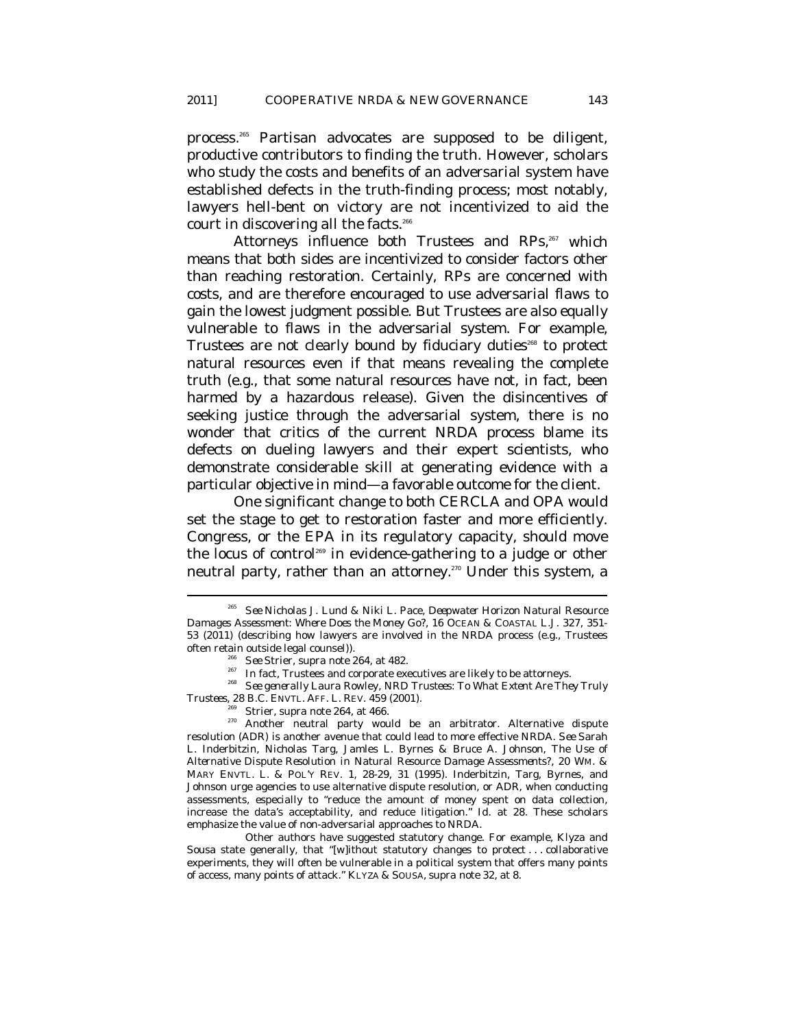process.[265] Partisan advocates are supposed to be diligent, productive contributors to finding the truth. However, scholars who study the costs and benefits of an adversarial system have established defects in the truth-finding process; most notably, lawyers hell-bent on victory are not incentivized to aid the court in discovering all the facts.[266]

Attorneys influence both Trustees and RPs,[267] which means that both sides are incentivized to consider factors other than reaching restoration. Certainly, RPs are concerned with costs, and are therefore encouraged to use adversarial flaws to gain the lowest judgment possible. But Trustees are also equally vulnerable to flaws in the adversarial system. For example, Trustees are not clearly bound by fiduciary duties[268] to protect natural resources even if that means revealing the complete truth (e.g., that some natural resources have not, in fact, been harmed by a hazardous release). Given the disincentives of seeking justice through the adversarial system, there is no wonder that critics of the current NRDA process blame its defects on dueling lawyers and their expert scientists, who demonstrate considerable skill at generating evidence with a particular objective in mind—a favorable outcome for the client.

One significant change to both CERCLA and OPA would set the stage to get to restoration faster and more efficiently. Congress, or the EPA in its regulatory capacity, should move the locus of control[269] in evidence-gathering to a judge or other neutral party, rather than an attorney.[270] Under this system, a

---

[265] *See* Nicholas J. Lund & Niki L. Pace, *Deepwater Horizon Natural Resource Damages Assessment: Where Does the Money Go?*, 16 OCEAN & COASTAL L.J. 327, 351-53 (2011) (describing how lawyers are involved in the NRDA process (e.g., Trustees often retain outside legal counsel)).

[266] *See* Strier, *supra* note 264, at 482.

[267] In fact, Trustees and corporate executives are likely to be attorneys.

[268] *See generally* Laura Rowley, *NRD Trustees: To What Extent Are They Truly Trustees*, 28 B.C. ENVTL. AFF. L. REV. 459 (2001).

[269] Strier, *supra* note 264, at 466.

[270] Another neutral party would be an arbitrator. Alternative dispute resolution (ADR) is another avenue that could lead to more effective NRDA. *See* Sarah L. Inderbitzin, Nicholas Targ, Jamles L. Byrnes & Bruce A. Johnson, *The Use of Alternative Dispute Resolution in Natural Resource Damage Assessments?*, 20 WM. & MARY ENVTL. L. & POL'Y REV. 1, 28-29, 31 (1995). Inderbitzin, Targ, Byrnes, and Johnson urge agencies to use alternative dispute resolution, or ADR, when conducting assessments, especially to "reduce the amount of money spent on data collection, increase the data's acceptability, and reduce litigation." *Id.* at 28. These scholars emphasize the value of non-adversarial approaches to NRDA.

Other authors have suggested statutory change. For example, Klyza and Sousa state generally, that "[w]ithout statutory changes to protect . . . collaborative experiments, they will often be vulnerable in a political system that offers many points of access, many points of attack." KLYZA & SOUSA, *supra* note 32, at 8.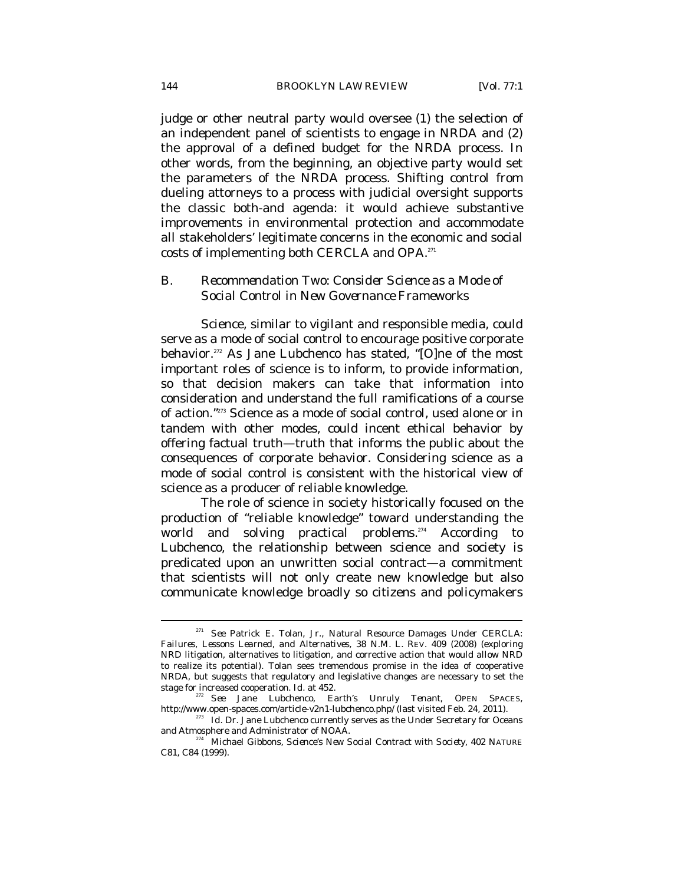judge or other neutral party would oversee (1) the selection of an independent panel of scientists to engage in NRDA and (2) the approval of a defined budget for the NRDA process. In other words, from the beginning, an objective party would set the parameters of the NRDA process. Shifting control from dueling attorneys to a process with judicial oversight supports the classic both-and agenda: it would achieve substantive improvements in environmental protection and accommodate all stakeholders' legitimate concerns in the economic and social costs of implementing both CERCLA and OPA.[271]

### B. *Recommendation Two: Consider Science as a Mode of Social Control in New Governance Frameworks*

Science, similar to vigilant and responsible media, could serve as a mode of social control to encourage positive corporate behavior.[272] As Jane Lubchenco has stated, "[O]ne of the most important roles of science is to inform, to provide information, so that decision makers can take that information into consideration and understand the full ramifications of a course of action."[273] Science as a mode of social control, used alone or in tandem with other modes, could incent ethical behavior by offering factual truth—truth that informs the public about the consequences of corporate behavior. Considering science as a mode of social control is consistent with the historical view of science as a producer of reliable knowledge.

The role of science in society historically focused on the production of "reliable knowledge" toward understanding the world and solving practical problems.[274] According to Lubchenco, the relationship between science and society is predicated upon an unwritten social contract—a commitment that scientists will not only create new knowledge but also communicate knowledge broadly so citizens and policymakers

---

[271] *See* Patrick E. Tolan, Jr., *Natural Resource Damages Under CERCLA: Failures, Lessons Learned, and Alternatives*, 38 N.M. L. REV. 409 (2008) (exploring NRD litigation, alternatives to litigation, and corrective action that would allow NRD to realize its potential). Tolan sees tremendous promise in the idea of cooperative NRDA, but suggests that regulatory and legislative changes are necessary to set the stage for increased cooperation. *Id.* at 452.

[272] *See* Jane Lubchenco, *Earth's Unruly Tenant*, OPEN SPACES, http://www.open-spaces.com/article-v2n1-lubchenco.php/ (last visited Feb. 24, 2011).

[273] *Id.* Dr. Jane Lubchenco currently serves as the Under Secretary for Oceans and Atmosphere and Administrator of NOAA.

[274] Michael Gibbons, *Science's New Social Contract with Society*, 402 NATURE C81, C84 (1999).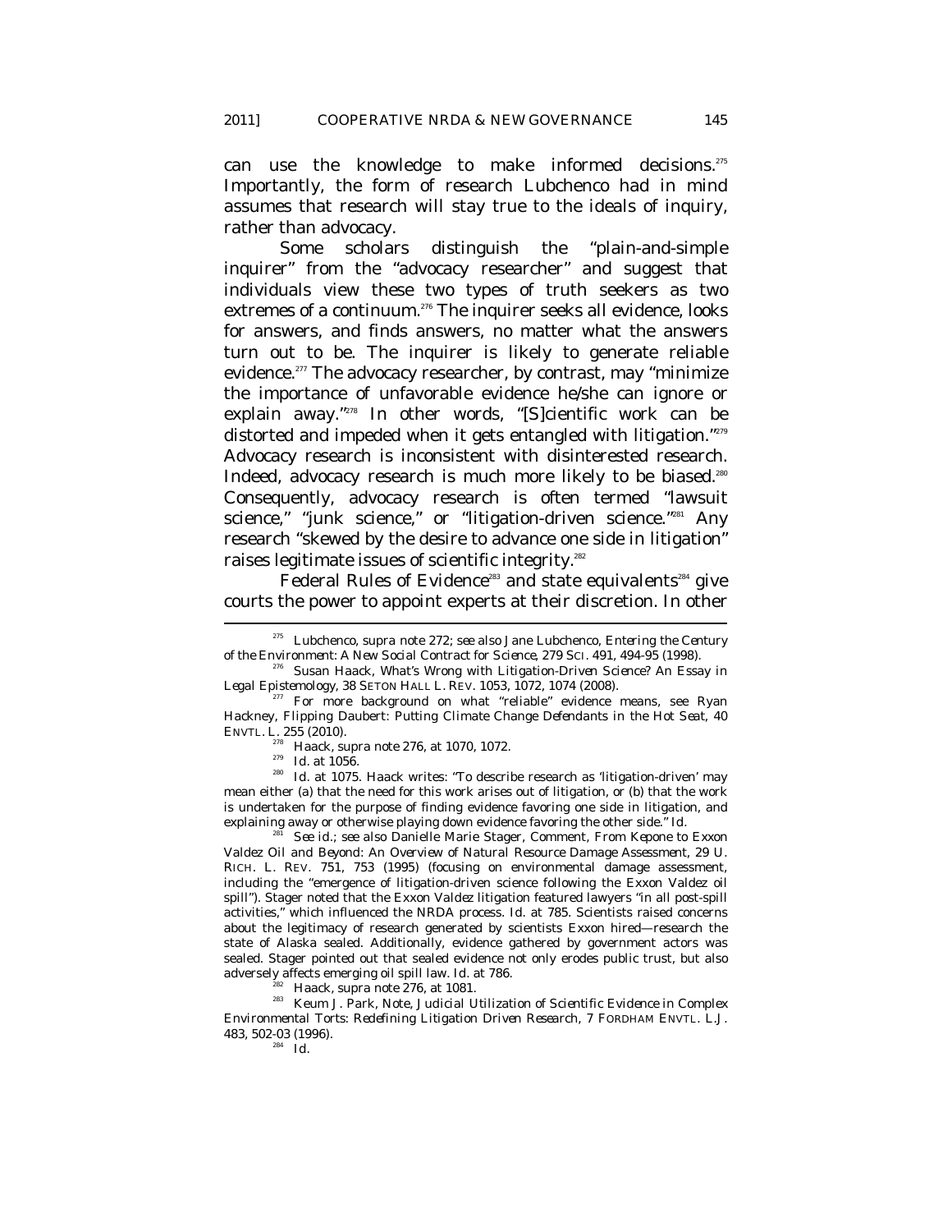can use the knowledge to make informed decisions.[275] Importantly, the form of research Lubchenco had in mind assumes that research will stay true to the ideals of inquiry, rather than advocacy.

Some scholars distinguish the "plain-and-simple inquirer" from the "advocacy researcher" and suggest that individuals view these two types of truth seekers as two extremes of a continuum.[276] The inquirer seeks all evidence, looks for answers, and finds answers, no matter what the answers turn out to be. The inquirer is likely to generate reliable evidence.[277] The advocacy researcher, by contrast, may "minimize the importance of unfavorable evidence he/she can ignore or explain away."[278] In other words, "[S]cientific work can be distorted and impeded when it gets entangled with litigation."[279] Advocacy research is inconsistent with disinterested research. Indeed, advocacy research is much more likely to be biased.[280] Consequently, advocacy research is often termed "lawsuit science," "junk science," or "litigation-driven science."[281] Any research "skewed by the desire to advance one side in litigation" raises legitimate issues of scientific integrity.[282]

Federal Rules of Evidence[283] and state equivalents[284] give courts the power to appoint experts at their discretion. In other

---

[275] Lubchenco, *supra* note 272; *see also* Jane Lubchenco, *Entering the Century of the Environment: A New Social Contract for Science*, 279 SCI. 491, 494-95 (1998).

[276] Susan Haack, *What's Wrong with Litigation-Driven Science? An Essay in Legal Epistemology*, 38 SETON HALL L. REV. 1053, 1072, 1074 (2008).

[277] For more background on what "reliable" evidence means, see Ryan Hackney, *Flipping Daubert: Putting Climate Change Defendants in the Hot Seat*, 40 ENVTL. L. 255 (2010).

[278] Haack, *supra* note 276, at 1070, 1072.

[279] *Id.* at 1056.

[280] *Id.* at 1075. Haack writes: "To describe research as 'litigation-driven' may mean either (a) that the need for this work arises out of litigation, or (b) that the work is undertaken for the purpose of finding evidence favoring one side in litigation, and explaining away or otherwise playing down evidence favoring the other side." *Id.*

[281] *See id.*; *see also* Danielle Marie Stager, Comment, *From Kepone to Exxon Valdez Oil and Beyond: An Overview of Natural Resource Damage Assessment*, 29 U. RICH. L. REV. 751, 753 (1995) (focusing on environmental damage assessment, including the "emergence of litigation-driven science following the Exxon Valdez oil spill"). Stager noted that the *Exxon Valdez* litigation featured lawyers "in all post-spill activities," which influenced the NRDA process. *Id.* at 785. Scientists raised concerns about the legitimacy of research generated by scientists Exxon hired—research the state of Alaska sealed. Additionally, evidence gathered by government actors was sealed. Stager pointed out that sealed evidence not only erodes public trust, but also adversely affects emerging oil spill law. *Id.* at 786.

[282] Haack, *supra* note 276, at 1081.

[283] Keum J. Park, Note, *Judicial Utilization of Scientific Evidence in Complex Environmental Torts: Redefining Litigation Driven Research*, 7 FORDHAM ENVTL. L.J. 483, 502-03 (1996).

[284] *Id.*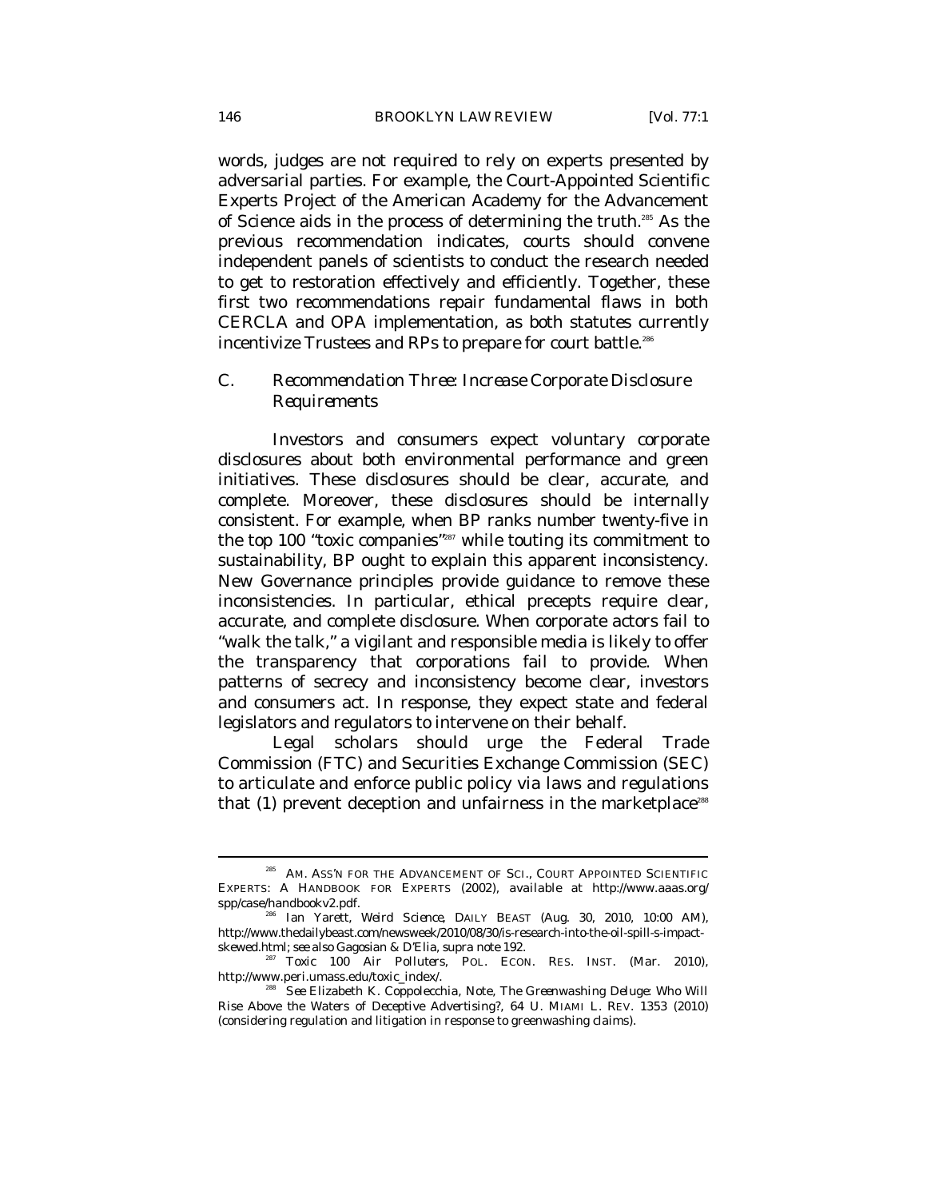words, judges are not required to rely on experts presented by adversarial parties. For example, the Court-Appointed Scientific Experts Project of the American Academy for the Advancement of Science aids in the process of determining the truth.[285] As the previous recommendation indicates, courts should convene independent panels of scientists to conduct the research needed to get to restoration effectively and efficiently. Together, these first two recommendations repair fundamental flaws in both CERCLA and OPA implementation, as both statutes currently incentivize Trustees and RPs to prepare for court battle.[286]

### C. *Recommendation Three: Increase Corporate Disclosure Requirements*

Investors and consumers expect voluntary corporate disclosures about both environmental performance and green initiatives. These disclosures should be clear, accurate, and complete. Moreover, these disclosures should be internally consistent. For example, when BP ranks number twenty-five in the top 100 "toxic companies"[287] while touting its commitment to sustainability, BP ought to explain this apparent inconsistency. New Governance principles provide guidance to remove these inconsistencies. In particular, ethical precepts require clear, accurate, and complete disclosure. When corporate actors fail to "walk the talk," a vigilant and responsible media is likely to offer the transparency that corporations fail to provide. When patterns of secrecy and inconsistency become clear, investors and consumers act. In response, they expect state and federal legislators and regulators to intervene on their behalf.

Legal scholars should urge the Federal Trade Commission (FTC) and Securities Exchange Commission (SEC) to articulate and enforce public policy via laws and regulations that (1) prevent deception and unfairness in the marketplace[288]

---

[285] AM. ASS'N FOR THE ADVANCEMENT OF SCI., COURT APPOINTED SCIENTIFIC EXPERTS: A HANDBOOK FOR EXPERTS (2002), *available at* http://www.aaas.org/spp/case/handbookv2.pdf.

[286] Ian Yarett, *Weird Science*, DAILY BEAST (Aug. 30, 2010, 10:00 AM), http://www.thedailybeast.com/newsweek/2010/08/30/is-research-into-the-oil-spill-s-impact-skewed.html; *see also* Gagosian & D'Elia, *supra* note 192.

[287] *Toxic 100 Air Polluters*, POL. ECON. RES. INST. (Mar. 2010), http://www.peri.umass.edu/toxic_index/.

[288] *See* Elizabeth K. Coppolecchia, Note, *The Greenwashing Deluge: Who Will Rise Above the Waters of Deceptive Advertising?*, 64 U. MIAMI L. REV. 1353 (2010) (considering regulation and litigation in response to greenwashing claims).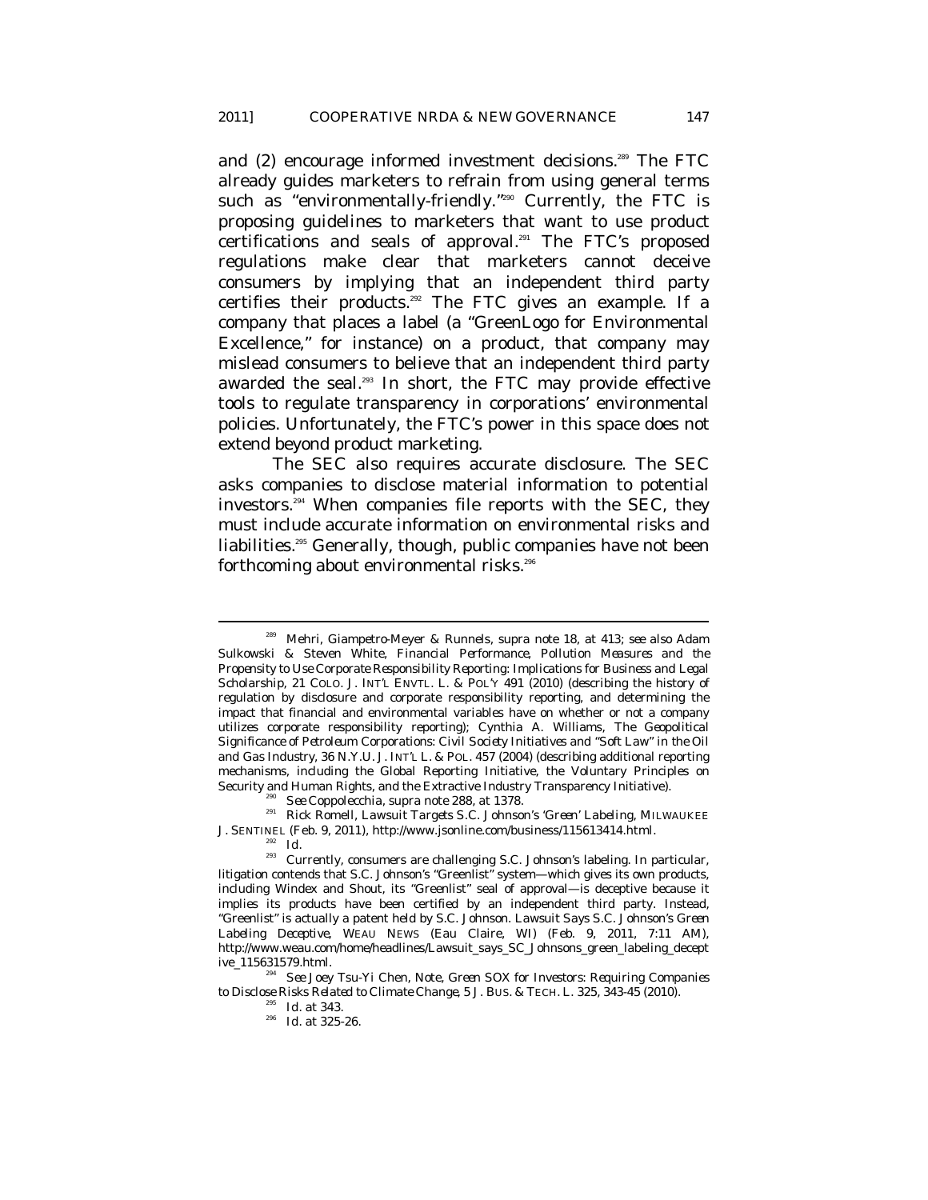and (2) encourage informed investment decisions.[289] The FTC already guides marketers to refrain from using general terms such as "environmentally-friendly."[290] Currently, the FTC is proposing guidelines to marketers that want to use product certifications and seals of approval.[291] The FTC's proposed regulations make clear that marketers cannot deceive consumers by implying that an independent third party certifies their products.[292] The FTC gives an example. If a company that places a label (a "GreenLogo for Environmental Excellence," for instance) on a product, that company may mislead consumers to believe that an independent third party awarded the seal.[293] In short, the FTC may provide effective tools to regulate transparency in corporations' environmental policies. Unfortunately, the FTC's power in this space does not extend beyond product marketing.

The SEC also requires accurate disclosure. The SEC asks companies to disclose material information to potential investors.[294] When companies file reports with the SEC, they must include accurate information on environmental risks and liabilities.[295] Generally, though, public companies have not been forthcoming about environmental risks.[296]

---

[289] Mehri, Giampetro-Meyer & Runnels, *supra* note 18, at 413; *see also* Adam Sulkowski & Steven White, *Financial Performance, Pollution Measures and the Propensity to Use Corporate Responsibility Reporting: Implications for Business and Legal Scholarship*, 21 COLO. J. INT'L ENVTL. L. & POL'Y 491 (2010) (describing the history of regulation by disclosure and corporate responsibility reporting, and determining the impact that financial and environmental variables have on whether or not a company utilizes corporate responsibility reporting); Cynthia A. Williams, *The Geopolitical Significance of Petroleum Corporations: Civil Society Initiatives and "Soft Law" in the Oil and Gas Industry*, 36 N.Y.U. J. INT'L L. & POL. 457 (2004) (describing additional reporting mechanisms, including the Global Reporting Initiative, the Voluntary Principles on Security and Human Rights, and the Extractive Industry Transparency Initiative).

[290] *See* Coppolecchia, *supra* note 288, at 1378.

[291] Rick Romell, *Lawsuit Targets S.C. Johnson's 'Green' Labeling*, MILWAUKEE J. SENTINEL (Feb. 9, 2011), http://www.jsonline.com/business/115613414.html.

[292] *Id.*

[293] Currently, consumers are challenging S.C. Johnson's labeling. In particular, litigation contends that S.C. Johnson's "Greenlist" system—which gives its own products, including Windex and Shout, its "Greenlist" seal of approval—is deceptive because it implies its products have been certified by an independent third party. Instead, "Greenlist" is actually a patent held by S.C. Johnson. *Lawsuit Says S.C. Johnson's Green Labeling Deceptive*, WEAU NEWS (Eau Claire, WI) (Feb. 9, 2011, 7:11 AM), http://www.weau.com/home/headlines/Lawsuit_says_SC_Johnsons_green_labeling_deceptive_115631579.html.

[294] *See* Joey Tsu-Yi Chen, Note, *Green SOX for Investors: Requiring Companies to Disclose Risks Related to Climate Change*, 5 J. BUS. & TECH. L. 325, 343-45 (2010).

[295] *Id.* at 343.

[296] *Id.* at 325-26.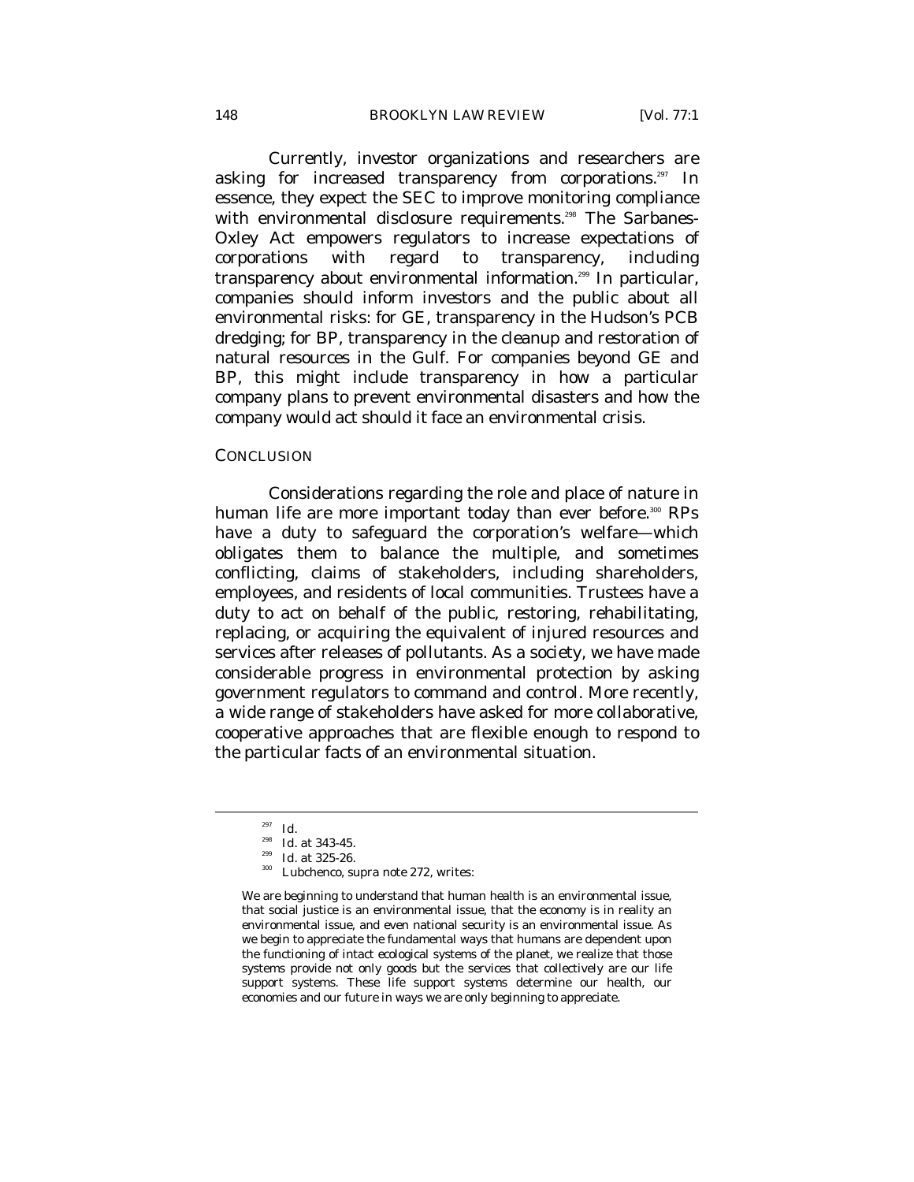Currently, investor organizations and researchers are asking for increased transparency from corporations.[297] In essence, they expect the SEC to improve monitoring compliance with environmental disclosure requirements.[298] The Sarbanes-Oxley Act empowers regulators to increase expectations of corporations with regard to transparency, including transparency about environmental information.[299] In particular, companies should inform investors and the public about all environmental risks: for GE, transparency in the Hudson's PCB dredging; for BP, transparency in the cleanup and restoration of natural resources in the Gulf. For companies beyond GE and BP, this might include transparency in how a particular company plans to prevent environmental disasters and how the company would act should it face an environmental crisis.

## CONCLUSION

Considerations regarding the role and place of nature in human life are more important today than ever before.[300] RPs have a duty to safeguard the corporation's welfare—which obligates them to balance the multiple, and sometimes conflicting, claims of stakeholders, including shareholders, employees, and residents of local communities. Trustees have a duty to act on behalf of the public, restoring, rehabilitating, replacing, or acquiring the equivalent of injured resources and services after releases of pollutants. As a society, we have made considerable progress in environmental protection by asking government regulators to command and control. More recently, a wide range of stakeholders have asked for more collaborative, cooperative approaches that are flexible enough to respond to the particular facts of an environmental situation.

---

[297] *Id.*

[298] *Id.* at 343-45.

[299] *Id.* at 325-26.

[300] Lubchenco, *supra* note 272, writes:

> We are beginning to understand that human health is an environmental issue, that social justice is an environmental issue, that the economy is in reality an environmental issue, and even national security is an environmental issue. As we begin to appreciate the fundamental ways that humans are dependent upon the functioning of intact ecological systems of the planet, we realize that those systems provide not only goods but the services that collectively are our life support systems. These life support systems determine our health, our economies and our future in ways we are only beginning to appreciate.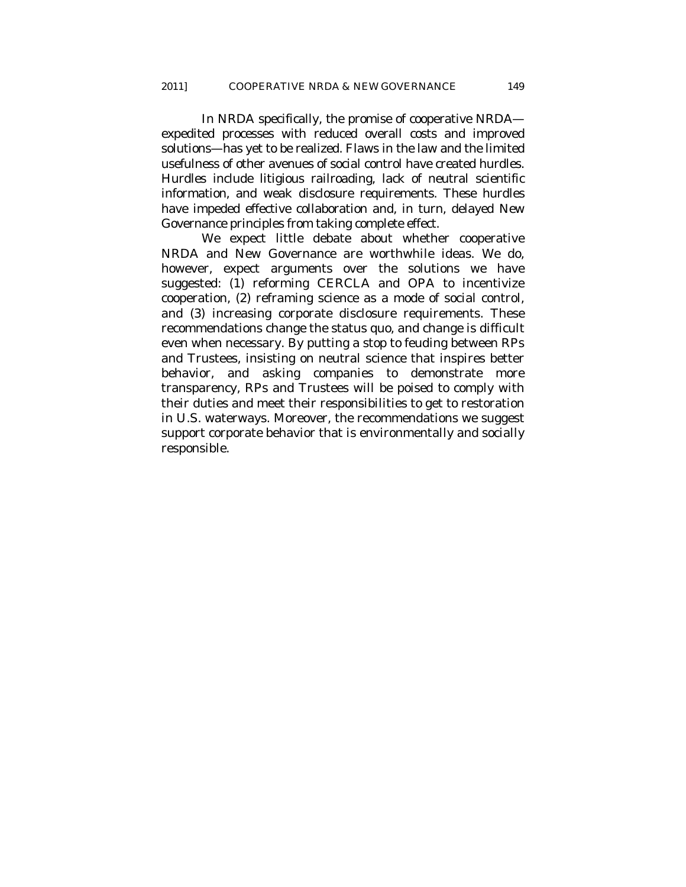In NRDA specifically, the promise of cooperative NRDA—expedited processes with reduced overall costs and improved solutions—has yet to be realized. Flaws in the law and the limited usefulness of other avenues of social control have created hurdles. Hurdles include litigious railroading, lack of neutral scientific information, and weak disclosure requirements. These hurdles have impeded effective collaboration and, in turn, delayed New Governance principles from taking complete effect.

We expect little debate about whether cooperative NRDA and New Governance are worthwhile ideas. We do, however, expect arguments over the solutions we have suggested: (1) reforming CERCLA and OPA to incentivize cooperation, (2) reframing science as a mode of social control, and (3) increasing corporate disclosure requirements. These recommendations change the status quo, and change is difficult even when necessary. By putting a stop to feuding between RPs and Trustees, insisting on neutral science that inspires better behavior, and asking companies to demonstrate more transparency, RPs and Trustees will be poised to comply with their duties and meet their responsibilities to get to restoration in U.S. waterways. Moreover, the recommendations we suggest support corporate behavior that is environmentally and socially responsible.